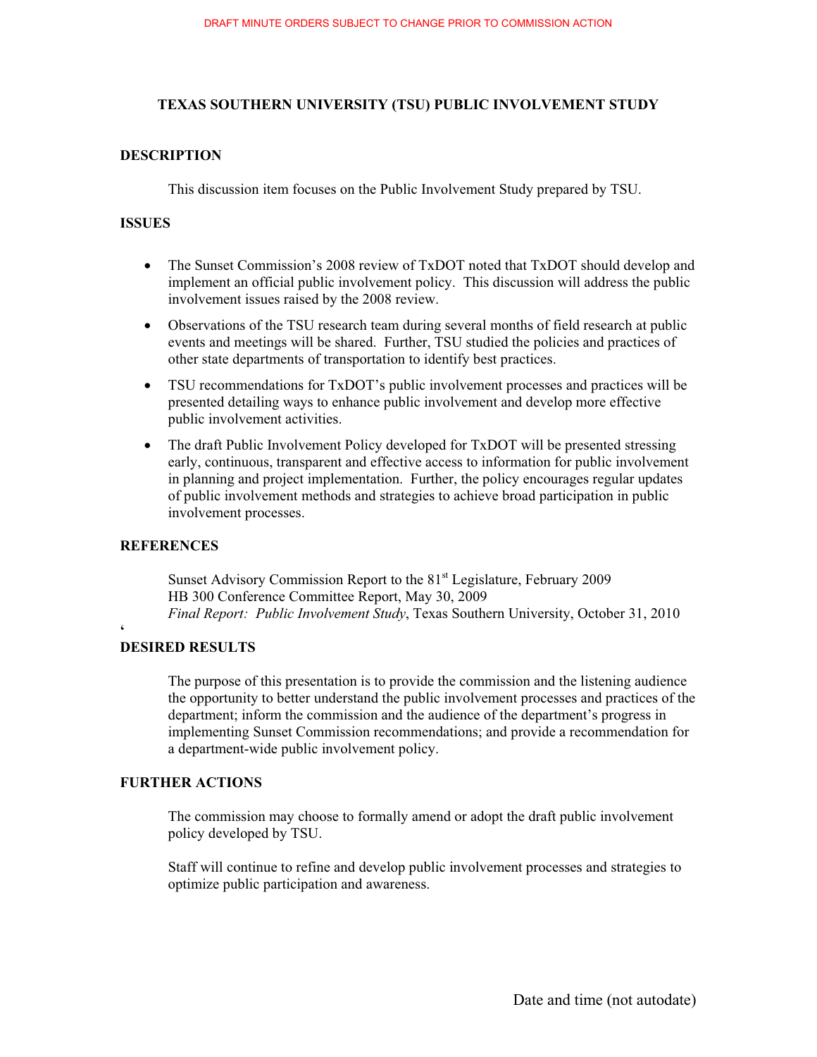DRAFT MINUTE ORDERS SUBJECT TO CHANGE PRIOR TO COMMISSION ACTION

# TEXAS SOUTHERN UNIVERSITY (TSU) PUBLIC INVOLVEMENT STUDY

## DESCRIPTION

This discussion item focuses on the Public Involvement Study prepared by TSU.

## ISSUES

- The Sunset Commission's 2008 review of TxDOT noted that TxDOT should develop and implement an official public involvement policy. This discussion will address the public involvement issues raised by the 2008 review.
- Observations of the TSU research team during several months of field research at public events and meetings will be shared. Further, TSU studied the policies and practices of other state departments of transportation to identify best practices.
- TSU recommendations for TxDOT's public involvement processes and practices will be presented detailing ways to enhance public involvement and develop more effective public involvement activities.
- The draft Public Involvement Policy developed for TxDOT will be presented stressing early, continuous, transparent and effective access to information for public involvement in planning and project implementation. Further, the policy encourages regular updates of public involvement methods and strategies to achieve broad participation in public involvement processes.

## REFERENCES

Sunset Advisory Commission Report to the 81st Legislature, February 2009
HB 300 Conference Committee Report, May 30, 2009
*Final Report: Public Involvement Study*, Texas Southern University, October 31, 2010

## DESIRED RESULTS

The purpose of this presentation is to provide the commission and the listening audience the opportunity to better understand the public involvement processes and practices of the department; inform the commission and the audience of the department's progress in implementing Sunset Commission recommendations; and provide a recommendation for a department-wide public involvement policy.

## FURTHER ACTIONS

The commission may choose to formally amend or adopt the draft public involvement policy developed by TSU.

Staff will continue to refine and develop public involvement processes and strategies to optimize public participation and awareness.

Date and time (not autodate)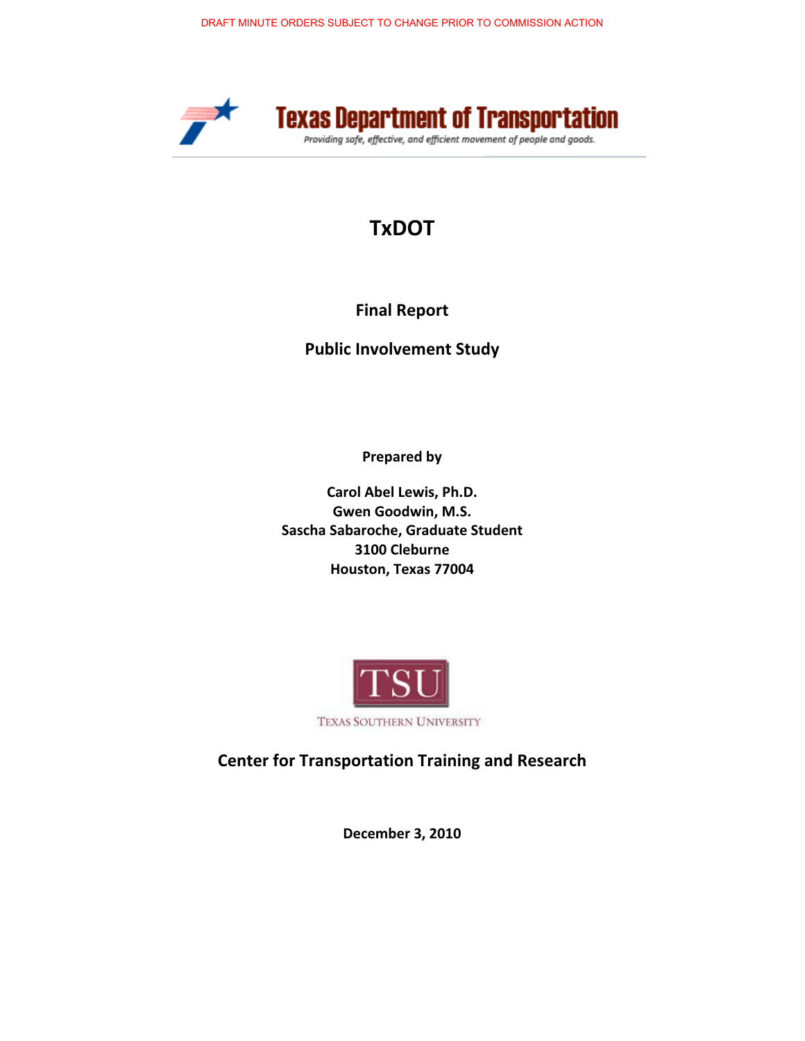DRAFT MINUTE ORDERS SUBJECT TO CHANGE PRIOR TO COMMISSION ACTION

Texas Department of Transportation

*Providing safe, effective, and efficient movement of people and goods.*

# TxDOT

## Final Report

## Public Involvement Study

**Prepared by**

**Carol Abel Lewis, Ph.D.**
**Gwen Goodwin, M.S.**
**Sascha Sabaroche, Graduate Student**
**3100 Cleburne**
**Houston, Texas 77004**

TSU

TEXAS SOUTHERN UNIVERSITY

**Center for Transportation Training and Research**

**December 3, 2010**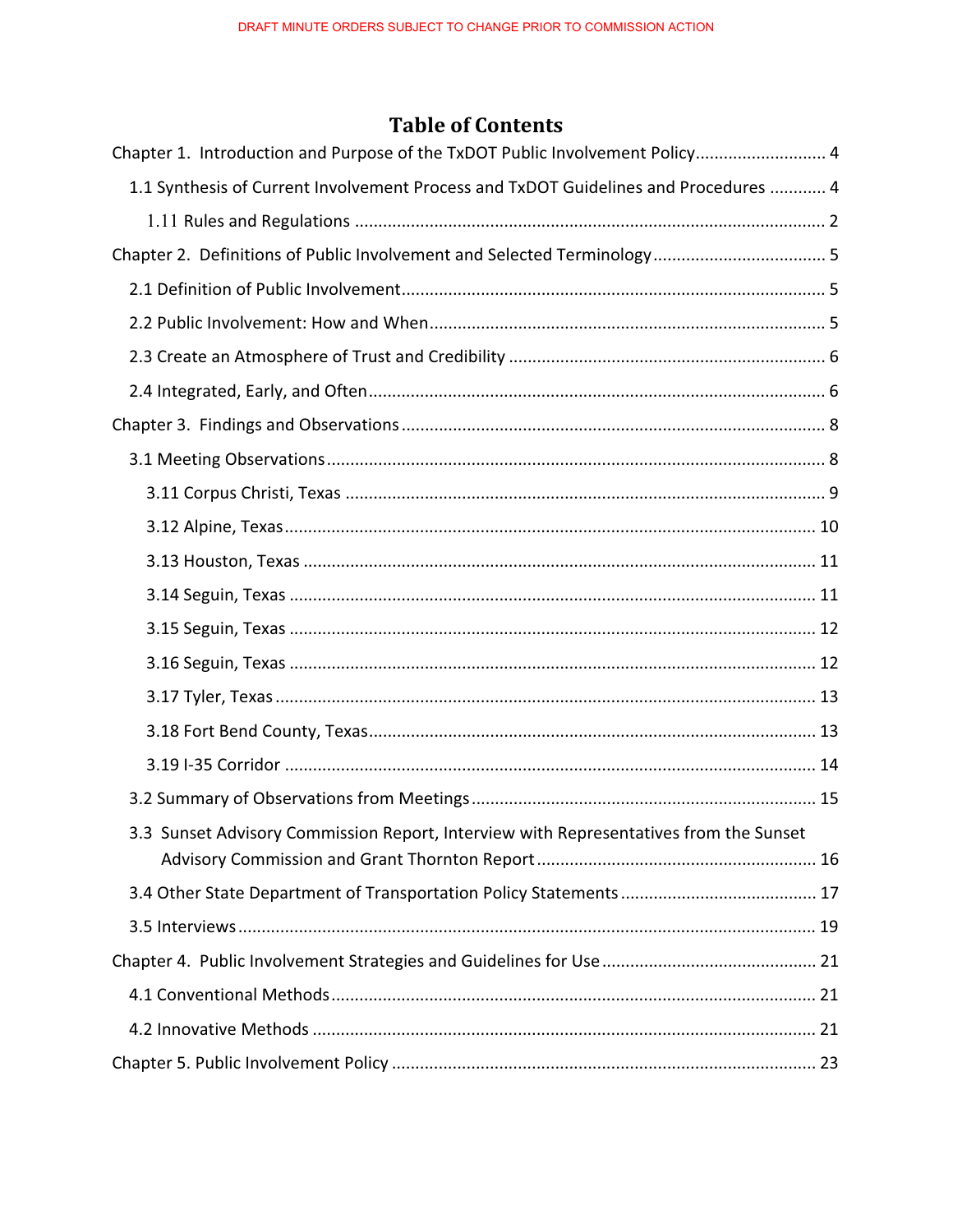# Table of Contents

Chapter 1. Introduction and Purpose of the TxDOT Public Involvement Policy ............................ 4

- 1.1 Synthesis of Current Involvement Process and TxDOT Guidelines and Procedures ............ 4
  - 1.11 Rules and Regulations .................................................................................................... 2

Chapter 2. Definitions of Public Involvement and Selected Terminology ..................................... 5

- 2.1 Definition of Public Involvement .......................................................................................... 5
- 2.2 Public Involvement: How and When ..................................................................................... 5
- 2.3 Create an Atmosphere of Trust and Credibility .................................................................... 6
- 2.4 Integrated, Early, and Often .................................................................................................. 6

Chapter 3. Findings and Observations .......................................................................................... 8

- 3.1 Meeting Observations ........................................................................................................... 8
  - 3.11 Corpus Christi, Texas ...................................................................................................... 9
  - 3.12 Alpine, Texas ................................................................................................................. 10
  - 3.13 Houston, Texas ............................................................................................................. 11
  - 3.14 Seguin, Texas ................................................................................................................ 11
  - 3.15 Seguin, Texas ................................................................................................................ 12
  - 3.16 Seguin, Texas ................................................................................................................ 12
  - 3.17 Tyler, Texas ................................................................................................................... 13
  - 3.18 Fort Bend County, Texas ............................................................................................... 13
  - 3.19 I-35 Corridor ................................................................................................................. 14
- 3.2 Summary of Observations from Meetings .......................................................................... 15
- 3.3 Sunset Advisory Commission Report, Interview with Representatives from the Sunset Advisory Commission and Grant Thornton Report ............................................................ 16
- 3.4 Other State Department of Transportation Policy Statements ........................................... 17
- 3.5 Interviews ........................................................................................................................... 19

Chapter 4. Public Involvement Strategies and Guidelines for Use .............................................. 21

- 4.1 Conventional Methods ....................................................................................................... 21
- 4.2 Innovative Methods ........................................................................................................... 21

Chapter 5. Public Involvement Policy .......................................................................................... 23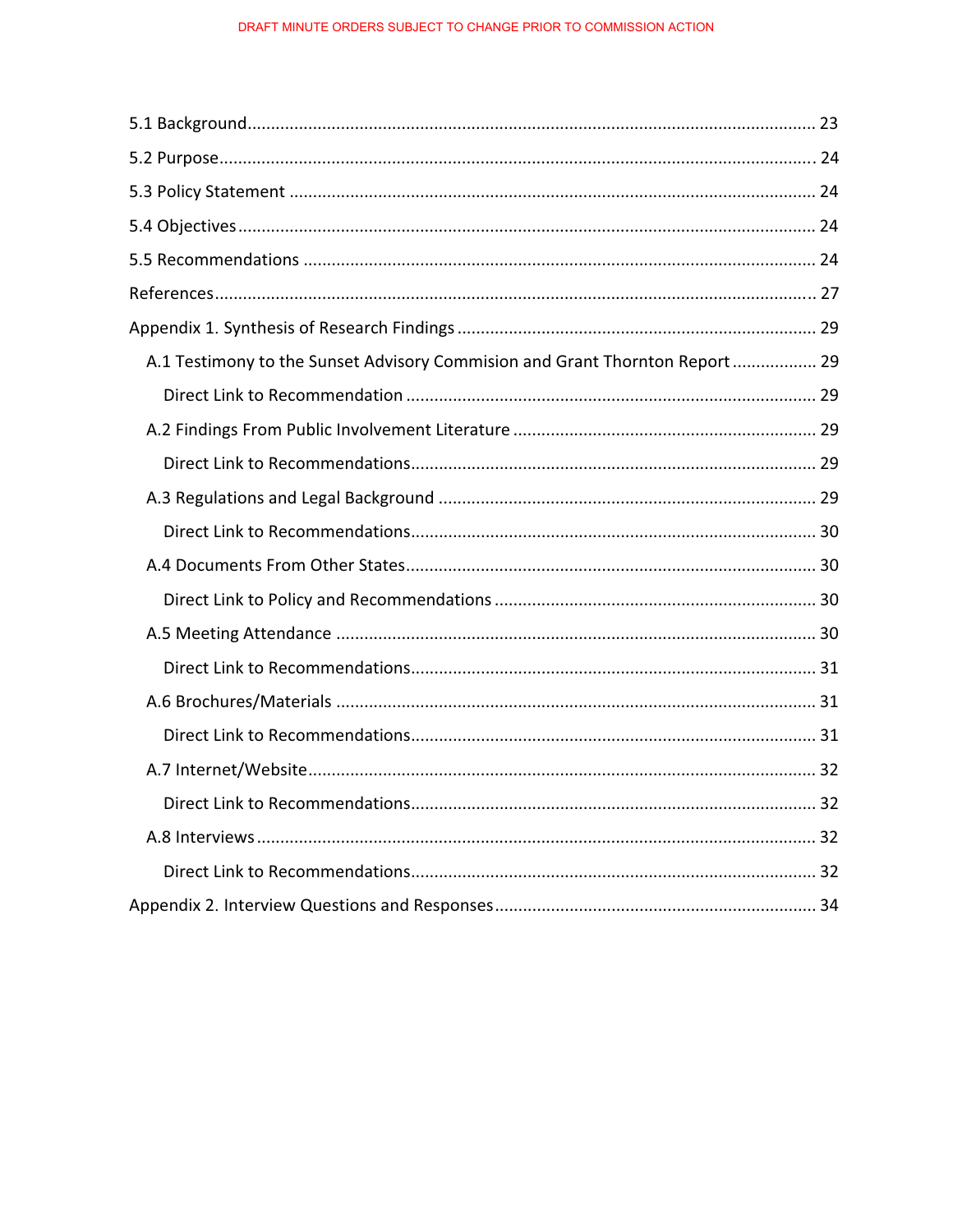5.1 Background ........................................................ 23

5.2 Purpose ........................................................ 24

5.3 Policy Statement ........................................................ 24

5.4 Objectives ........................................................ 24

5.5 Recommendations ........................................................ 24

References ........................................................ 27

Appendix 1. Synthesis of Research Findings ........................................................ 29

- A.1 Testimony to the Sunset Advisory Commision and Grant Thornton Report ........................................................ 29
  - Direct Link to Recommendation ........................................................ 29
- A.2 Findings From Public Involvement Literature ........................................................ 29
  - Direct Link to Recommendations ........................................................ 29
- A.3 Regulations and Legal Background ........................................................ 29
  - Direct Link to Recommendations ........................................................ 30
- A.4 Documents From Other States ........................................................ 30
  - Direct Link to Policy and Recommendations ........................................................ 30
- A.5 Meeting Attendance ........................................................ 30
  - Direct Link to Recommendations ........................................................ 31
- A.6 Brochures/Materials ........................................................ 31
  - Direct Link to Recommendations ........................................................ 31
- A.7 Internet/Website ........................................................ 32
  - Direct Link to Recommendations ........................................................ 32
- A.8 Interviews ........................................................ 32
  - Direct Link to Recommendations ........................................................ 32

Appendix 2. Interview Questions and Responses ........................................................ 34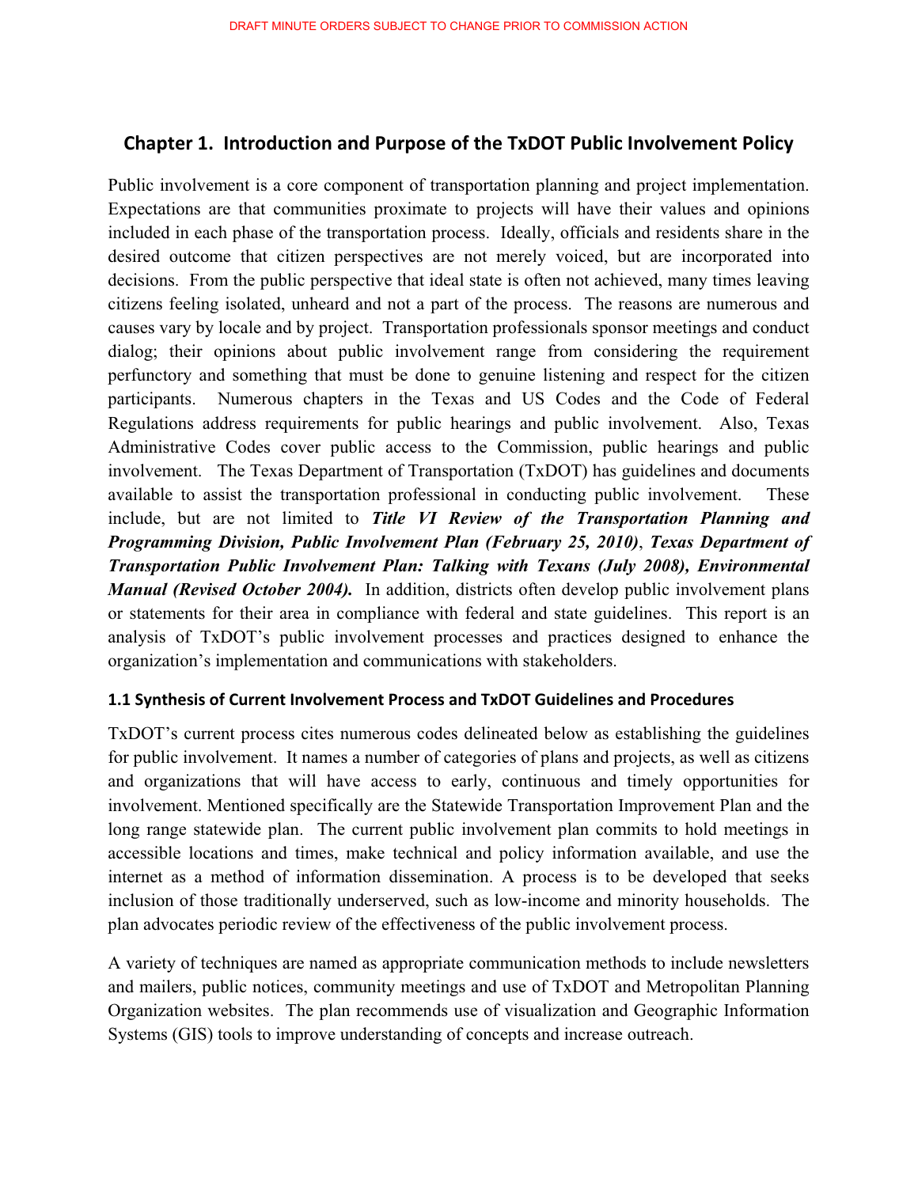## Chapter 1. Introduction and Purpose of the TxDOT Public Involvement Policy

Public involvement is a core component of transportation planning and project implementation. Expectations are that communities proximate to projects will have their values and opinions included in each phase of the transportation process. Ideally, officials and residents share in the desired outcome that citizen perspectives are not merely voiced, but are incorporated into decisions. From the public perspective that ideal state is often not achieved, many times leaving citizens feeling isolated, unheard and not a part of the process. The reasons are numerous and causes vary by locale and by project. Transportation professionals sponsor meetings and conduct dialog; their opinions about public involvement range from considering the requirement perfunctory and something that must be done to genuine listening and respect for the citizen participants. Numerous chapters in the Texas and US Codes and the Code of Federal Regulations address requirements for public hearings and public involvement. Also, Texas Administrative Codes cover public access to the Commission, public hearings and public involvement. The Texas Department of Transportation (TxDOT) has guidelines and documents available to assist the transportation professional in conducting public involvement. These include, but are not limited to ***Title VI Review of the Transportation Planning and Programming Division, Public Involvement Plan (February 25, 2010)***, ***Texas Department of Transportation Public Involvement Plan: Talking with Texans (July 2008), Environmental Manual (Revised October 2004).*** In addition, districts often develop public involvement plans or statements for their area in compliance with federal and state guidelines. This report is an analysis of TxDOT's public involvement processes and practices designed to enhance the organization's implementation and communications with stakeholders.

### 1.1 Synthesis of Current Involvement Process and TxDOT Guidelines and Procedures

TxDOT's current process cites numerous codes delineated below as establishing the guidelines for public involvement. It names a number of categories of plans and projects, as well as citizens and organizations that will have access to early, continuous and timely opportunities for involvement. Mentioned specifically are the Statewide Transportation Improvement Plan and the long range statewide plan. The current public involvement plan commits to hold meetings in accessible locations and times, make technical and policy information available, and use the internet as a method of information dissemination. A process is to be developed that seeks inclusion of those traditionally underserved, such as low-income and minority households. The plan advocates periodic review of the effectiveness of the public involvement process.

A variety of techniques are named as appropriate communication methods to include newsletters and mailers, public notices, community meetings and use of TxDOT and Metropolitan Planning Organization websites. The plan recommends use of visualization and Geographic Information Systems (GIS) tools to improve understanding of concepts and increase outreach.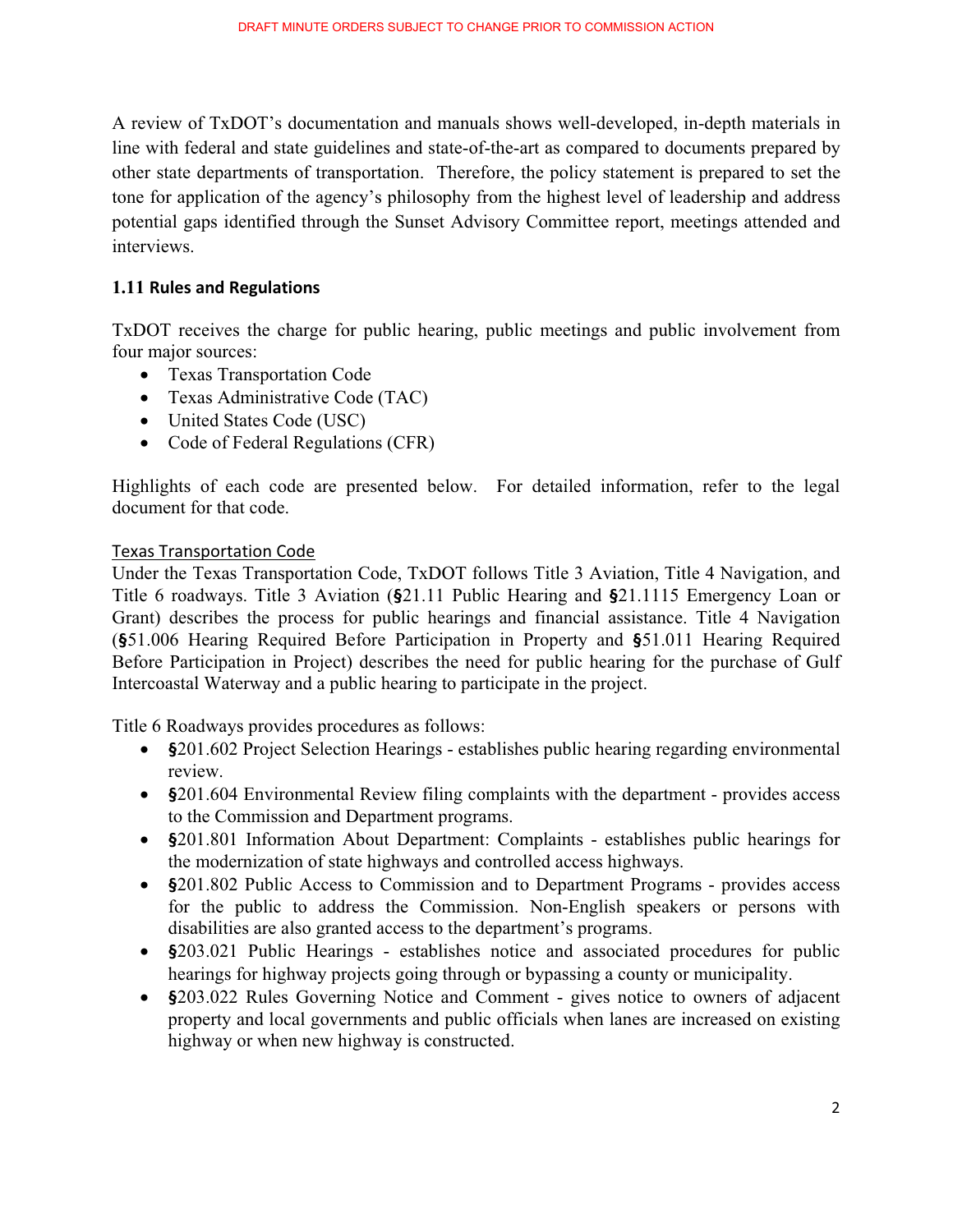A review of TxDOT's documentation and manuals shows well-developed, in-depth materials in line with federal and state guidelines and state-of-the-art as compared to documents prepared by other state departments of transportation. Therefore, the policy statement is prepared to set the tone for application of the agency's philosophy from the highest level of leadership and address potential gaps identified through the Sunset Advisory Committee report, meetings attended and interviews.

### 1.11 Rules and Regulations

TxDOT receives the charge for public hearing, public meetings and public involvement from four major sources:

- Texas Transportation Code
- Texas Administrative Code (TAC)
- United States Code (USC)
- Code of Federal Regulations (CFR)

Highlights of each code are presented below. For detailed information, refer to the legal document for that code.

Texas Transportation Code

Under the Texas Transportation Code, TxDOT follows Title 3 Aviation, Title 4 Navigation, and Title 6 roadways. Title 3 Aviation (§21.11 Public Hearing and §21.1115 Emergency Loan or Grant) describes the process for public hearings and financial assistance. Title 4 Navigation (§51.006 Hearing Required Before Participation in Property and §51.011 Hearing Required Before Participation in Project) describes the need for public hearing for the purchase of Gulf Intercoastal Waterway and a public hearing to participate in the project.

Title 6 Roadways provides procedures as follows:

- §201.602 Project Selection Hearings - establishes public hearing regarding environmental review.
- §201.604 Environmental Review filing complaints with the department - provides access to the Commission and Department programs.
- §201.801 Information About Department: Complaints - establishes public hearings for the modernization of state highways and controlled access highways.
- §201.802 Public Access to Commission and to Department Programs - provides access for the public to address the Commission. Non-English speakers or persons with disabilities are also granted access to the department's programs.
- §203.021 Public Hearings - establishes notice and associated procedures for public hearings for highway projects going through or bypassing a county or municipality.
- §203.022 Rules Governing Notice and Comment - gives notice to owners of adjacent property and local governments and public officials when lanes are increased on existing highway or when new highway is constructed.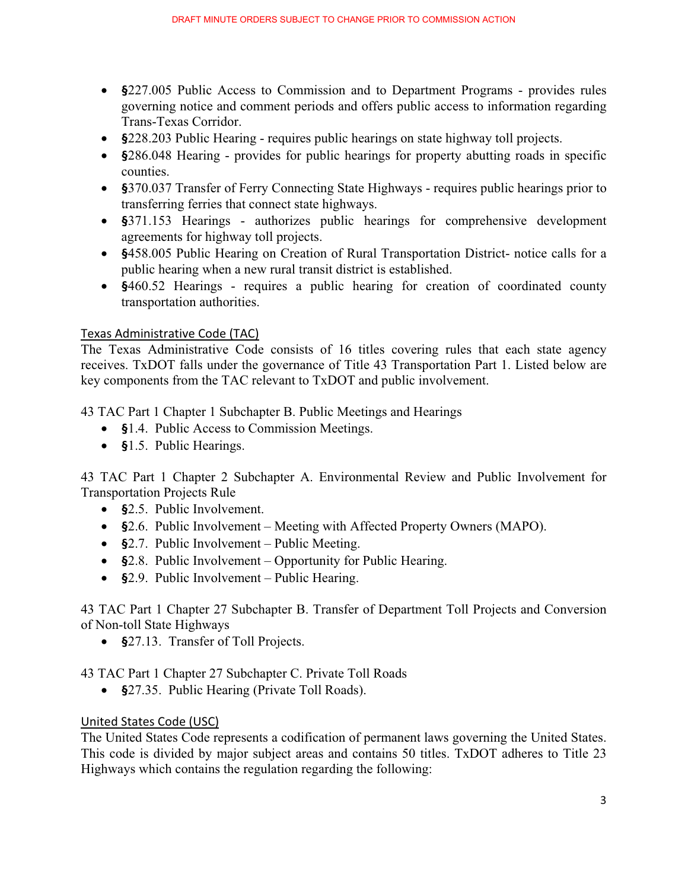- **§**227.005 Public Access to Commission and to Department Programs - provides rules governing notice and comment periods and offers public access to information regarding Trans-Texas Corridor.
- **§**228.203 Public Hearing - requires public hearings on state highway toll projects.
- **§**286.048 Hearing - provides for public hearings for property abutting roads in specific counties.
- **§**370.037 Transfer of Ferry Connecting State Highways - requires public hearings prior to transferring ferries that connect state highways.
- **§**371.153 Hearings - authorizes public hearings for comprehensive development agreements for highway toll projects.
- **§**458.005 Public Hearing on Creation of Rural Transportation District- notice calls for a public hearing when a new rural transit district is established.
- **§**460.52 Hearings - requires a public hearing for creation of coordinated county transportation authorities.

## Texas Administrative Code (TAC)

The Texas Administrative Code consists of 16 titles covering rules that each state agency receives. TxDOT falls under the governance of Title 43 Transportation Part 1. Listed below are key components from the TAC relevant to TxDOT and public involvement.

43 TAC Part 1 Chapter 1 Subchapter B. Public Meetings and Hearings

- **§**1.4. Public Access to Commission Meetings.
- **§**1.5. Public Hearings.

43 TAC Part 1 Chapter 2 Subchapter A. Environmental Review and Public Involvement for Transportation Projects Rule

- **§**2.5. Public Involvement.
- **§**2.6. Public Involvement – Meeting with Affected Property Owners (MAPO).
- **§**2.7. Public Involvement – Public Meeting.
- **§**2.8. Public Involvement – Opportunity for Public Hearing.
- **§**2.9. Public Involvement – Public Hearing.

43 TAC Part 1 Chapter 27 Subchapter B. Transfer of Department Toll Projects and Conversion of Non-toll State Highways

- **§**27.13. Transfer of Toll Projects.

43 TAC Part 1 Chapter 27 Subchapter C. Private Toll Roads

- **§**27.35. Public Hearing (Private Toll Roads).

## United States Code (USC)

The United States Code represents a codification of permanent laws governing the United States. This code is divided by major subject areas and contains 50 titles. TxDOT adheres to Title 23 Highways which contains the regulation regarding the following: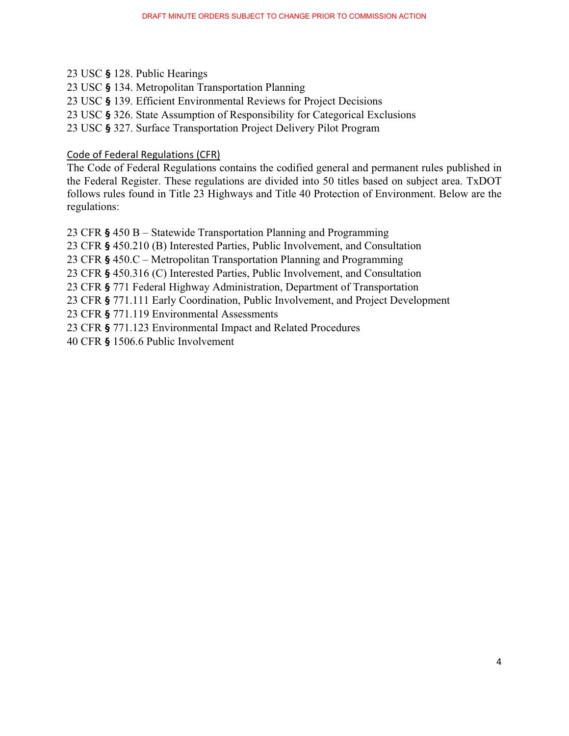23 USC **§** 128. Public Hearings
23 USC **§** 134. Metropolitan Transportation Planning
23 USC **§** 139. Efficient Environmental Reviews for Project Decisions
23 USC **§** 326. State Assumption of Responsibility for Categorical Exclusions
23 USC **§** 327. Surface Transportation Project Delivery Pilot Program

<u>Code of Federal Regulations (CFR)</u>

The Code of Federal Regulations contains the codified general and permanent rules published in the Federal Register. These regulations are divided into 50 titles based on subject area. TxDOT follows rules found in Title 23 Highways and Title 40 Protection of Environment. Below are the regulations:

23 CFR **§** 450 B – Statewide Transportation Planning and Programming
23 CFR **§** 450.210 (B) Interested Parties, Public Involvement, and Consultation
23 CFR **§** 450.C – Metropolitan Transportation Planning and Programming
23 CFR **§** 450.316 (C) Interested Parties, Public Involvement, and Consultation
23 CFR **§** 771 Federal Highway Administration, Department of Transportation
23 CFR **§** 771.111 Early Coordination, Public Involvement, and Project Development
23 CFR **§** 771.119 Environmental Assessments
23 CFR **§** 771.123 Environmental Impact and Related Procedures
40 CFR **§** 1506.6 Public Involvement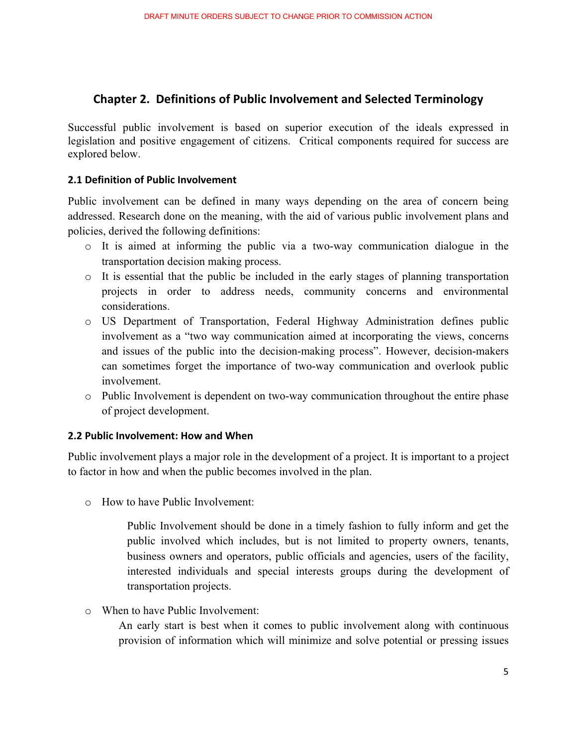## Chapter 2. Definitions of Public Involvement and Selected Terminology

Successful public involvement is based on superior execution of the ideals expressed in legislation and positive engagement of citizens. Critical components required for success are explored below.

### 2.1 Definition of Public Involvement

Public involvement can be defined in many ways depending on the area of concern being addressed. Research done on the meaning, with the aid of various public involvement plans and policies, derived the following definitions:

- It is aimed at informing the public via a two-way communication dialogue in the transportation decision making process.
- It is essential that the public be included in the early stages of planning transportation projects in order to address needs, community concerns and environmental considerations.
- US Department of Transportation, Federal Highway Administration defines public involvement as a "two way communication aimed at incorporating the views, concerns and issues of the public into the decision-making process". However, decision-makers can sometimes forget the importance of two-way communication and overlook public involvement.
- Public Involvement is dependent on two-way communication throughout the entire phase of project development.

### 2.2 Public Involvement: How and When

Public involvement plays a major role in the development of a project. It is important to a project to factor in how and when the public becomes involved in the plan.

- How to have Public Involvement:

  Public Involvement should be done in a timely fashion to fully inform and get the public involved which includes, but is not limited to property owners, tenants, business owners and operators, public officials and agencies, users of the facility, interested individuals and special interests groups during the development of transportation projects.

- When to have Public Involvement:

  An early start is best when it comes to public involvement along with continuous provision of information which will minimize and solve potential or pressing issues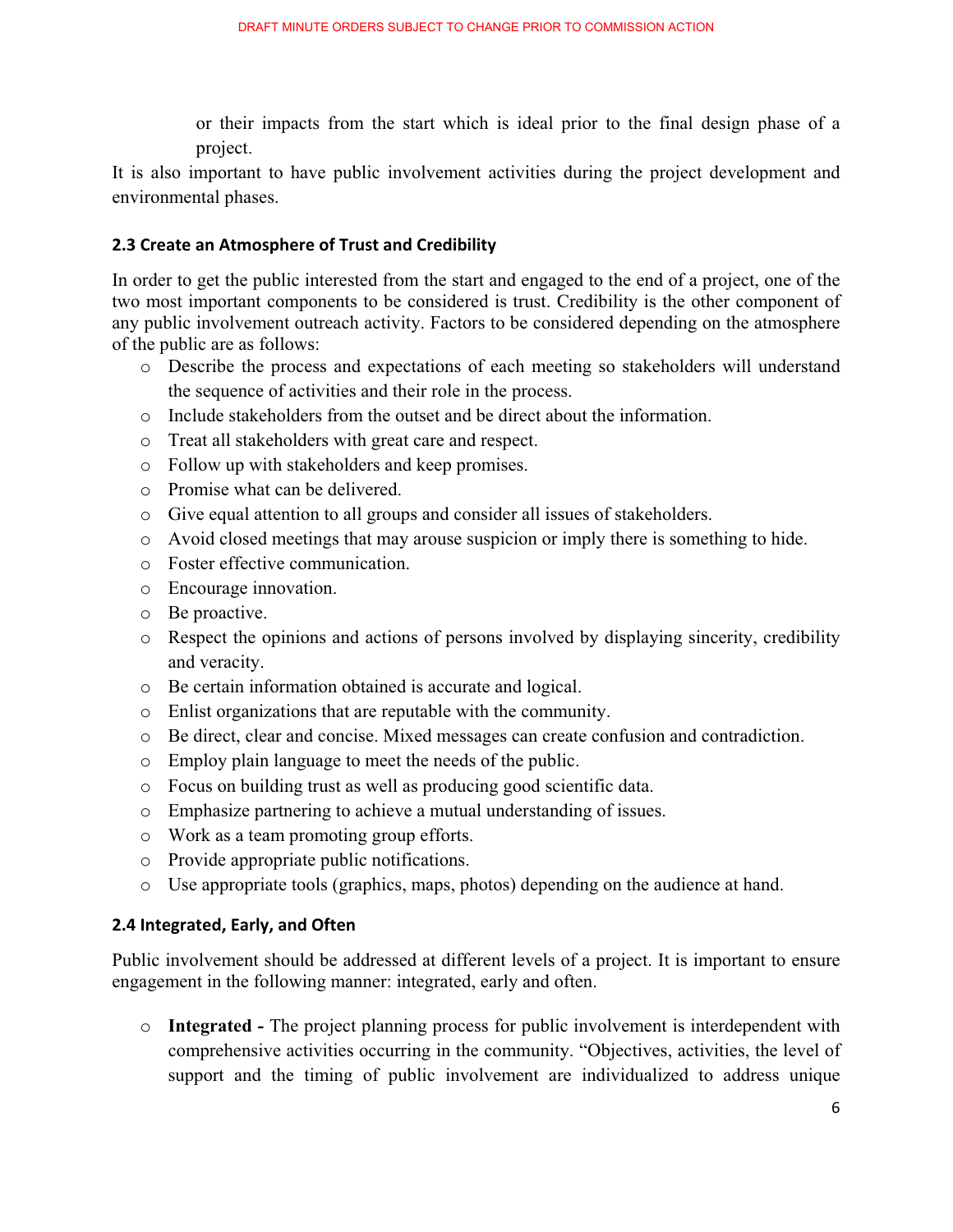or their impacts from the start which is ideal prior to the final design phase of a project.

It is also important to have public involvement activities during the project development and environmental phases.

### 2.3 Create an Atmosphere of Trust and Credibility

In order to get the public interested from the start and engaged to the end of a project, one of the two most important components to be considered is trust. Credibility is the other component of any public involvement outreach activity. Factors to be considered depending on the atmosphere of the public are as follows:

- Describe the process and expectations of each meeting so stakeholders will understand the sequence of activities and their role in the process.
- Include stakeholders from the outset and be direct about the information.
- Treat all stakeholders with great care and respect.
- Follow up with stakeholders and keep promises.
- Promise what can be delivered.
- Give equal attention to all groups and consider all issues of stakeholders.
- Avoid closed meetings that may arouse suspicion or imply there is something to hide.
- Foster effective communication.
- Encourage innovation.
- Be proactive.
- Respect the opinions and actions of persons involved by displaying sincerity, credibility and veracity.
- Be certain information obtained is accurate and logical.
- Enlist organizations that are reputable with the community.
- Be direct, clear and concise. Mixed messages can create confusion and contradiction.
- Employ plain language to meet the needs of the public.
- Focus on building trust as well as producing good scientific data.
- Emphasize partnering to achieve a mutual understanding of issues.
- Work as a team promoting group efforts.
- Provide appropriate public notifications.
- Use appropriate tools (graphics, maps, photos) depending on the audience at hand.

### 2.4 Integrated, Early, and Often

Public involvement should be addressed at different levels of a project. It is important to ensure engagement in the following manner: integrated, early and often.

- **Integrated -** The project planning process for public involvement is interdependent with comprehensive activities occurring in the community. "Objectives, activities, the level of support and the timing of public involvement are individualized to address unique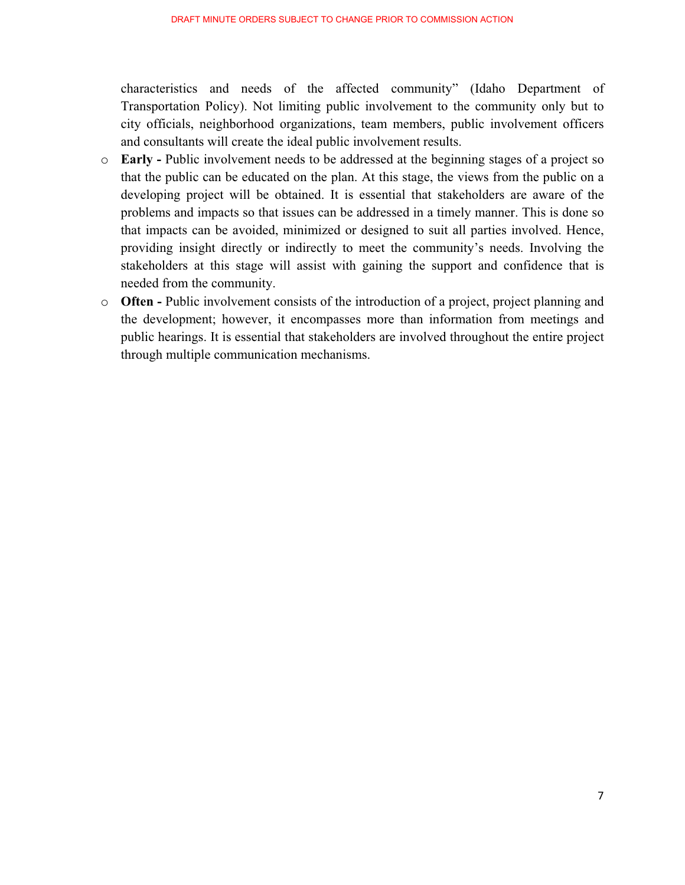characteristics and needs of the affected community" (Idaho Department of Transportation Policy). Not limiting public involvement to the community only but to city officials, neighborhood organizations, team members, public involvement officers and consultants will create the ideal public involvement results.

- **Early -** Public involvement needs to be addressed at the beginning stages of a project so that the public can be educated on the plan. At this stage, the views from the public on a developing project will be obtained. It is essential that stakeholders are aware of the problems and impacts so that issues can be addressed in a timely manner. This is done so that impacts can be avoided, minimized or designed to suit all parties involved. Hence, providing insight directly or indirectly to meet the community's needs. Involving the stakeholders at this stage will assist with gaining the support and confidence that is needed from the community.
- **Often -** Public involvement consists of the introduction of a project, project planning and the development; however, it encompasses more than information from meetings and public hearings. It is essential that stakeholders are involved throughout the entire project through multiple communication mechanisms.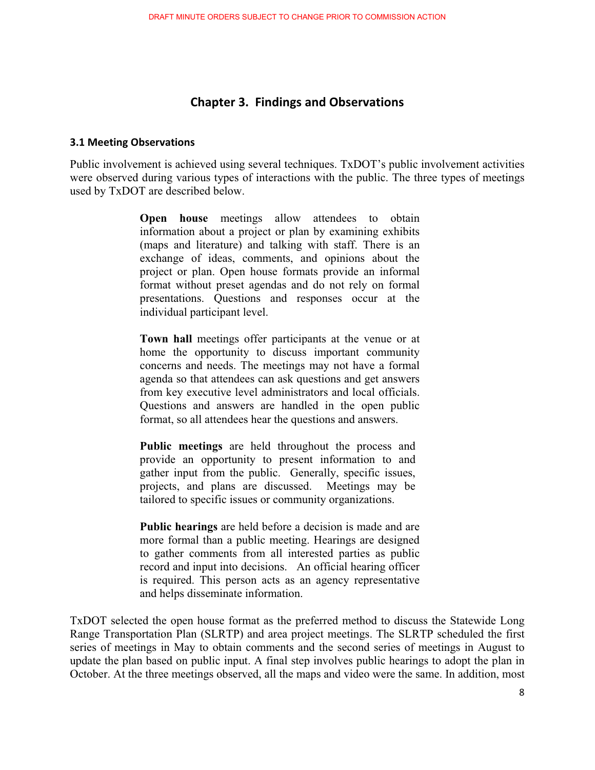## Chapter 3. Findings and Observations

### 3.1 Meeting Observations

Public involvement is achieved using several techniques. TxDOT's public involvement activities were observed during various types of interactions with the public. The three types of meetings used by TxDOT are described below.

> **Open house** meetings allow attendees to obtain information about a project or plan by examining exhibits (maps and literature) and talking with staff. There is an exchange of ideas, comments, and opinions about the project or plan. Open house formats provide an informal format without preset agendas and do not rely on formal presentations. Questions and responses occur at the individual participant level.
>
> **Town hall** meetings offer participants at the venue or at home the opportunity to discuss important community concerns and needs. The meetings may not have a formal agenda so that attendees can ask questions and get answers from key executive level administrators and local officials. Questions and answers are handled in the open public format, so all attendees hear the questions and answers.
>
> **Public meetings** are held throughout the process and provide an opportunity to present information to and gather input from the public. Generally, specific issues, projects, and plans are discussed. Meetings may be tailored to specific issues or community organizations.
>
> **Public hearings** are held before a decision is made and are more formal than a public meeting. Hearings are designed to gather comments from all interested parties as public record and input into decisions. An official hearing officer is required. This person acts as an agency representative and helps disseminate information.

TxDOT selected the open house format as the preferred method to discuss the Statewide Long Range Transportation Plan (SLRTP) and area project meetings. The SLRTP scheduled the first series of meetings in May to obtain comments and the second series of meetings in August to update the plan based on public input. A final step involves public hearings to adopt the plan in October. At the three meetings observed, all the maps and video were the same. In addition, most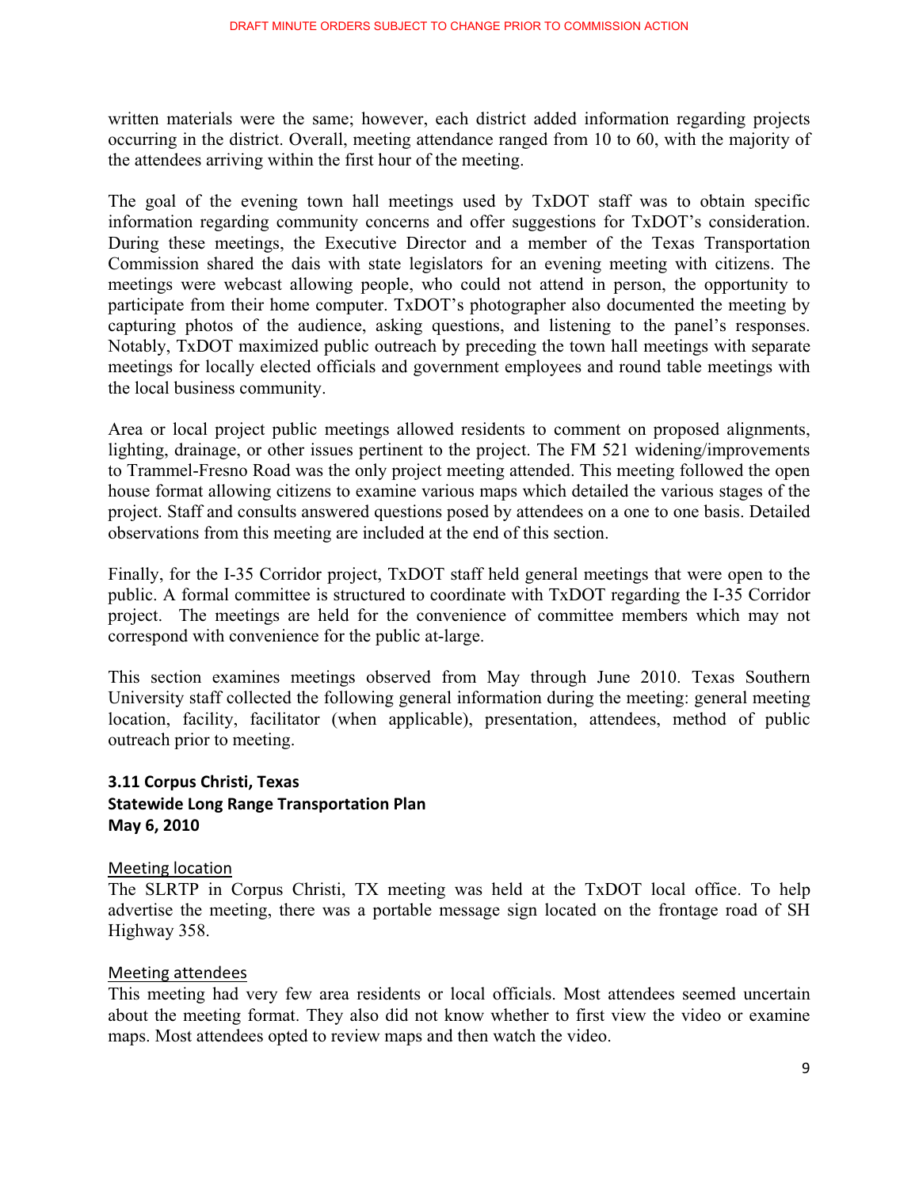written materials were the same; however, each district added information regarding projects occurring in the district. Overall, meeting attendance ranged from 10 to 60, with the majority of the attendees arriving within the first hour of the meeting.

The goal of the evening town hall meetings used by TxDOT staff was to obtain specific information regarding community concerns and offer suggestions for TxDOT's consideration. During these meetings, the Executive Director and a member of the Texas Transportation Commission shared the dais with state legislators for an evening meeting with citizens. The meetings were webcast allowing people, who could not attend in person, the opportunity to participate from their home computer. TxDOT's photographer also documented the meeting by capturing photos of the audience, asking questions, and listening to the panel's responses. Notably, TxDOT maximized public outreach by preceding the town hall meetings with separate meetings for locally elected officials and government employees and round table meetings with the local business community.

Area or local project public meetings allowed residents to comment on proposed alignments, lighting, drainage, or other issues pertinent to the project. The FM 521 widening/improvements to Trammel-Fresno Road was the only project meeting attended. This meeting followed the open house format allowing citizens to examine various maps which detailed the various stages of the project. Staff and consults answered questions posed by attendees on a one to one basis. Detailed observations from this meeting are included at the end of this section.

Finally, for the I-35 Corridor project, TxDOT staff held general meetings that were open to the public. A formal committee is structured to coordinate with TxDOT regarding the I-35 Corridor project. The meetings are held for the convenience of committee members which may not correspond with convenience for the public at-large.

This section examines meetings observed from May through June 2010. Texas Southern University staff collected the following general information during the meeting: general meeting location, facility, facilitator (when applicable), presentation, attendees, method of public outreach prior to meeting.

### 3.11 Corpus Christi, Texas
**Statewide Long Range Transportation Plan**
**May 6, 2010**

Meeting location

The SLRTP in Corpus Christi, TX meeting was held at the TxDOT local office. To help advertise the meeting, there was a portable message sign located on the frontage road of SH Highway 358.

Meeting attendees

This meeting had very few area residents or local officials. Most attendees seemed uncertain about the meeting format. They also did not know whether to first view the video or examine maps. Most attendees opted to review maps and then watch the video.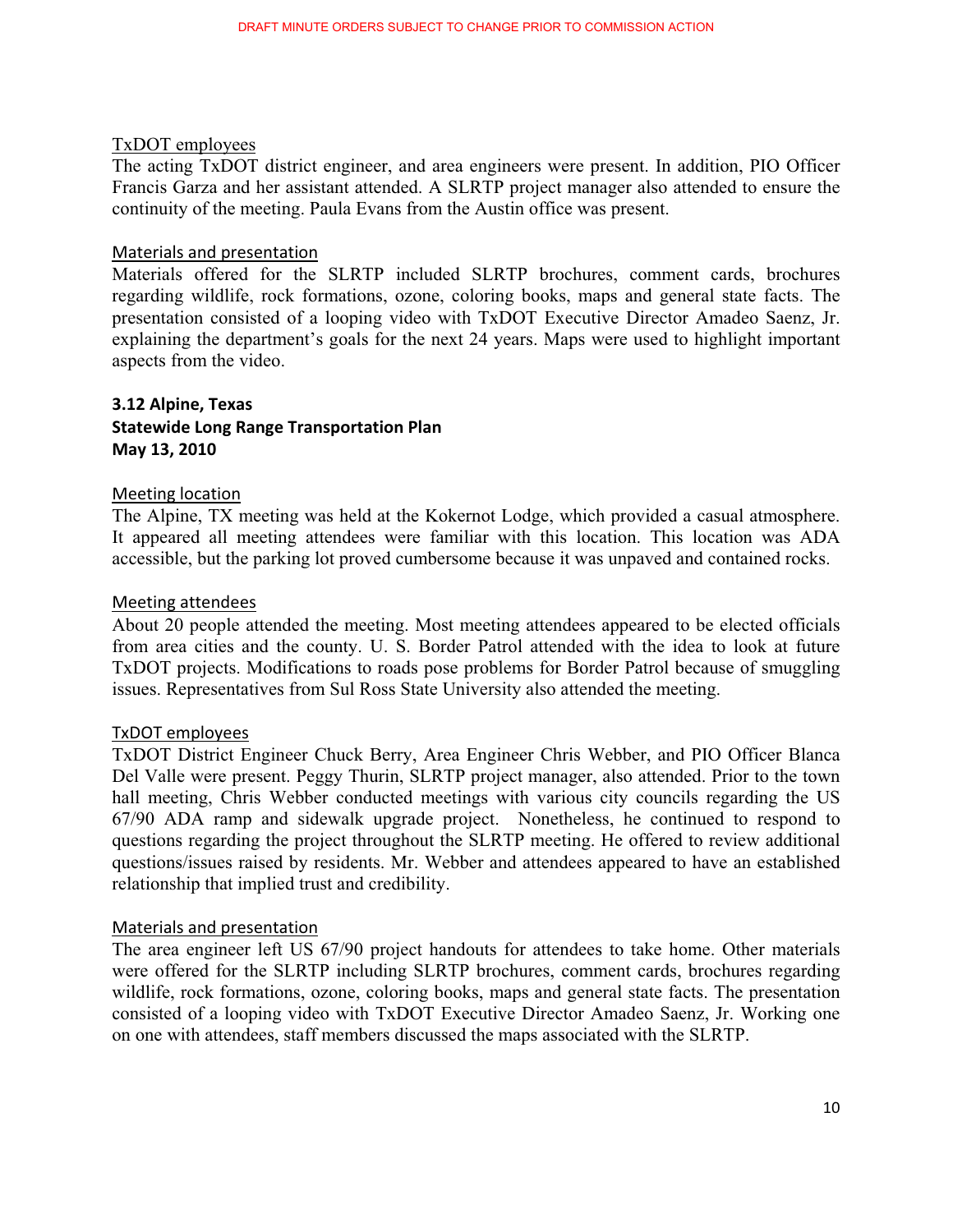DRAFT MINUTE ORDERS SUBJECT TO CHANGE PRIOR TO COMMISSION ACTION

TxDOT employees

The acting TxDOT district engineer, and area engineers were present. In addition, PIO Officer Francis Garza and her assistant attended. A SLRTP project manager also attended to ensure the continuity of the meeting. Paula Evans from the Austin office was present.

Materials and presentation

Materials offered for the SLRTP included SLRTP brochures, comment cards, brochures regarding wildlife, rock formations, ozone, coloring books, maps and general state facts. The presentation consisted of a looping video with TxDOT Executive Director Amadeo Saenz, Jr. explaining the department's goals for the next 24 years. Maps were used to highlight important aspects from the video.

**3.12 Alpine, Texas**
**Statewide Long Range Transportation Plan**
**May 13, 2010**

Meeting location

The Alpine, TX meeting was held at the Kokernot Lodge, which provided a casual atmosphere. It appeared all meeting attendees were familiar with this location. This location was ADA accessible, but the parking lot proved cumbersome because it was unpaved and contained rocks.

Meeting attendees

About 20 people attended the meeting. Most meeting attendees appeared to be elected officials from area cities and the county. U. S. Border Patrol attended with the idea to look at future TxDOT projects. Modifications to roads pose problems for Border Patrol because of smuggling issues. Representatives from Sul Ross State University also attended the meeting.

TxDOT employees

TxDOT District Engineer Chuck Berry, Area Engineer Chris Webber, and PIO Officer Blanca Del Valle were present. Peggy Thurin, SLRTP project manager, also attended. Prior to the town hall meeting, Chris Webber conducted meetings with various city councils regarding the US 67/90 ADA ramp and sidewalk upgrade project. Nonetheless, he continued to respond to questions regarding the project throughout the SLRTP meeting. He offered to review additional questions/issues raised by residents. Mr. Webber and attendees appeared to have an established relationship that implied trust and credibility.

Materials and presentation

The area engineer left US 67/90 project handouts for attendees to take home. Other materials were offered for the SLRTP including SLRTP brochures, comment cards, brochures regarding wildlife, rock formations, ozone, coloring books, maps and general state facts. The presentation consisted of a looping video with TxDOT Executive Director Amadeo Saenz, Jr. Working one on one with attendees, staff members discussed the maps associated with the SLRTP.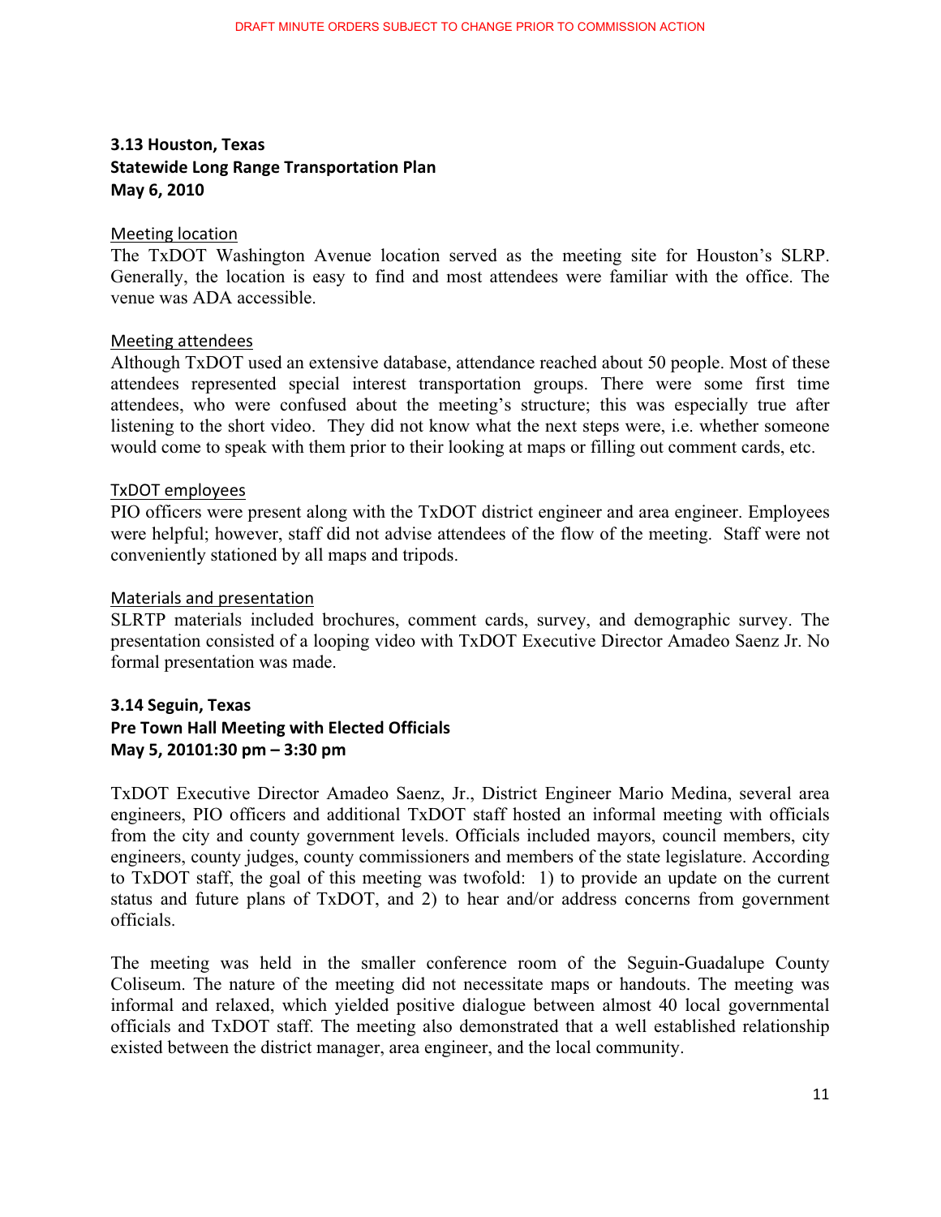### 3.13 Houston, Texas
### Statewide Long Range Transportation Plan
### May 6, 2010

Meeting location

The TxDOT Washington Avenue location served as the meeting site for Houston's SLRP. Generally, the location is easy to find and most attendees were familiar with the office. The venue was ADA accessible.

Meeting attendees

Although TxDOT used an extensive database, attendance reached about 50 people. Most of these attendees represented special interest transportation groups. There were some first time attendees, who were confused about the meeting's structure; this was especially true after listening to the short video. They did not know what the next steps were, i.e. whether someone would come to speak with them prior to their looking at maps or filling out comment cards, etc.

TxDOT employees

PIO officers were present along with the TxDOT district engineer and area engineer. Employees were helpful; however, staff did not advise attendees of the flow of the meeting. Staff were not conveniently stationed by all maps and tripods.

Materials and presentation

SLRTP materials included brochures, comment cards, survey, and demographic survey. The presentation consisted of a looping video with TxDOT Executive Director Amadeo Saenz Jr. No formal presentation was made.

### 3.14 Seguin, Texas
### Pre Town Hall Meeting with Elected Officials
### May 5, 20101:30 pm – 3:30 pm

TxDOT Executive Director Amadeo Saenz, Jr., District Engineer Mario Medina, several area engineers, PIO officers and additional TxDOT staff hosted an informal meeting with officials from the city and county government levels. Officials included mayors, council members, city engineers, county judges, county commissioners and members of the state legislature. According to TxDOT staff, the goal of this meeting was twofold: 1) to provide an update on the current status and future plans of TxDOT, and 2) to hear and/or address concerns from government officials.

The meeting was held in the smaller conference room of the Seguin-Guadalupe County Coliseum. The nature of the meeting did not necessitate maps or handouts. The meeting was informal and relaxed, which yielded positive dialogue between almost 40 local governmental officials and TxDOT staff. The meeting also demonstrated that a well established relationship existed between the district manager, area engineer, and the local community.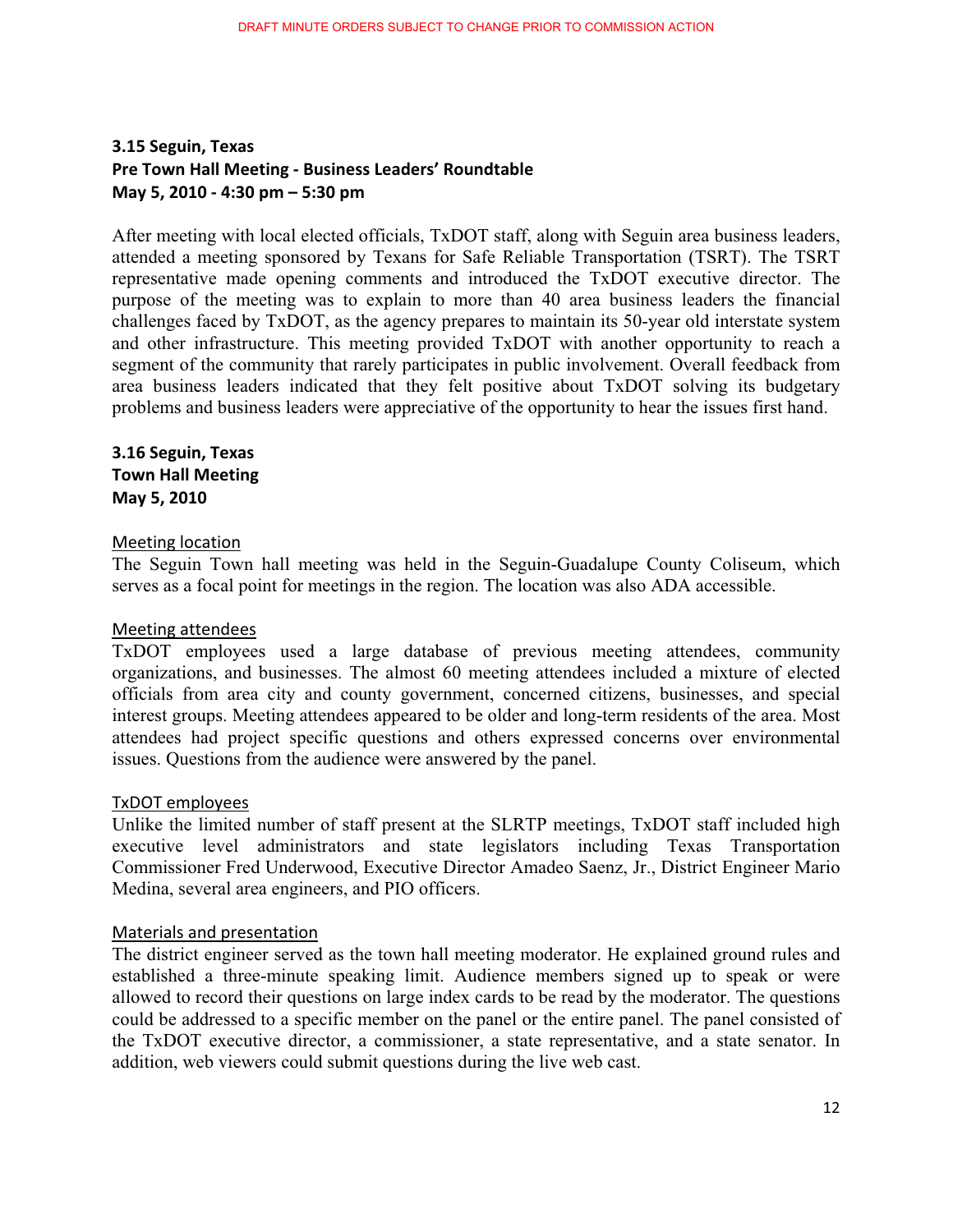### 3.15 Seguin, Texas
### Pre Town Hall Meeting - Business Leaders' Roundtable
### May 5, 2010 - 4:30 pm – 5:30 pm

After meeting with local elected officials, TxDOT staff, along with Seguin area business leaders, attended a meeting sponsored by Texans for Safe Reliable Transportation (TSRT). The TSRT representative made opening comments and introduced the TxDOT executive director. The purpose of the meeting was to explain to more than 40 area business leaders the financial challenges faced by TxDOT, as the agency prepares to maintain its 50-year old interstate system and other infrastructure. This meeting provided TxDOT with another opportunity to reach a segment of the community that rarely participates in public involvement. Overall feedback from area business leaders indicated that they felt positive about TxDOT solving its budgetary problems and business leaders were appreciative of the opportunity to hear the issues first hand.

### 3.16 Seguin, Texas
### Town Hall Meeting
### May 5, 2010

Meeting location

The Seguin Town hall meeting was held in the Seguin-Guadalupe County Coliseum, which serves as a focal point for meetings in the region. The location was also ADA accessible.

Meeting attendees

TxDOT employees used a large database of previous meeting attendees, community organizations, and businesses. The almost 60 meeting attendees included a mixture of elected officials from area city and county government, concerned citizens, businesses, and special interest groups. Meeting attendees appeared to be older and long-term residents of the area. Most attendees had project specific questions and others expressed concerns over environmental issues. Questions from the audience were answered by the panel.

TxDOT employees

Unlike the limited number of staff present at the SLRTP meetings, TxDOT staff included high executive level administrators and state legislators including Texas Transportation Commissioner Fred Underwood, Executive Director Amadeo Saenz, Jr., District Engineer Mario Medina, several area engineers, and PIO officers.

Materials and presentation

The district engineer served as the town hall meeting moderator. He explained ground rules and established a three-minute speaking limit. Audience members signed up to speak or were allowed to record their questions on large index cards to be read by the moderator. The questions could be addressed to a specific member on the panel or the entire panel. The panel consisted of the TxDOT executive director, a commissioner, a state representative, and a state senator. In addition, web viewers could submit questions during the live web cast.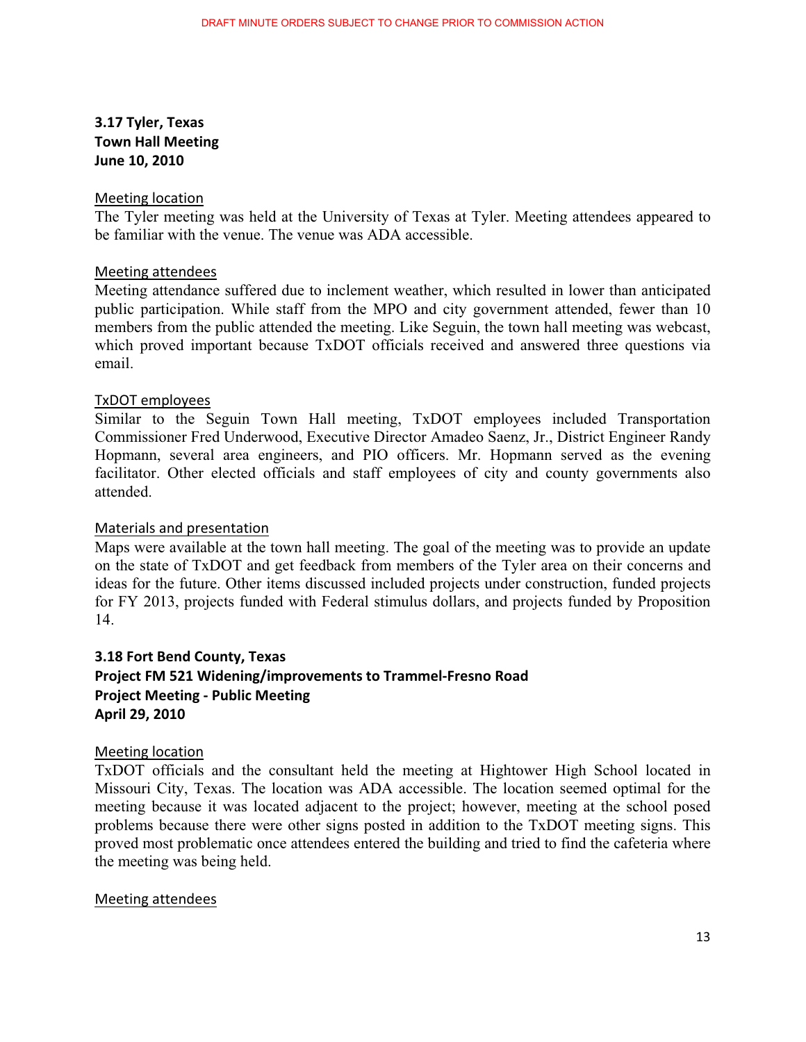### 3.17 Tyler, Texas
### Town Hall Meeting
### June 10, 2010

Meeting location

The Tyler meeting was held at the University of Texas at Tyler. Meeting attendees appeared to be familiar with the venue. The venue was ADA accessible.

Meeting attendees

Meeting attendance suffered due to inclement weather, which resulted in lower than anticipated public participation. While staff from the MPO and city government attended, fewer than 10 members from the public attended the meeting. Like Seguin, the town hall meeting was webcast, which proved important because TxDOT officials received and answered three questions via email.

TxDOT employees

Similar to the Seguin Town Hall meeting, TxDOT employees included Transportation Commissioner Fred Underwood, Executive Director Amadeo Saenz, Jr., District Engineer Randy Hopmann, several area engineers, and PIO officers. Mr. Hopmann served as the evening facilitator. Other elected officials and staff employees of city and county governments also attended.

Materials and presentation

Maps were available at the town hall meeting. The goal of the meeting was to provide an update on the state of TxDOT and get feedback from members of the Tyler area on their concerns and ideas for the future. Other items discussed included projects under construction, funded projects for FY 2013, projects funded with Federal stimulus dollars, and projects funded by Proposition 14.

### 3.18 Fort Bend County, Texas
### Project FM 521 Widening/improvements to Trammel-Fresno Road
### Project Meeting - Public Meeting
### April 29, 2010

Meeting location

TxDOT officials and the consultant held the meeting at Hightower High School located in Missouri City, Texas. The location was ADA accessible. The location seemed optimal for the meeting because it was located adjacent to the project; however, meeting at the school posed problems because there were other signs posted in addition to the TxDOT meeting signs. This proved most problematic once attendees entered the building and tried to find the cafeteria where the meeting was being held.

Meeting attendees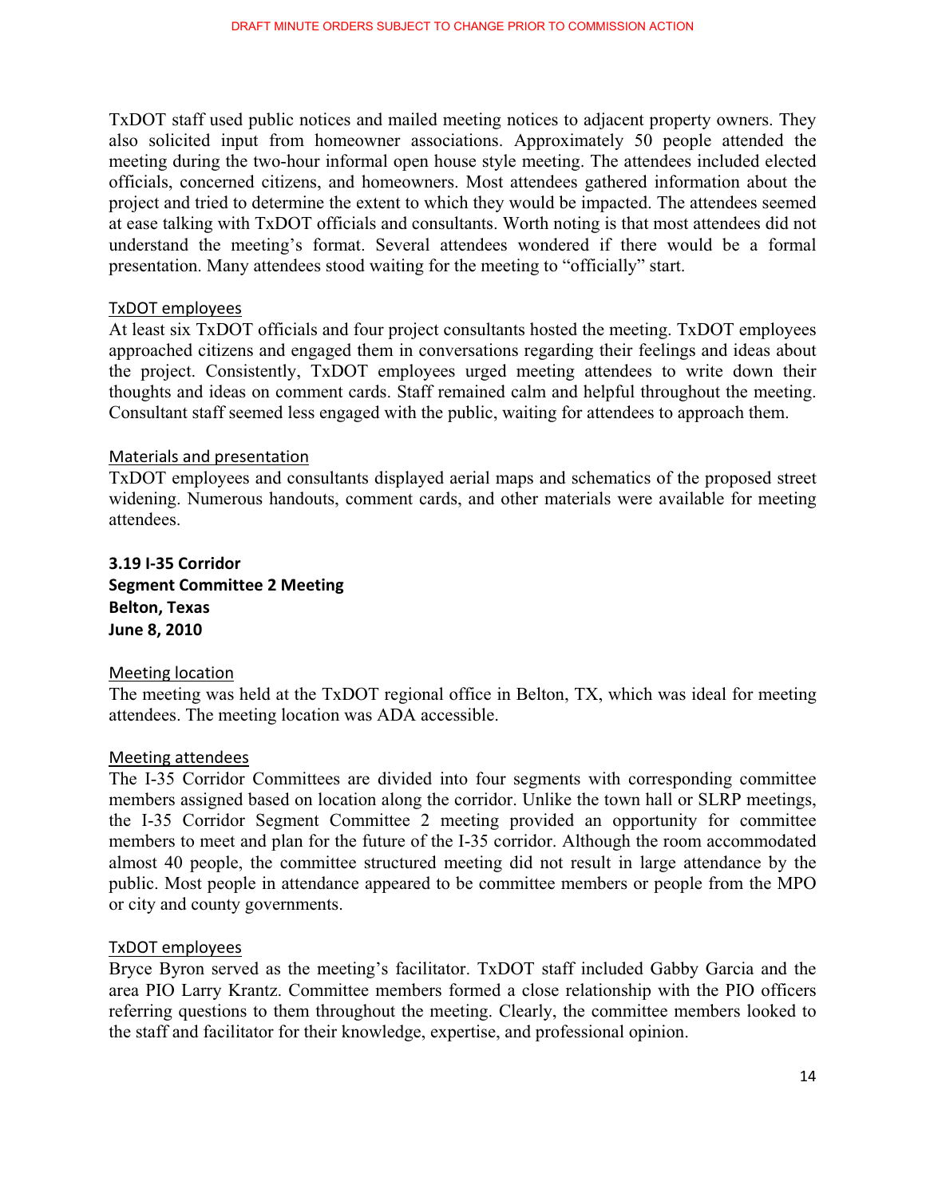TxDOT staff used public notices and mailed meeting notices to adjacent property owners. They also solicited input from homeowner associations. Approximately 50 people attended the meeting during the two-hour informal open house style meeting. The attendees included elected officials, concerned citizens, and homeowners. Most attendees gathered information about the project and tried to determine the extent to which they would be impacted. The attendees seemed at ease talking with TxDOT officials and consultants. Worth noting is that most attendees did not understand the meeting's format. Several attendees wondered if there would be a formal presentation. Many attendees stood waiting for the meeting to "officially" start.

TxDOT employees

At least six TxDOT officials and four project consultants hosted the meeting. TxDOT employees approached citizens and engaged them in conversations regarding their feelings and ideas about the project. Consistently, TxDOT employees urged meeting attendees to write down their thoughts and ideas on comment cards. Staff remained calm and helpful throughout the meeting. Consultant staff seemed less engaged with the public, waiting for attendees to approach them.

Materials and presentation

TxDOT employees and consultants displayed aerial maps and schematics of the proposed street widening. Numerous handouts, comment cards, and other materials were available for meeting attendees.

**3.19 I-35 Corridor**
**Segment Committee 2 Meeting**
**Belton, Texas**
**June 8, 2010**

Meeting location

The meeting was held at the TxDOT regional office in Belton, TX, which was ideal for meeting attendees. The meeting location was ADA accessible.

Meeting attendees

The I-35 Corridor Committees are divided into four segments with corresponding committee members assigned based on location along the corridor. Unlike the town hall or SLRP meetings, the I-35 Corridor Segment Committee 2 meeting provided an opportunity for committee members to meet and plan for the future of the I-35 corridor. Although the room accommodated almost 40 people, the committee structured meeting did not result in large attendance by the public. Most people in attendance appeared to be committee members or people from the MPO or city and county governments.

TxDOT employees

Bryce Byron served as the meeting's facilitator. TxDOT staff included Gabby Garcia and the area PIO Larry Krantz. Committee members formed a close relationship with the PIO officers referring questions to them throughout the meeting. Clearly, the committee members looked to the staff and facilitator for their knowledge, expertise, and professional opinion.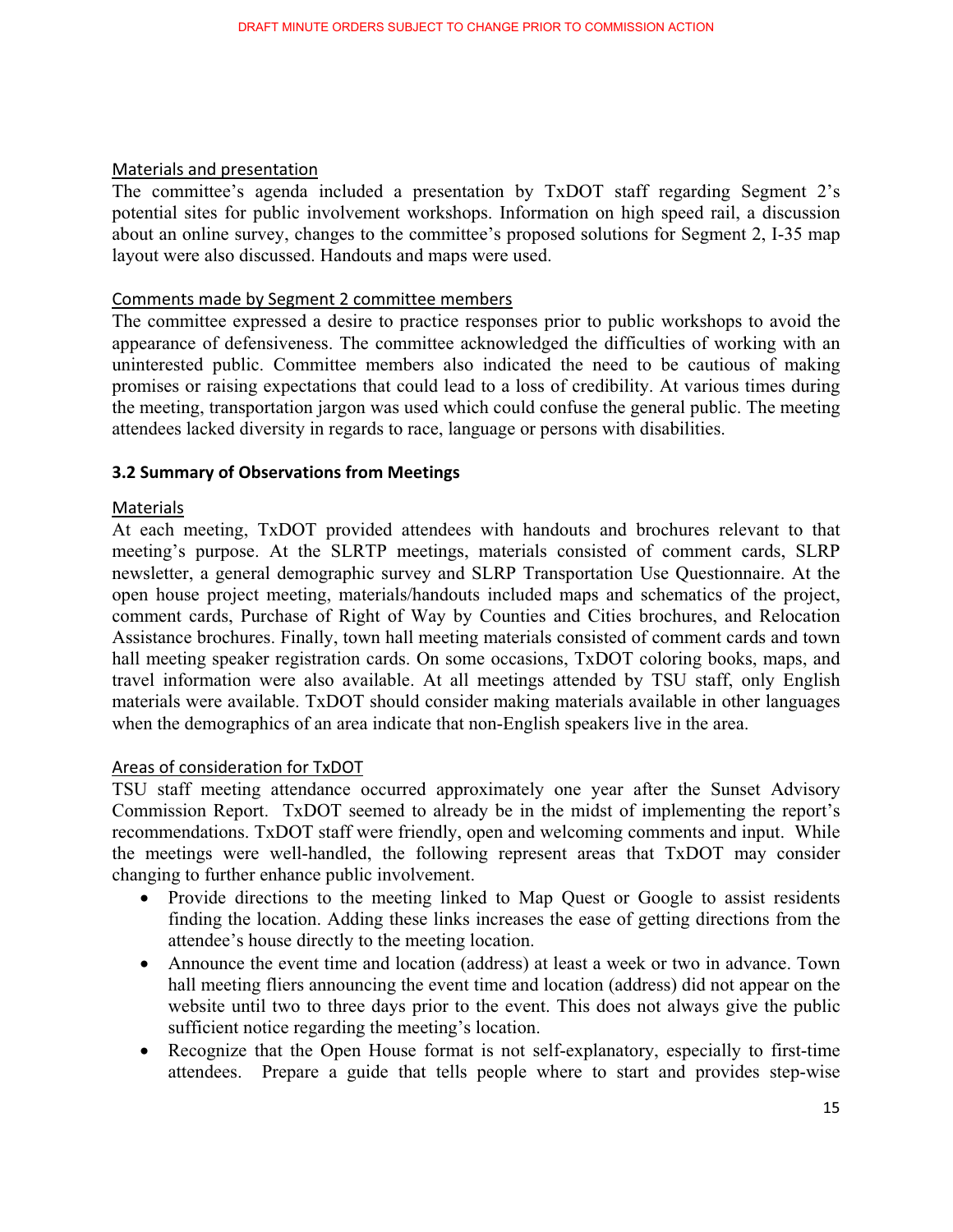Materials and presentation

The committee's agenda included a presentation by TxDOT staff regarding Segment 2's potential sites for public involvement workshops. Information on high speed rail, a discussion about an online survey, changes to the committee's proposed solutions for Segment 2, I-35 map layout were also discussed. Handouts and maps were used.

Comments made by Segment 2 committee members

The committee expressed a desire to practice responses prior to public workshops to avoid the appearance of defensiveness. The committee acknowledged the difficulties of working with an uninterested public. Committee members also indicated the need to be cautious of making promises or raising expectations that could lead to a loss of credibility. At various times during the meeting, transportation jargon was used which could confuse the general public. The meeting attendees lacked diversity in regards to race, language or persons with disabilities.

### 3.2 Summary of Observations from Meetings

Materials

At each meeting, TxDOT provided attendees with handouts and brochures relevant to that meeting's purpose. At the SLRTP meetings, materials consisted of comment cards, SLRP newsletter, a general demographic survey and SLRP Transportation Use Questionnaire. At the open house project meeting, materials/handouts included maps and schematics of the project, comment cards, Purchase of Right of Way by Counties and Cities brochures, and Relocation Assistance brochures. Finally, town hall meeting materials consisted of comment cards and town hall meeting speaker registration cards. On some occasions, TxDOT coloring books, maps, and travel information were also available. At all meetings attended by TSU staff, only English materials were available. TxDOT should consider making materials available in other languages when the demographics of an area indicate that non-English speakers live in the area.

Areas of consideration for TxDOT

TSU staff meeting attendance occurred approximately one year after the Sunset Advisory Commission Report. TxDOT seemed to already be in the midst of implementing the report's recommendations. TxDOT staff were friendly, open and welcoming comments and input. While the meetings were well-handled, the following represent areas that TxDOT may consider changing to further enhance public involvement.

- Provide directions to the meeting linked to Map Quest or Google to assist residents finding the location. Adding these links increases the ease of getting directions from the attendee's house directly to the meeting location.
- Announce the event time and location (address) at least a week or two in advance. Town hall meeting fliers announcing the event time and location (address) did not appear on the website until two to three days prior to the event. This does not always give the public sufficient notice regarding the meeting's location.
- Recognize that the Open House format is not self-explanatory, especially to first-time attendees. Prepare a guide that tells people where to start and provides step-wise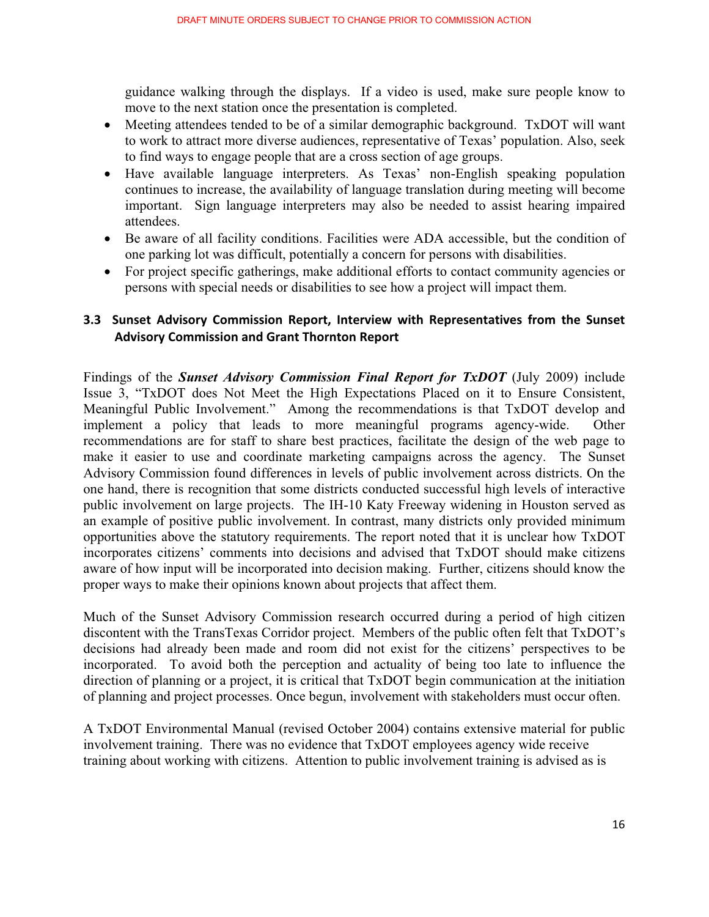guidance walking through the displays. If a video is used, make sure people know to move to the next station once the presentation is completed.

- Meeting attendees tended to be of a similar demographic background. TxDOT will want to work to attract more diverse audiences, representative of Texas' population. Also, seek to find ways to engage people that are a cross section of age groups.
- Have available language interpreters. As Texas' non-English speaking population continues to increase, the availability of language translation during meeting will become important. Sign language interpreters may also be needed to assist hearing impaired attendees.
- Be aware of all facility conditions. Facilities were ADA accessible, but the condition of one parking lot was difficult, potentially a concern for persons with disabilities.
- For project specific gatherings, make additional efforts to contact community agencies or persons with special needs or disabilities to see how a project will impact them.

### 3.3 Sunset Advisory Commission Report, Interview with Representatives from the Sunset Advisory Commission and Grant Thornton Report

Findings of the ***Sunset Advisory Commission Final Report for TxDOT*** (July 2009) include Issue 3, "TxDOT does Not Meet the High Expectations Placed on it to Ensure Consistent, Meaningful Public Involvement." Among the recommendations is that TxDOT develop and implement a policy that leads to more meaningful programs agency-wide. Other recommendations are for staff to share best practices, facilitate the design of the web page to make it easier to use and coordinate marketing campaigns across the agency. The Sunset Advisory Commission found differences in levels of public involvement across districts. On the one hand, there is recognition that some districts conducted successful high levels of interactive public involvement on large projects. The IH-10 Katy Freeway widening in Houston served as an example of positive public involvement. In contrast, many districts only provided minimum opportunities above the statutory requirements. The report noted that it is unclear how TxDOT incorporates citizens' comments into decisions and advised that TxDOT should make citizens aware of how input will be incorporated into decision making. Further, citizens should know the proper ways to make their opinions known about projects that affect them.

Much of the Sunset Advisory Commission research occurred during a period of high citizen discontent with the TransTexas Corridor project. Members of the public often felt that TxDOT's decisions had already been made and room did not exist for the citizens' perspectives to be incorporated. To avoid both the perception and actuality of being too late to influence the direction of planning or a project, it is critical that TxDOT begin communication at the initiation of planning and project processes. Once begun, involvement with stakeholders must occur often.

A TxDOT Environmental Manual (revised October 2004) contains extensive material for public involvement training. There was no evidence that TxDOT employees agency wide receive training about working with citizens. Attention to public involvement training is advised as is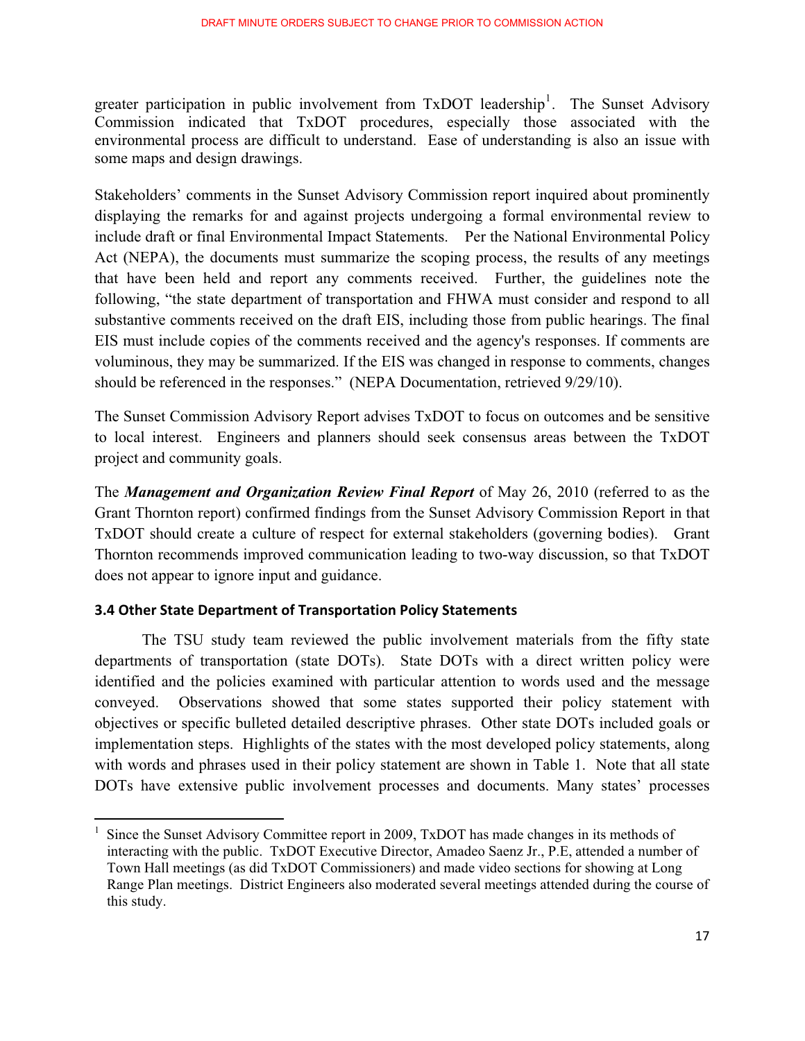greater participation in public involvement from TxDOT leadership[1]. The Sunset Advisory Commission indicated that TxDOT procedures, especially those associated with the environmental process are difficult to understand. Ease of understanding is also an issue with some maps and design drawings.

Stakeholders' comments in the Sunset Advisory Commission report inquired about prominently displaying the remarks for and against projects undergoing a formal environmental review to include draft or final Environmental Impact Statements. Per the National Environmental Policy Act (NEPA), the documents must summarize the scoping process, the results of any meetings that have been held and report any comments received. Further, the guidelines note the following, "the state department of transportation and FHWA must consider and respond to all substantive comments received on the draft EIS, including those from public hearings. The final EIS must include copies of the comments received and the agency's responses. If comments are voluminous, they may be summarized. If the EIS was changed in response to comments, changes should be referenced in the responses." (NEPA Documentation, retrieved 9/29/10).

The Sunset Commission Advisory Report advises TxDOT to focus on outcomes and be sensitive to local interest. Engineers and planners should seek consensus areas between the TxDOT project and community goals.

The ***Management and Organization Review Final Report*** of May 26, 2010 (referred to as the Grant Thornton report) confirmed findings from the Sunset Advisory Commission Report in that TxDOT should create a culture of respect for external stakeholders (governing bodies). Grant Thornton recommends improved communication leading to two-way discussion, so that TxDOT does not appear to ignore input and guidance.

### 3.4 Other State Department of Transportation Policy Statements

The TSU study team reviewed the public involvement materials from the fifty state departments of transportation (state DOTs). State DOTs with a direct written policy were identified and the policies examined with particular attention to words used and the message conveyed. Observations showed that some states supported their policy statement with objectives or specific bulleted detailed descriptive phrases. Other state DOTs included goals or implementation steps. Highlights of the states with the most developed policy statements, along with words and phrases used in their policy statement are shown in Table 1. Note that all state DOTs have extensive public involvement processes and documents. Many states' processes

[1] Since the Sunset Advisory Committee report in 2009, TxDOT has made changes in its methods of interacting with the public. TxDOT Executive Director, Amadeo Saenz Jr., P.E, attended a number of Town Hall meetings (as did TxDOT Commissioners) and made video sections for showing at Long Range Plan meetings. District Engineers also moderated several meetings attended during the course of this study.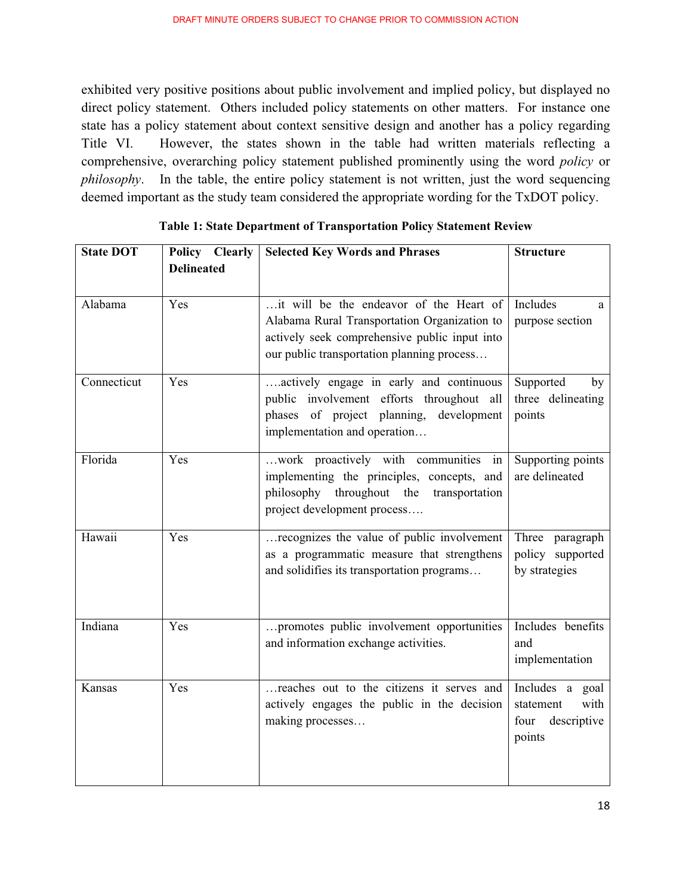exhibited very positive positions about public involvement and implied policy, but displayed no direct policy statement. Others included policy statements on other matters. For instance one state has a policy statement about context sensitive design and another has a policy regarding Title VI. However, the states shown in the table had written materials reflecting a comprehensive, overarching policy statement published prominently using the word *policy* or *philosophy*. In the table, the entire policy statement is not written, just the word sequencing deemed important as the study team considered the appropriate wording for the TxDOT policy.

**Table 1: State Department of Transportation Policy Statement Review**

| State DOT | Policy Clearly Delineated | Selected Key Words and Phrases | Structure |
|---|---|---|---|
| Alabama | Yes | …it will be the endeavor of the Heart of Alabama Rural Transportation Organization to actively seek comprehensive public input into our public transportation planning process… | Includes a purpose section |
| Connecticut | Yes | ….actively engage in early and continuous public involvement efforts throughout all phases of project planning, development implementation and operation… | Supported by three delineating points |
| Florida | Yes | …work proactively with communities in implementing the principles, concepts, and philosophy throughout the transportation project development process…. | Supporting points are delineated |
| Hawaii | Yes | …recognizes the value of public involvement as a programmatic measure that strengthens and solidifies its transportation programs… | Three paragraph policy supported by strategies |
| Indiana | Yes | …promotes public involvement opportunities and information exchange activities. | Includes benefits and implementation |
| Kansas | Yes | …reaches out to the citizens it serves and actively engages the public in the decision making processes… | Includes a goal statement with four descriptive points |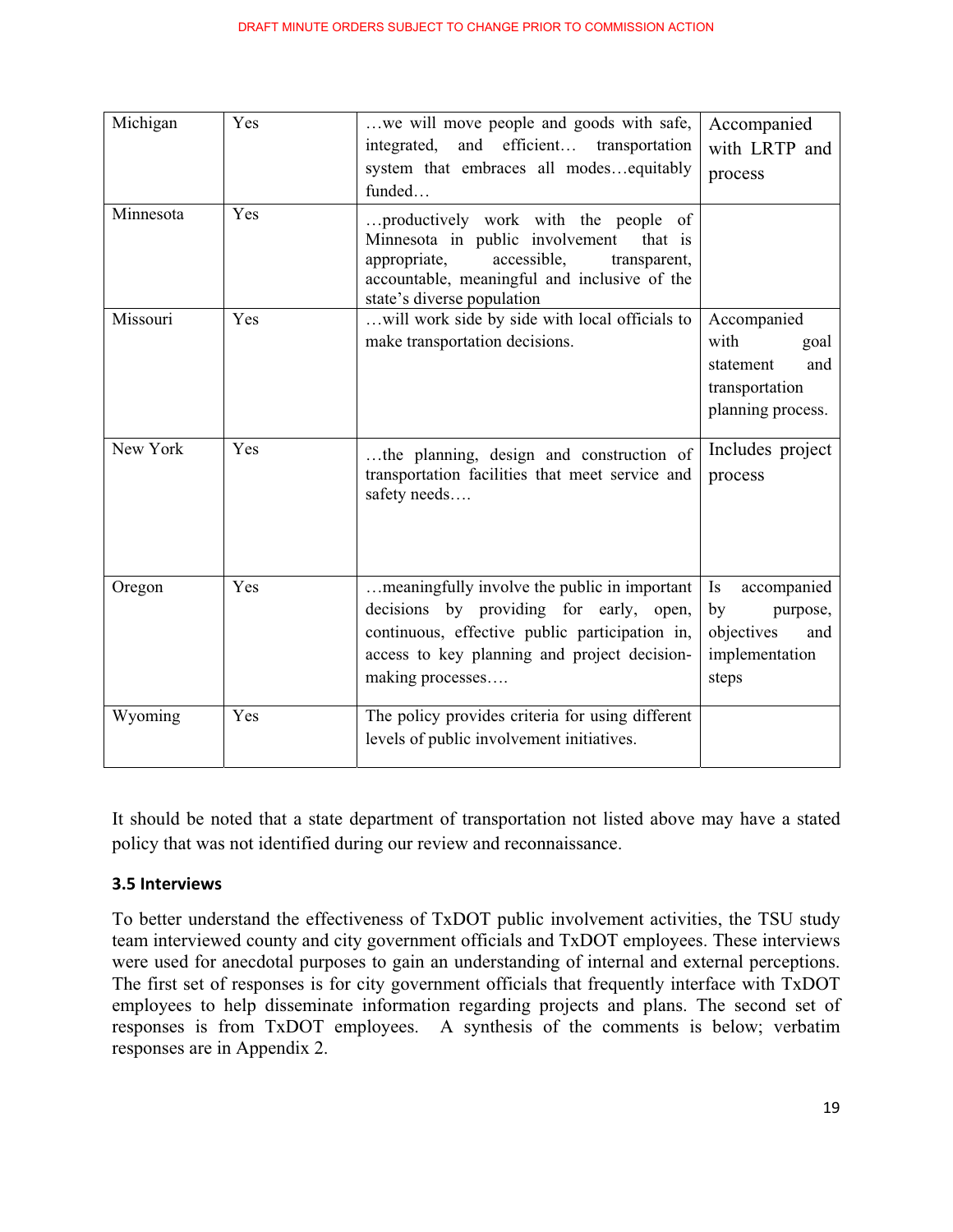| Michigan | Yes | …we will move people and goods with safe, integrated, and efficient… transportation system that embraces all modes…equitably funded… | Accompanied with LRTP and process |
|---|---|---|---|
| Minnesota | Yes | …productively work with the people of Minnesota in public involvement that is appropriate, accessible, transparent, accountable, meaningful and inclusive of the state's diverse population | |
| Missouri | Yes | …will work side by side with local officials to make transportation decisions. | Accompanied with goal statement and transportation planning process. |
| New York | Yes | …the planning, design and construction of transportation facilities that meet service and safety needs…. | Includes project process |
| Oregon | Yes | …meaningfully involve the public in important decisions by providing for early, open, continuous, effective public participation in, access to key planning and project decision-making processes…. | Is accompanied by purpose, objectives and implementation steps |
| Wyoming | Yes | The policy provides criteria for using different levels of public involvement initiatives. | |

It should be noted that a state department of transportation not listed above may have a stated policy that was not identified during our review and reconnaissance.

### 3.5 Interviews

To better understand the effectiveness of TxDOT public involvement activities, the TSU study team interviewed county and city government officials and TxDOT employees. These interviews were used for anecdotal purposes to gain an understanding of internal and external perceptions. The first set of responses is for city government officials that frequently interface with TxDOT employees to help disseminate information regarding projects and plans. The second set of responses is from TxDOT employees. A synthesis of the comments is below; verbatim responses are in Appendix 2.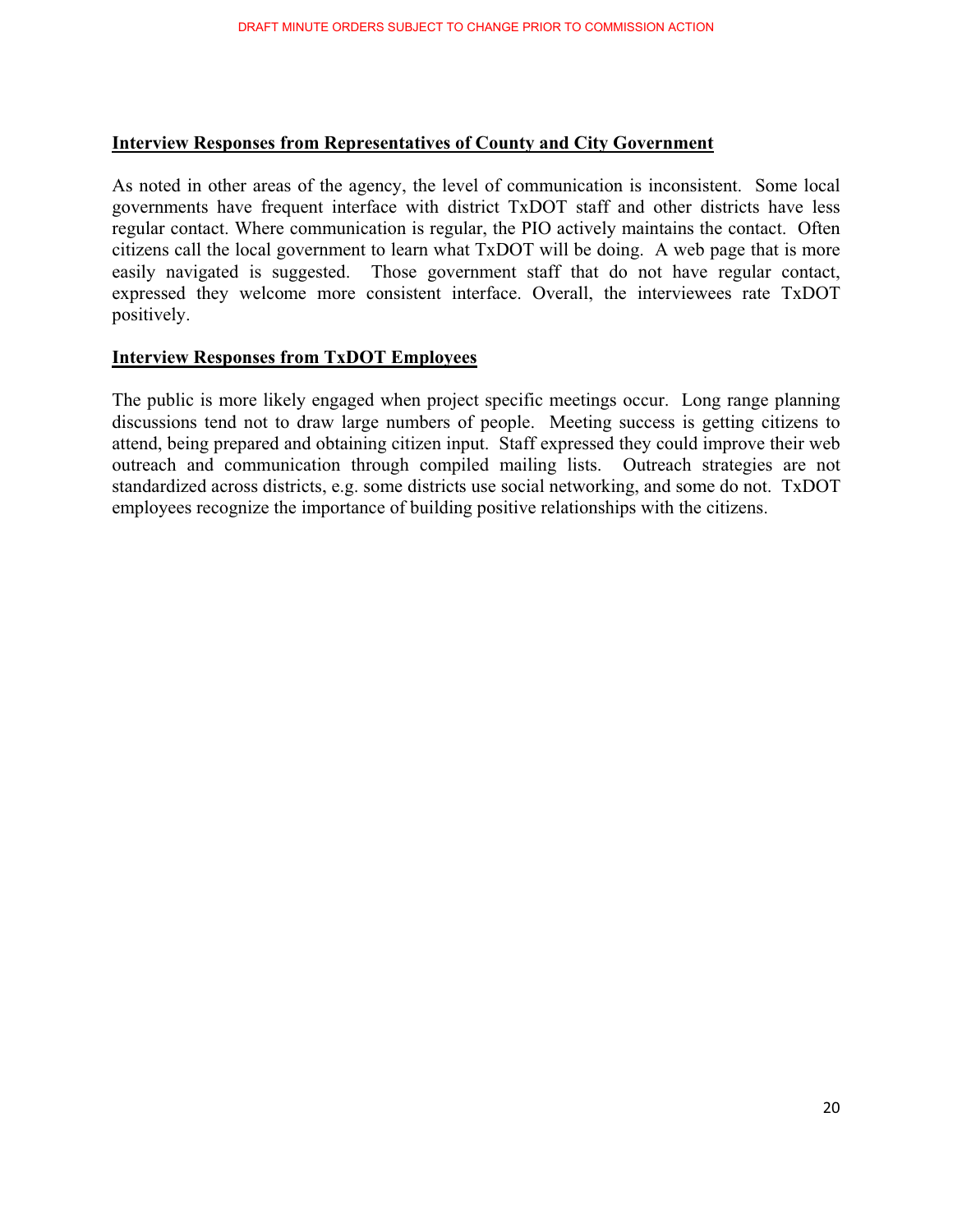**Interview Responses from Representatives of County and City Government**

As noted in other areas of the agency, the level of communication is inconsistent. Some local governments have frequent interface with district TxDOT staff and other districts have less regular contact. Where communication is regular, the PIO actively maintains the contact. Often citizens call the local government to learn what TxDOT will be doing. A web page that is more easily navigated is suggested. Those government staff that do not have regular contact, expressed they welcome more consistent interface. Overall, the interviewees rate TxDOT positively.

**Interview Responses from TxDOT Employees**

The public is more likely engaged when project specific meetings occur. Long range planning discussions tend not to draw large numbers of people. Meeting success is getting citizens to attend, being prepared and obtaining citizen input. Staff expressed they could improve their web outreach and communication through compiled mailing lists. Outreach strategies are not standardized across districts, e.g. some districts use social networking, and some do not. TxDOT employees recognize the importance of building positive relationships with the citizens.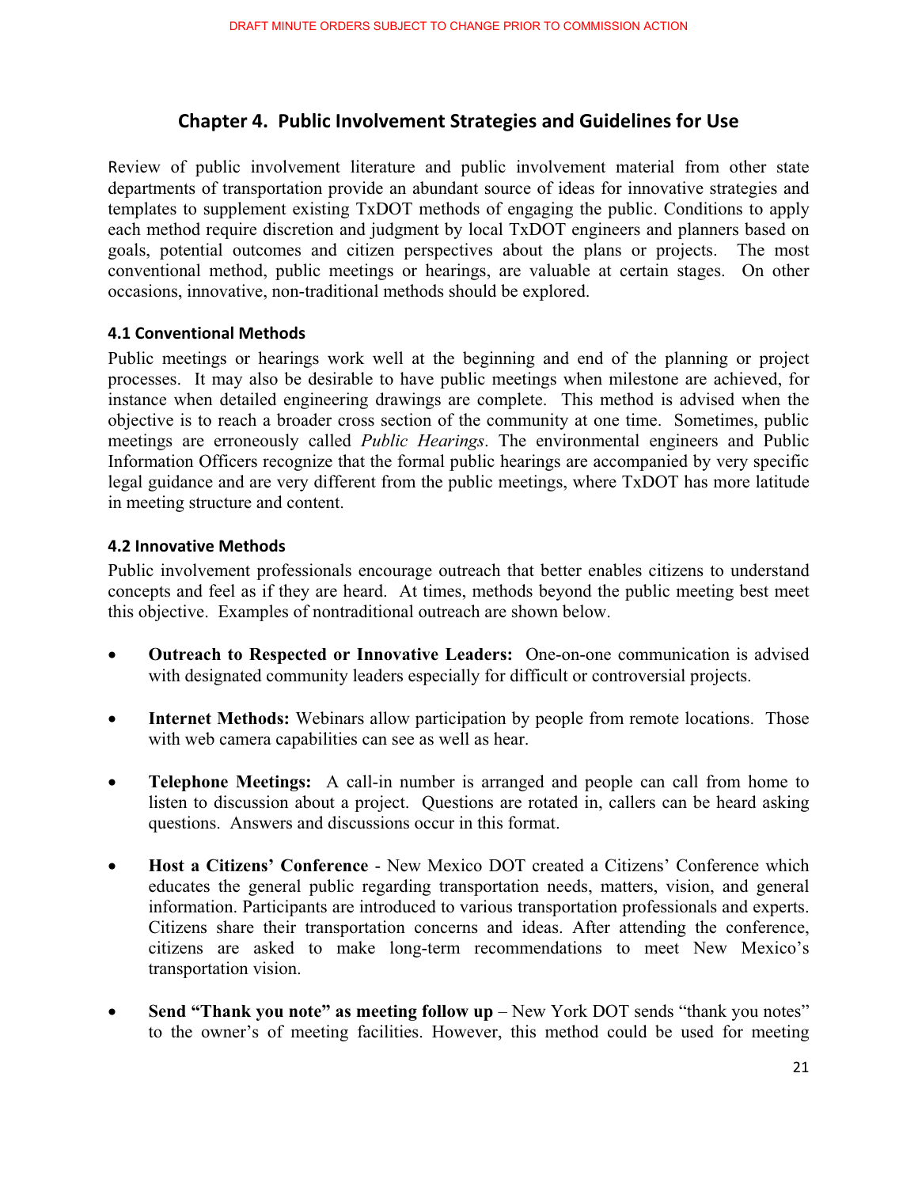## Chapter 4. Public Involvement Strategies and Guidelines for Use

Review of public involvement literature and public involvement material from other state departments of transportation provide an abundant source of ideas for innovative strategies and templates to supplement existing TxDOT methods of engaging the public. Conditions to apply each method require discretion and judgment by local TxDOT engineers and planners based on goals, potential outcomes and citizen perspectives about the plans or projects. The most conventional method, public meetings or hearings, are valuable at certain stages. On other occasions, innovative, non-traditional methods should be explored.

### 4.1 Conventional Methods

Public meetings or hearings work well at the beginning and end of the planning or project processes. It may also be desirable to have public meetings when milestone are achieved, for instance when detailed engineering drawings are complete. This method is advised when the objective is to reach a broader cross section of the community at one time. Sometimes, public meetings are erroneously called *Public Hearings*. The environmental engineers and Public Information Officers recognize that the formal public hearings are accompanied by very specific legal guidance and are very different from the public meetings, where TxDOT has more latitude in meeting structure and content.

### 4.2 Innovative Methods

Public involvement professionals encourage outreach that better enables citizens to understand concepts and feel as if they are heard. At times, methods beyond the public meeting best meet this objective. Examples of nontraditional outreach are shown below.

- **Outreach to Respected or Innovative Leaders:** One-on-one communication is advised with designated community leaders especially for difficult or controversial projects.
- **Internet Methods:** Webinars allow participation by people from remote locations. Those with web camera capabilities can see as well as hear.
- **Telephone Meetings:** A call-in number is arranged and people can call from home to listen to discussion about a project. Questions are rotated in, callers can be heard asking questions. Answers and discussions occur in this format.
- **Host a Citizens' Conference** - New Mexico DOT created a Citizens' Conference which educates the general public regarding transportation needs, matters, vision, and general information. Participants are introduced to various transportation professionals and experts. Citizens share their transportation concerns and ideas. After attending the conference, citizens are asked to make long-term recommendations to meet New Mexico's transportation vision.
- **Send "Thank you note" as meeting follow up** – New York DOT sends "thank you notes" to the owner's of meeting facilities. However, this method could be used for meeting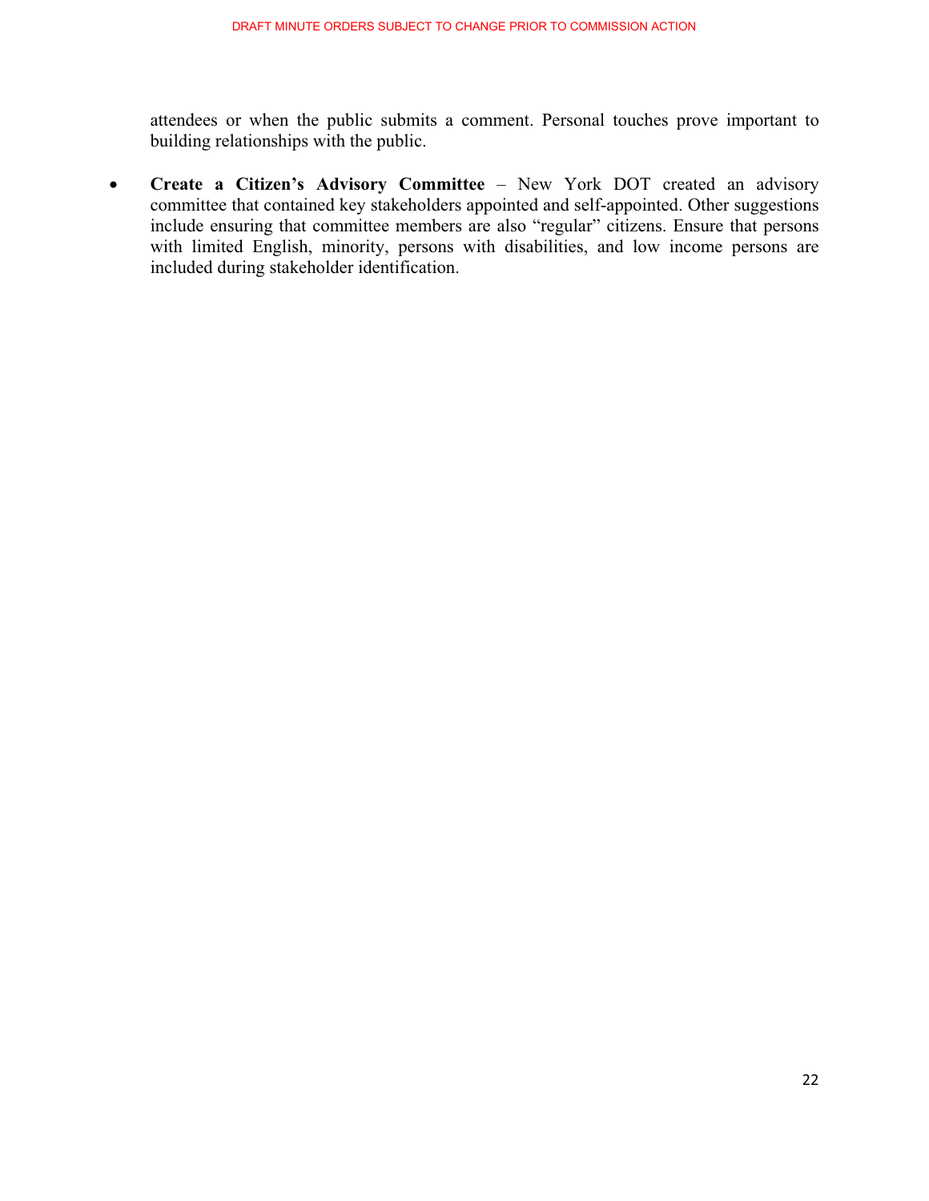attendees or when the public submits a comment. Personal touches prove important to building relationships with the public.

- **Create a Citizen's Advisory Committee** – New York DOT created an advisory committee that contained key stakeholders appointed and self-appointed. Other suggestions include ensuring that committee members are also "regular" citizens. Ensure that persons with limited English, minority, persons with disabilities, and low income persons are included during stakeholder identification.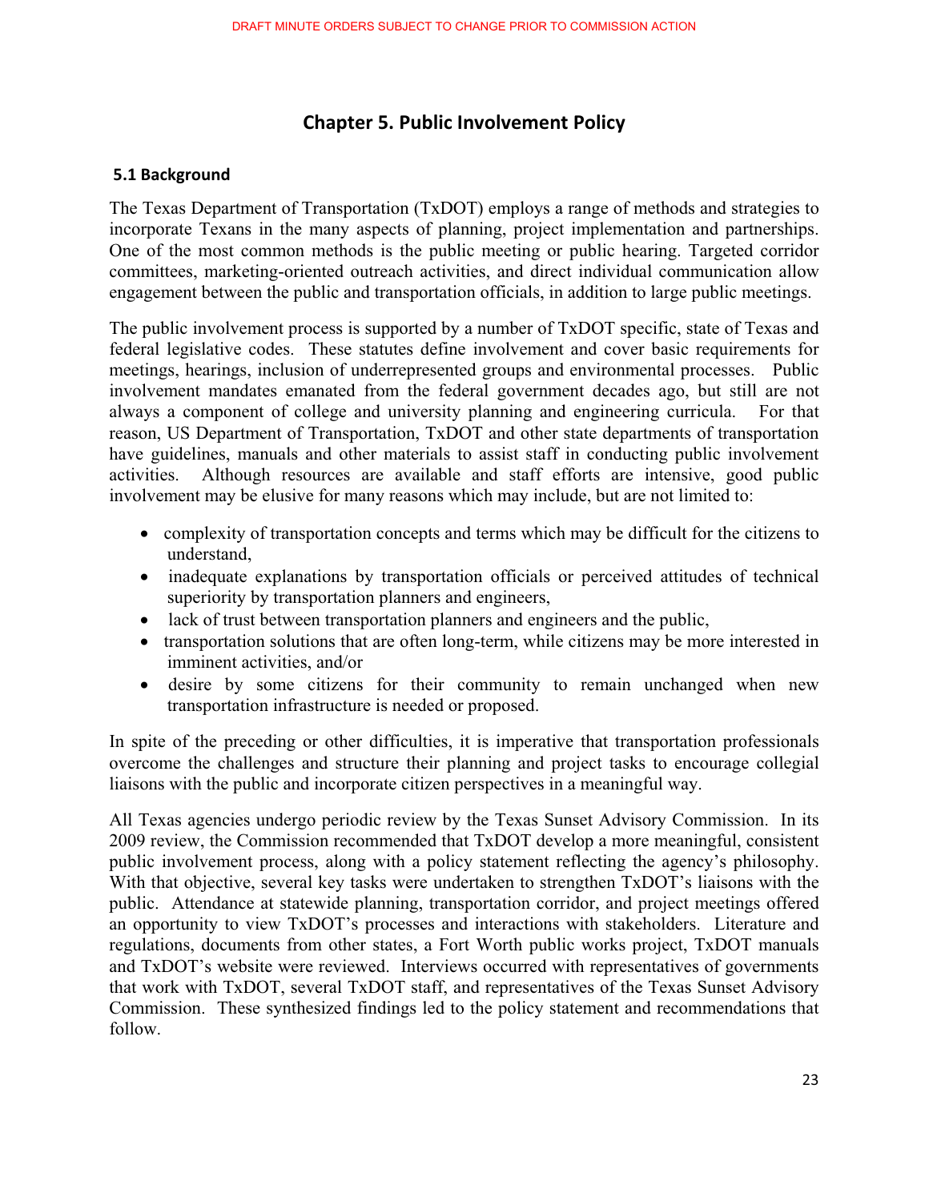# Chapter 5. Public Involvement Policy

## 5.1 Background

The Texas Department of Transportation (TxDOT) employs a range of methods and strategies to incorporate Texans in the many aspects of planning, project implementation and partnerships. One of the most common methods is the public meeting or public hearing. Targeted corridor committees, marketing-oriented outreach activities, and direct individual communication allow engagement between the public and transportation officials, in addition to large public meetings.

The public involvement process is supported by a number of TxDOT specific, state of Texas and federal legislative codes. These statutes define involvement and cover basic requirements for meetings, hearings, inclusion of underrepresented groups and environmental processes. Public involvement mandates emanated from the federal government decades ago, but still are not always a component of college and university planning and engineering curricula. For that reason, US Department of Transportation, TxDOT and other state departments of transportation have guidelines, manuals and other materials to assist staff in conducting public involvement activities. Although resources are available and staff efforts are intensive, good public involvement may be elusive for many reasons which may include, but are not limited to:

- complexity of transportation concepts and terms which may be difficult for the citizens to understand,
- inadequate explanations by transportation officials or perceived attitudes of technical superiority by transportation planners and engineers,
- lack of trust between transportation planners and engineers and the public,
- transportation solutions that are often long-term, while citizens may be more interested in imminent activities, and/or
- desire by some citizens for their community to remain unchanged when new transportation infrastructure is needed or proposed.

In spite of the preceding or other difficulties, it is imperative that transportation professionals overcome the challenges and structure their planning and project tasks to encourage collegial liaisons with the public and incorporate citizen perspectives in a meaningful way.

All Texas agencies undergo periodic review by the Texas Sunset Advisory Commission. In its 2009 review, the Commission recommended that TxDOT develop a more meaningful, consistent public involvement process, along with a policy statement reflecting the agency's philosophy. With that objective, several key tasks were undertaken to strengthen TxDOT's liaisons with the public. Attendance at statewide planning, transportation corridor, and project meetings offered an opportunity to view TxDOT's processes and interactions with stakeholders. Literature and regulations, documents from other states, a Fort Worth public works project, TxDOT manuals and TxDOT's website were reviewed. Interviews occurred with representatives of governments that work with TxDOT, several TxDOT staff, and representatives of the Texas Sunset Advisory Commission. These synthesized findings led to the policy statement and recommendations that follow.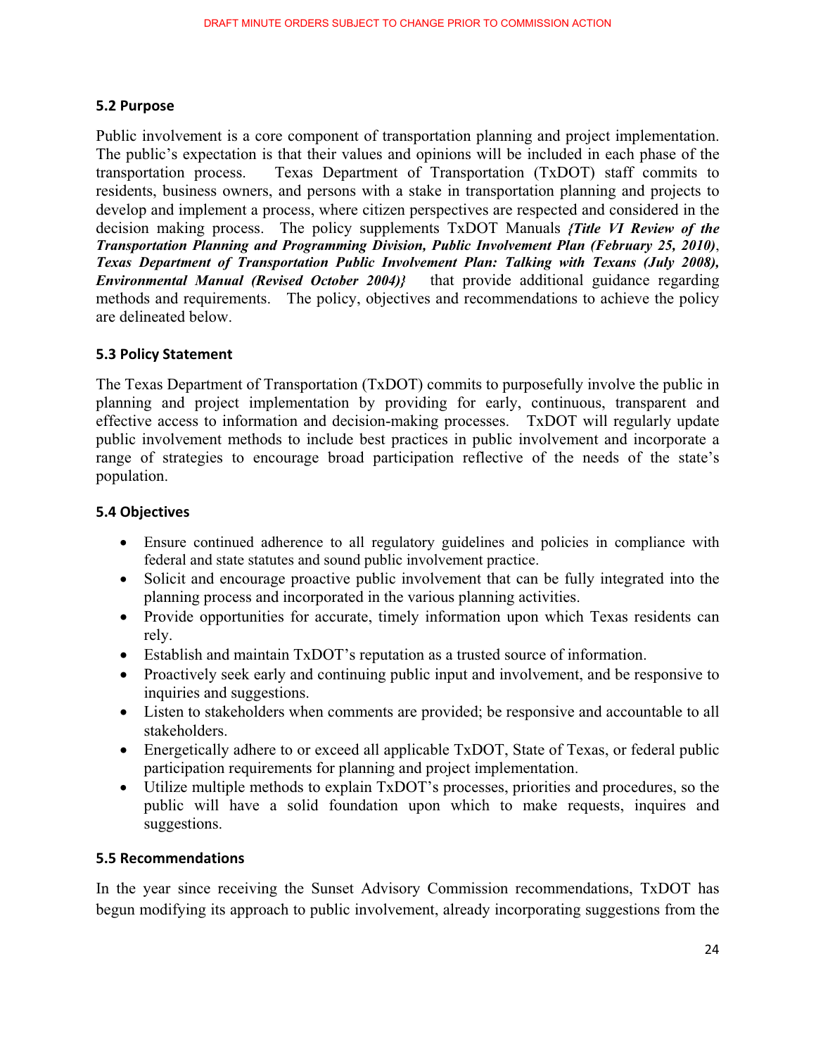### 5.2 Purpose

Public involvement is a core component of transportation planning and project implementation. The public's expectation is that their values and opinions will be included in each phase of the transportation process. Texas Department of Transportation (TxDOT) staff commits to residents, business owners, and persons with a stake in transportation planning and projects to develop and implement a process, where citizen perspectives are respected and considered in the decision making process. The policy supplements TxDOT Manuals ***{Title VI Review of the Transportation Planning and Programming Division, Public Involvement Plan (February 25, 2010)***, ***Texas Department of Transportation Public Involvement Plan: Talking with Texans (July 2008), Environmental Manual (Revised October 2004)}*** that provide additional guidance regarding methods and requirements. The policy, objectives and recommendations to achieve the policy are delineated below.

### 5.3 Policy Statement

The Texas Department of Transportation (TxDOT) commits to purposefully involve the public in planning and project implementation by providing for early, continuous, transparent and effective access to information and decision-making processes. TxDOT will regularly update public involvement methods to include best practices in public involvement and incorporate a range of strategies to encourage broad participation reflective of the needs of the state's population.

### 5.4 Objectives

- Ensure continued adherence to all regulatory guidelines and policies in compliance with federal and state statutes and sound public involvement practice.
- Solicit and encourage proactive public involvement that can be fully integrated into the planning process and incorporated in the various planning activities.
- Provide opportunities for accurate, timely information upon which Texas residents can rely.
- Establish and maintain TxDOT's reputation as a trusted source of information.
- Proactively seek early and continuing public input and involvement, and be responsive to inquiries and suggestions.
- Listen to stakeholders when comments are provided; be responsive and accountable to all stakeholders.
- Energetically adhere to or exceed all applicable TxDOT, State of Texas, or federal public participation requirements for planning and project implementation.
- Utilize multiple methods to explain TxDOT's processes, priorities and procedures, so the public will have a solid foundation upon which to make requests, inquires and suggestions.

### 5.5 Recommendations

In the year since receiving the Sunset Advisory Commission recommendations, TxDOT has begun modifying its approach to public involvement, already incorporating suggestions from the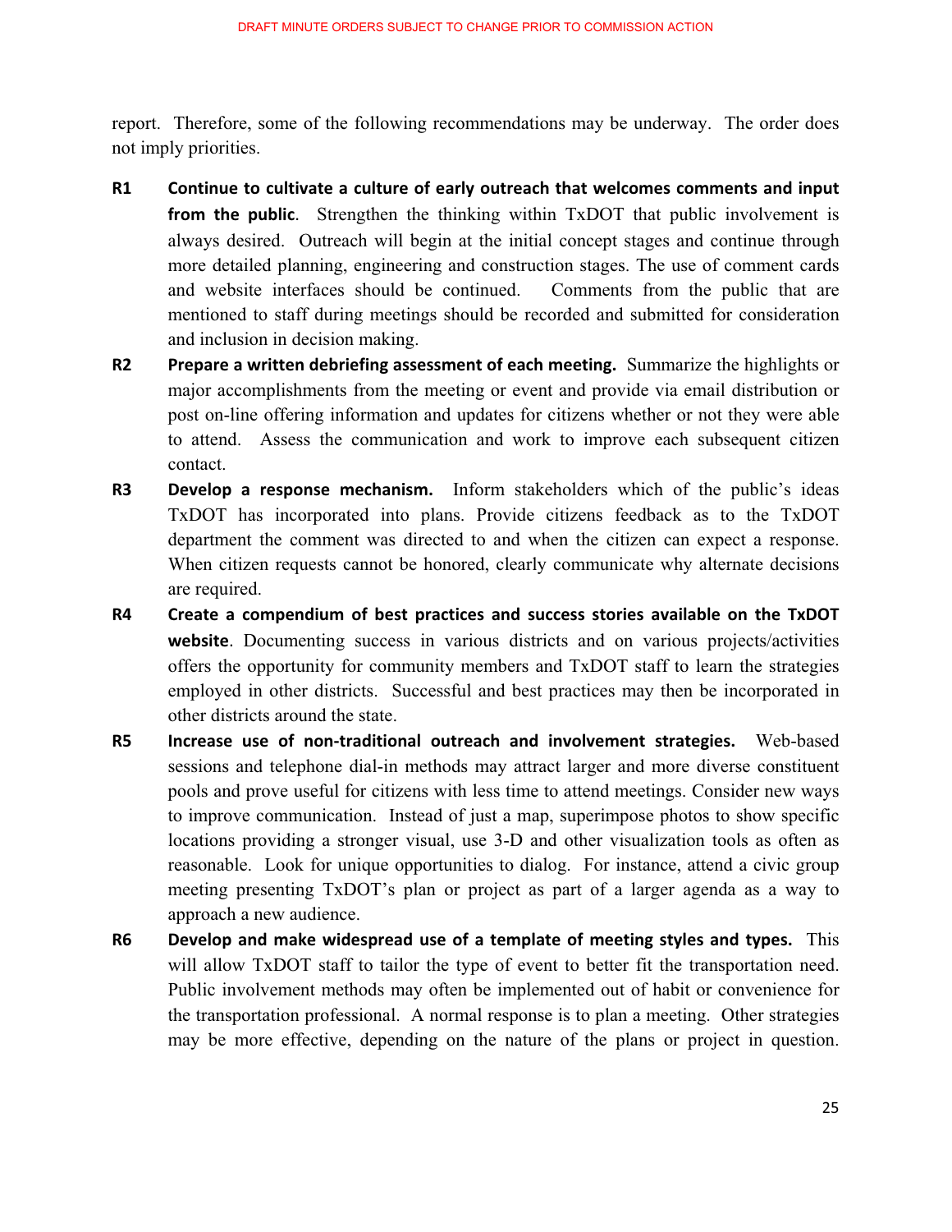report. Therefore, some of the following recommendations may be underway. The order does not imply priorities.

**R1** **Continue to cultivate a culture of early outreach that welcomes comments and input from the public**. Strengthen the thinking within TxDOT that public involvement is always desired. Outreach will begin at the initial concept stages and continue through more detailed planning, engineering and construction stages. The use of comment cards and website interfaces should be continued. Comments from the public that are mentioned to staff during meetings should be recorded and submitted for consideration and inclusion in decision making.

**R2** **Prepare a written debriefing assessment of each meeting.** Summarize the highlights or major accomplishments from the meeting or event and provide via email distribution or post on-line offering information and updates for citizens whether or not they were able to attend. Assess the communication and work to improve each subsequent citizen contact.

**R3** **Develop a response mechanism.** Inform stakeholders which of the public's ideas TxDOT has incorporated into plans. Provide citizens feedback as to the TxDOT department the comment was directed to and when the citizen can expect a response. When citizen requests cannot be honored, clearly communicate why alternate decisions are required.

**R4** **Create a compendium of best practices and success stories available on the TxDOT website**. Documenting success in various districts and on various projects/activities offers the opportunity for community members and TxDOT staff to learn the strategies employed in other districts. Successful and best practices may then be incorporated in other districts around the state.

**R5** **Increase use of non-traditional outreach and involvement strategies.** Web-based sessions and telephone dial-in methods may attract larger and more diverse constituent pools and prove useful for citizens with less time to attend meetings. Consider new ways to improve communication. Instead of just a map, superimpose photos to show specific locations providing a stronger visual, use 3-D and other visualization tools as often as reasonable. Look for unique opportunities to dialog. For instance, attend a civic group meeting presenting TxDOT's plan or project as part of a larger agenda as a way to approach a new audience.

**R6** **Develop and make widespread use of a template of meeting styles and types.** This will allow TxDOT staff to tailor the type of event to better fit the transportation need. Public involvement methods may often be implemented out of habit or convenience for the transportation professional. A normal response is to plan a meeting. Other strategies may be more effective, depending on the nature of the plans or project in question.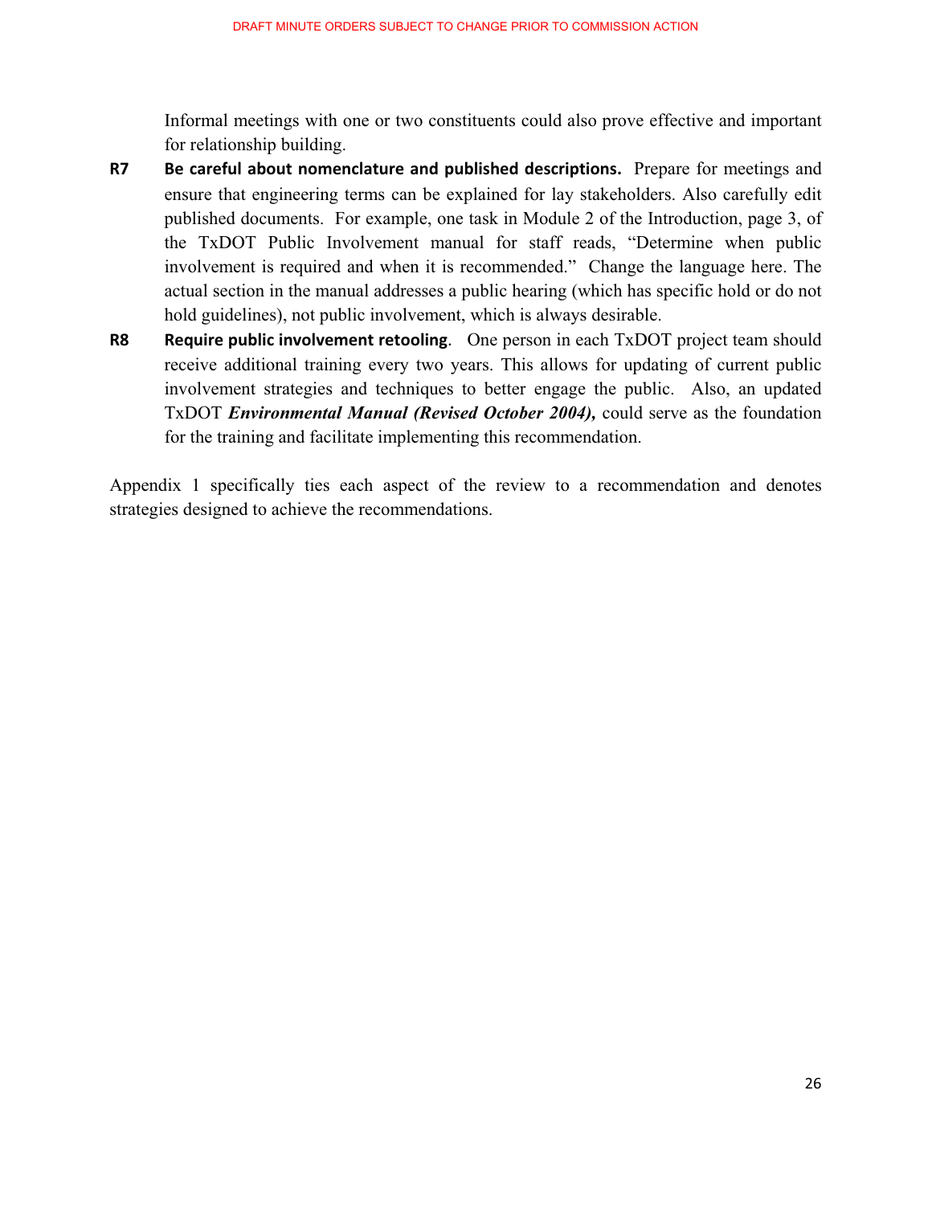Informal meetings with one or two constituents could also prove effective and important for relationship building.

**R7** **Be careful about nomenclature and published descriptions.** Prepare for meetings and ensure that engineering terms can be explained for lay stakeholders. Also carefully edit published documents. For example, one task in Module 2 of the Introduction, page 3, of the TxDOT Public Involvement manual for staff reads, "Determine when public involvement is required and when it is recommended." Change the language here. The actual section in the manual addresses a public hearing (which has specific hold or do not hold guidelines), not public involvement, which is always desirable.

**R8** **Require public involvement retooling**. One person in each TxDOT project team should receive additional training every two years. This allows for updating of current public involvement strategies and techniques to better engage the public. Also, an updated TxDOT ***Environmental Manual (Revised October 2004),*** could serve as the foundation for the training and facilitate implementing this recommendation.

Appendix 1 specifically ties each aspect of the review to a recommendation and denotes strategies designed to achieve the recommendations.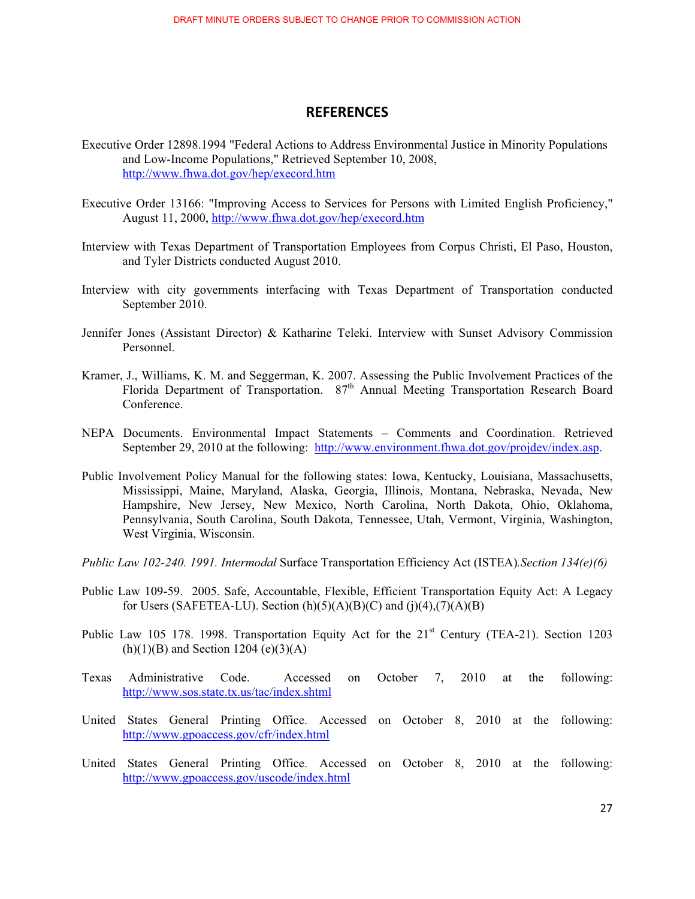DRAFT MINUTE ORDERS SUBJECT TO CHANGE PRIOR TO COMMISSION ACTION

## REFERENCES

Executive Order 12898.1994 "Federal Actions to Address Environmental Justice in Minority Populations and Low-Income Populations," Retrieved September 10, 2008, http://www.fhwa.dot.gov/hep/execord.htm

Executive Order 13166: "Improving Access to Services for Persons with Limited English Proficiency," August 11, 2000, http://www.fhwa.dot.gov/hep/execord.htm

Interview with Texas Department of Transportation Employees from Corpus Christi, El Paso, Houston, and Tyler Districts conducted August 2010.

Interview with city governments interfacing with Texas Department of Transportation conducted September 2010.

Jennifer Jones (Assistant Director) & Katharine Teleki. Interview with Sunset Advisory Commission Personnel.

Kramer, J., Williams, K. M. and Seggerman, K. 2007. Assessing the Public Involvement Practices of the Florida Department of Transportation. 87th Annual Meeting Transportation Research Board Conference.

NEPA Documents. Environmental Impact Statements – Comments and Coordination. Retrieved September 29, 2010 at the following: http://www.environment.fhwa.dot.gov/projdev/index.asp.

Public Involvement Policy Manual for the following states: Iowa, Kentucky, Louisiana, Massachusetts, Mississippi, Maine, Maryland, Alaska, Georgia, Illinois, Montana, Nebraska, Nevada, New Hampshire, New Jersey, New Mexico, North Carolina, North Dakota, Ohio, Oklahoma, Pennsylvania, South Carolina, South Dakota, Tennessee, Utah, Vermont, Virginia, Washington, West Virginia, Wisconsin.

*Public Law 102-240. 1991. Intermodal* Surface Transportation Efficiency Act (ISTEA)*.Section 134(e)(6)*

Public Law 109-59. 2005. Safe, Accountable, Flexible, Efficient Transportation Equity Act: A Legacy for Users (SAFETEA-LU). Section (h)(5)(A)(B)(C) and (j)(4),(7)(A)(B)

Public Law 105 178. 1998. Transportation Equity Act for the 21st Century (TEA-21). Section 1203 (h)(1)(B) and Section 1204 (e)(3)(A)

Texas Administrative Code. Accessed on October 7, 2010 at the following: http://www.sos.state.tx.us/tac/index.shtml

United States General Printing Office. Accessed on October 8, 2010 at the following: http://www.gpoaccess.gov/cfr/index.html

United States General Printing Office. Accessed on October 8, 2010 at the following: http://www.gpoaccess.gov/uscode/index.html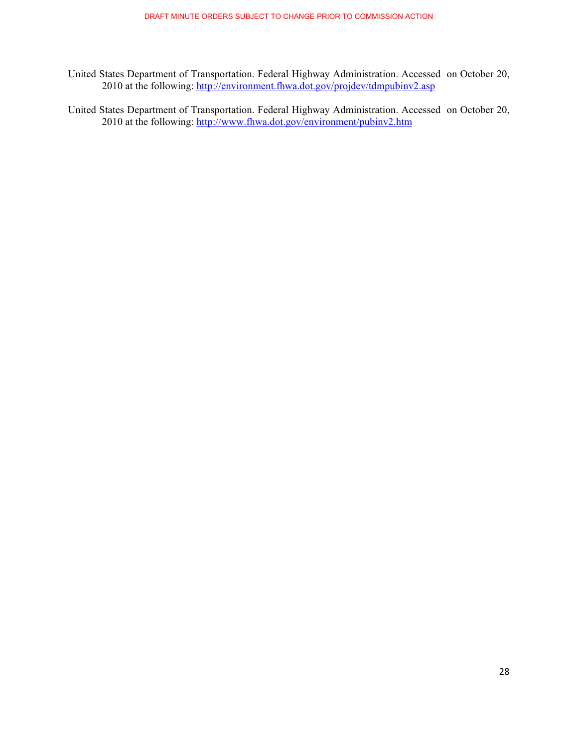United States Department of Transportation. Federal Highway Administration. Accessed on October 20, 2010 at the following: http://environment.fhwa.dot.gov/projdev/tdmpubinv2.asp

United States Department of Transportation. Federal Highway Administration. Accessed on October 20, 2010 at the following: http://www.fhwa.dot.gov/environment/pubinv2.htm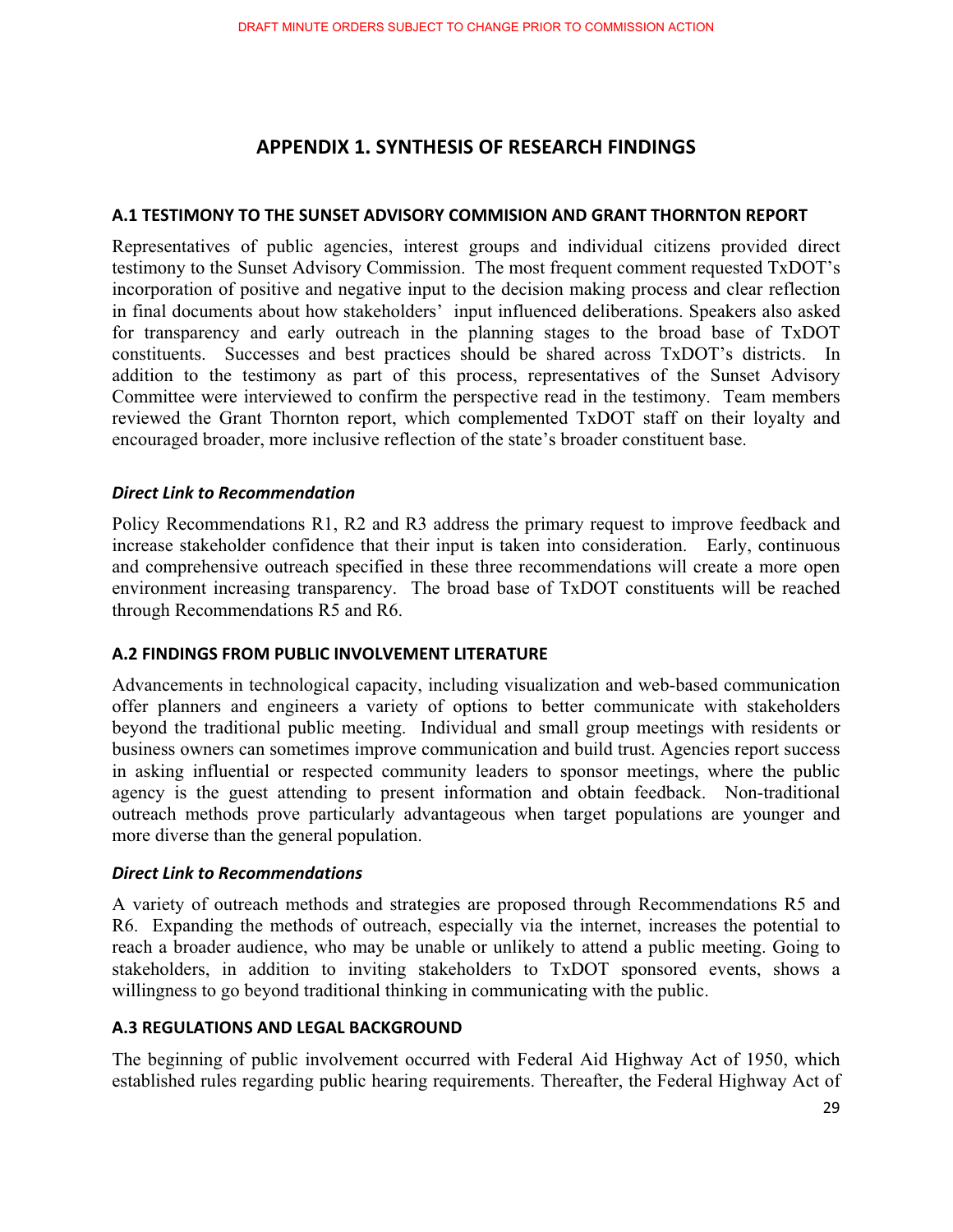# APPENDIX 1. SYNTHESIS OF RESEARCH FINDINGS

### A.1 TESTIMONY TO THE SUNSET ADVISORY COMMISION AND GRANT THORNTON REPORT

Representatives of public agencies, interest groups and individual citizens provided direct testimony to the Sunset Advisory Commission. The most frequent comment requested TxDOT's incorporation of positive and negative input to the decision making process and clear reflection in final documents about how stakeholders' input influenced deliberations. Speakers also asked for transparency and early outreach in the planning stages to the broad base of TxDOT constituents. Successes and best practices should be shared across TxDOT's districts. In addition to the testimony as part of this process, representatives of the Sunset Advisory Committee were interviewed to confirm the perspective read in the testimony. Team members reviewed the Grant Thornton report, which complemented TxDOT staff on their loyalty and encouraged broader, more inclusive reflection of the state's broader constituent base.

#### *Direct Link to Recommendation*

Policy Recommendations R1, R2 and R3 address the primary request to improve feedback and increase stakeholder confidence that their input is taken into consideration. Early, continuous and comprehensive outreach specified in these three recommendations will create a more open environment increasing transparency. The broad base of TxDOT constituents will be reached through Recommendations R5 and R6.

### A.2 FINDINGS FROM PUBLIC INVOLVEMENT LITERATURE

Advancements in technological capacity, including visualization and web-based communication offer planners and engineers a variety of options to better communicate with stakeholders beyond the traditional public meeting. Individual and small group meetings with residents or business owners can sometimes improve communication and build trust. Agencies report success in asking influential or respected community leaders to sponsor meetings, where the public agency is the guest attending to present information and obtain feedback. Non-traditional outreach methods prove particularly advantageous when target populations are younger and more diverse than the general population.

#### *Direct Link to Recommendations*

A variety of outreach methods and strategies are proposed through Recommendations R5 and R6. Expanding the methods of outreach, especially via the internet, increases the potential to reach a broader audience, who may be unable or unlikely to attend a public meeting. Going to stakeholders, in addition to inviting stakeholders to TxDOT sponsored events, shows a willingness to go beyond traditional thinking in communicating with the public.

### A.3 REGULATIONS AND LEGAL BACKGROUND

The beginning of public involvement occurred with Federal Aid Highway Act of 1950, which established rules regarding public hearing requirements. Thereafter, the Federal Highway Act of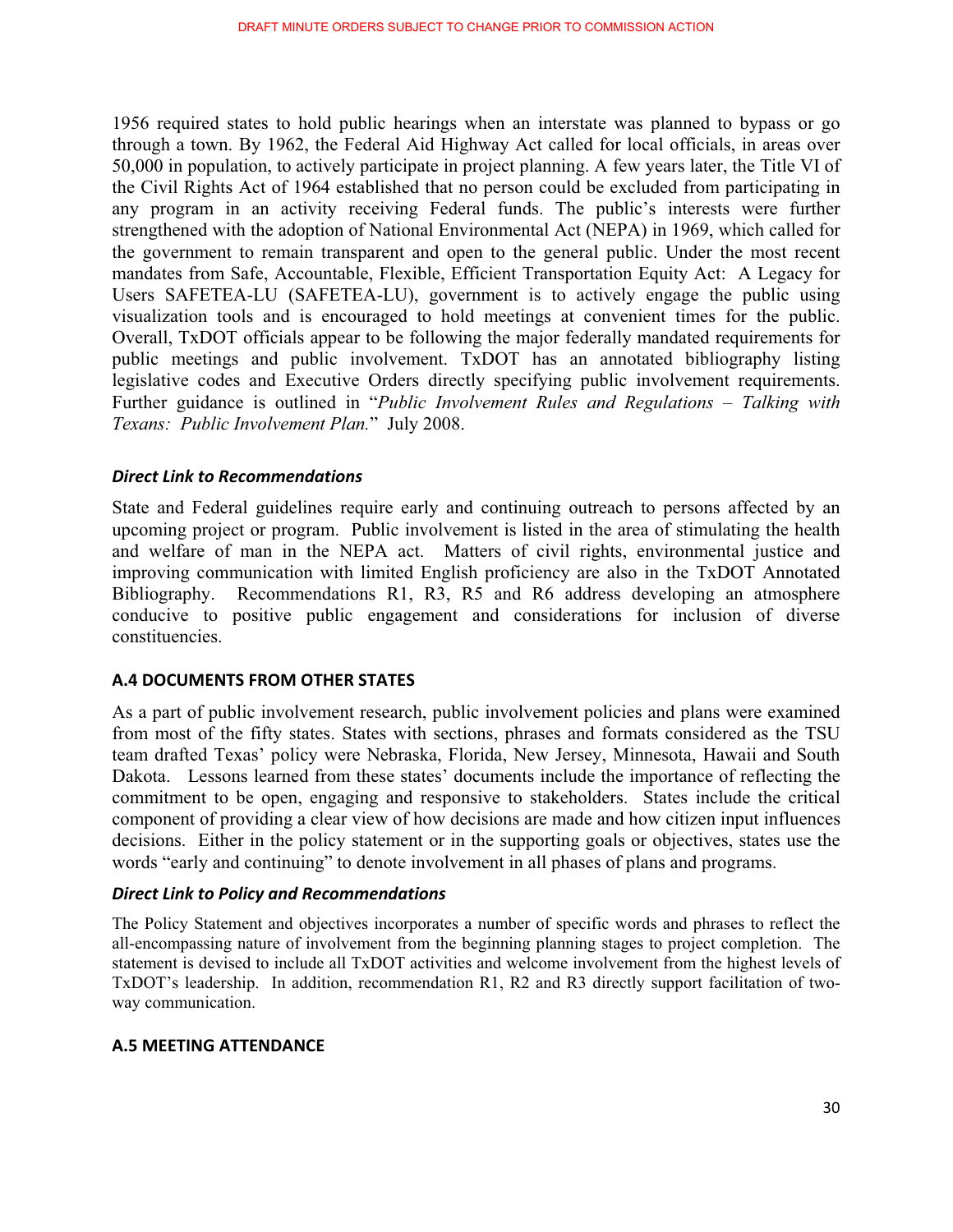1956 required states to hold public hearings when an interstate was planned to bypass or go through a town. By 1962, the Federal Aid Highway Act called for local officials, in areas over 50,000 in population, to actively participate in project planning. A few years later, the Title VI of the Civil Rights Act of 1964 established that no person could be excluded from participating in any program in an activity receiving Federal funds. The public's interests were further strengthened with the adoption of National Environmental Act (NEPA) in 1969, which called for the government to remain transparent and open to the general public. Under the most recent mandates from Safe, Accountable, Flexible, Efficient Transportation Equity Act: A Legacy for Users SAFETEA-LU (SAFETEA-LU), government is to actively engage the public using visualization tools and is encouraged to hold meetings at convenient times for the public. Overall, TxDOT officials appear to be following the major federally mandated requirements for public meetings and public involvement. TxDOT has an annotated bibliography listing legislative codes and Executive Orders directly specifying public involvement requirements. Further guidance is outlined in "*Public Involvement Rules and Regulations – Talking with Texans: Public Involvement Plan.*" July 2008.

#### *Direct Link to Recommendations*

State and Federal guidelines require early and continuing outreach to persons affected by an upcoming project or program. Public involvement is listed in the area of stimulating the health and welfare of man in the NEPA act. Matters of civil rights, environmental justice and improving communication with limited English proficiency are also in the TxDOT Annotated Bibliography. Recommendations R1, R3, R5 and R6 address developing an atmosphere conducive to positive public engagement and considerations for inclusion of diverse constituencies.

### A.4 DOCUMENTS FROM OTHER STATES

As a part of public involvement research, public involvement policies and plans were examined from most of the fifty states. States with sections, phrases and formats considered as the TSU team drafted Texas' policy were Nebraska, Florida, New Jersey, Minnesota, Hawaii and South Dakota. Lessons learned from these states' documents include the importance of reflecting the commitment to be open, engaging and responsive to stakeholders. States include the critical component of providing a clear view of how decisions are made and how citizen input influences decisions. Either in the policy statement or in the supporting goals or objectives, states use the words "early and continuing" to denote involvement in all phases of plans and programs.

#### *Direct Link to Policy and Recommendations*

The Policy Statement and objectives incorporates a number of specific words and phrases to reflect the all-encompassing nature of involvement from the beginning planning stages to project completion. The statement is devised to include all TxDOT activities and welcome involvement from the highest levels of TxDOT's leadership. In addition, recommendation R1, R2 and R3 directly support facilitation of two-way communication.

### A.5 MEETING ATTENDANCE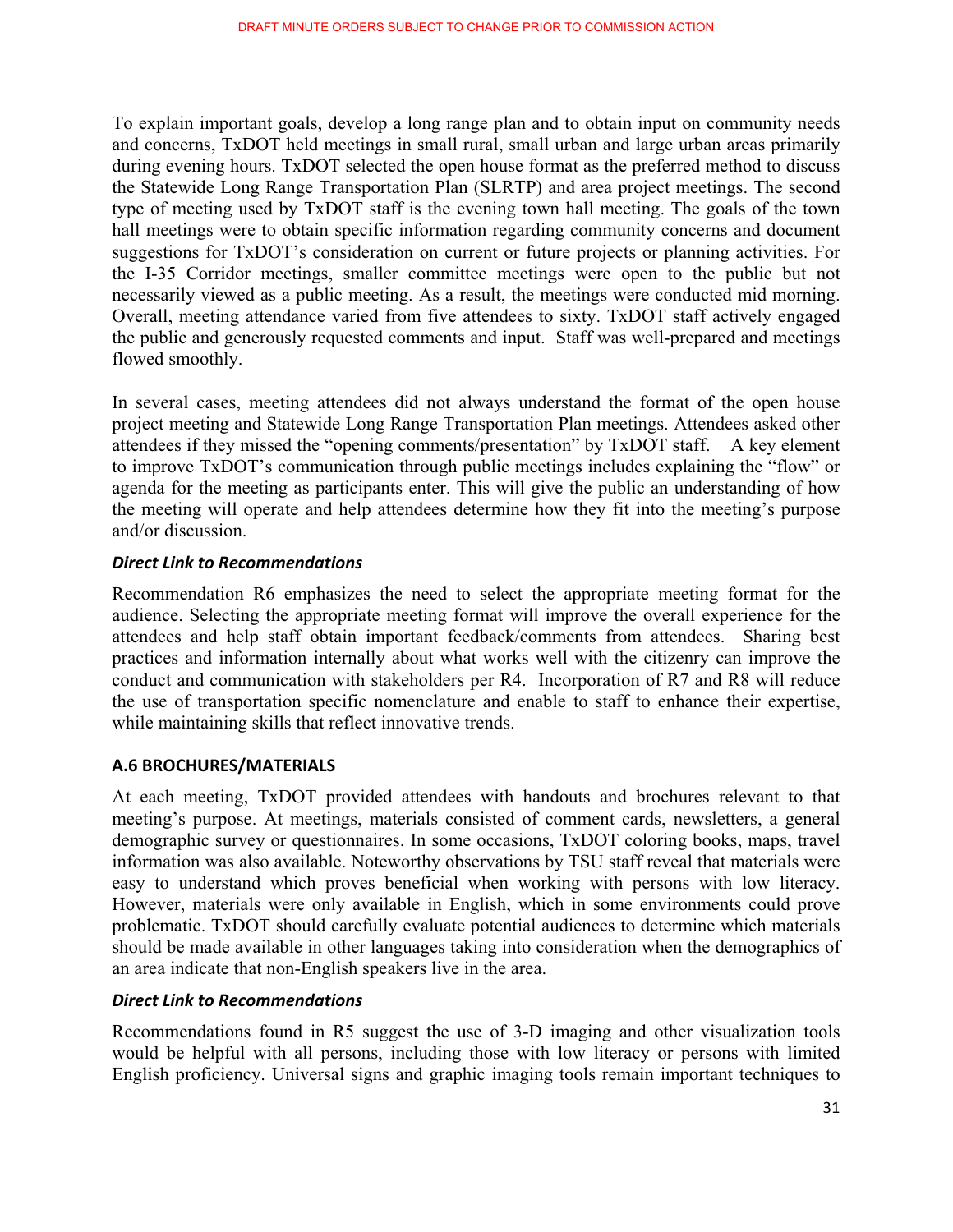To explain important goals, develop a long range plan and to obtain input on community needs and concerns, TxDOT held meetings in small rural, small urban and large urban areas primarily during evening hours. TxDOT selected the open house format as the preferred method to discuss the Statewide Long Range Transportation Plan (SLRTP) and area project meetings. The second type of meeting used by TxDOT staff is the evening town hall meeting. The goals of the town hall meetings were to obtain specific information regarding community concerns and document suggestions for TxDOT's consideration on current or future projects or planning activities. For the I-35 Corridor meetings, smaller committee meetings were open to the public but not necessarily viewed as a public meeting. As a result, the meetings were conducted mid morning. Overall, meeting attendance varied from five attendees to sixty. TxDOT staff actively engaged the public and generously requested comments and input. Staff was well-prepared and meetings flowed smoothly.

In several cases, meeting attendees did not always understand the format of the open house project meeting and Statewide Long Range Transportation Plan meetings. Attendees asked other attendees if they missed the "opening comments/presentation" by TxDOT staff. A key element to improve TxDOT's communication through public meetings includes explaining the "flow" or agenda for the meeting as participants enter. This will give the public an understanding of how the meeting will operate and help attendees determine how they fit into the meeting's purpose and/or discussion.

***Direct Link to Recommendations***

Recommendation R6 emphasizes the need to select the appropriate meeting format for the audience. Selecting the appropriate meeting format will improve the overall experience for the attendees and help staff obtain important feedback/comments from attendees. Sharing best practices and information internally about what works well with the citizenry can improve the conduct and communication with stakeholders per R4. Incorporation of R7 and R8 will reduce the use of transportation specific nomenclature and enable to staff to enhance their expertise, while maintaining skills that reflect innovative trends.

### A.6 BROCHURES/MATERIALS

At each meeting, TxDOT provided attendees with handouts and brochures relevant to that meeting's purpose. At meetings, materials consisted of comment cards, newsletters, a general demographic survey or questionnaires. In some occasions, TxDOT coloring books, maps, travel information was also available. Noteworthy observations by TSU staff reveal that materials were easy to understand which proves beneficial when working with persons with low literacy. However, materials were only available in English, which in some environments could prove problematic. TxDOT should carefully evaluate potential audiences to determine which materials should be made available in other languages taking into consideration when the demographics of an area indicate that non-English speakers live in the area.

***Direct Link to Recommendations***

Recommendations found in R5 suggest the use of 3-D imaging and other visualization tools would be helpful with all persons, including those with low literacy or persons with limited English proficiency. Universal signs and graphic imaging tools remain important techniques to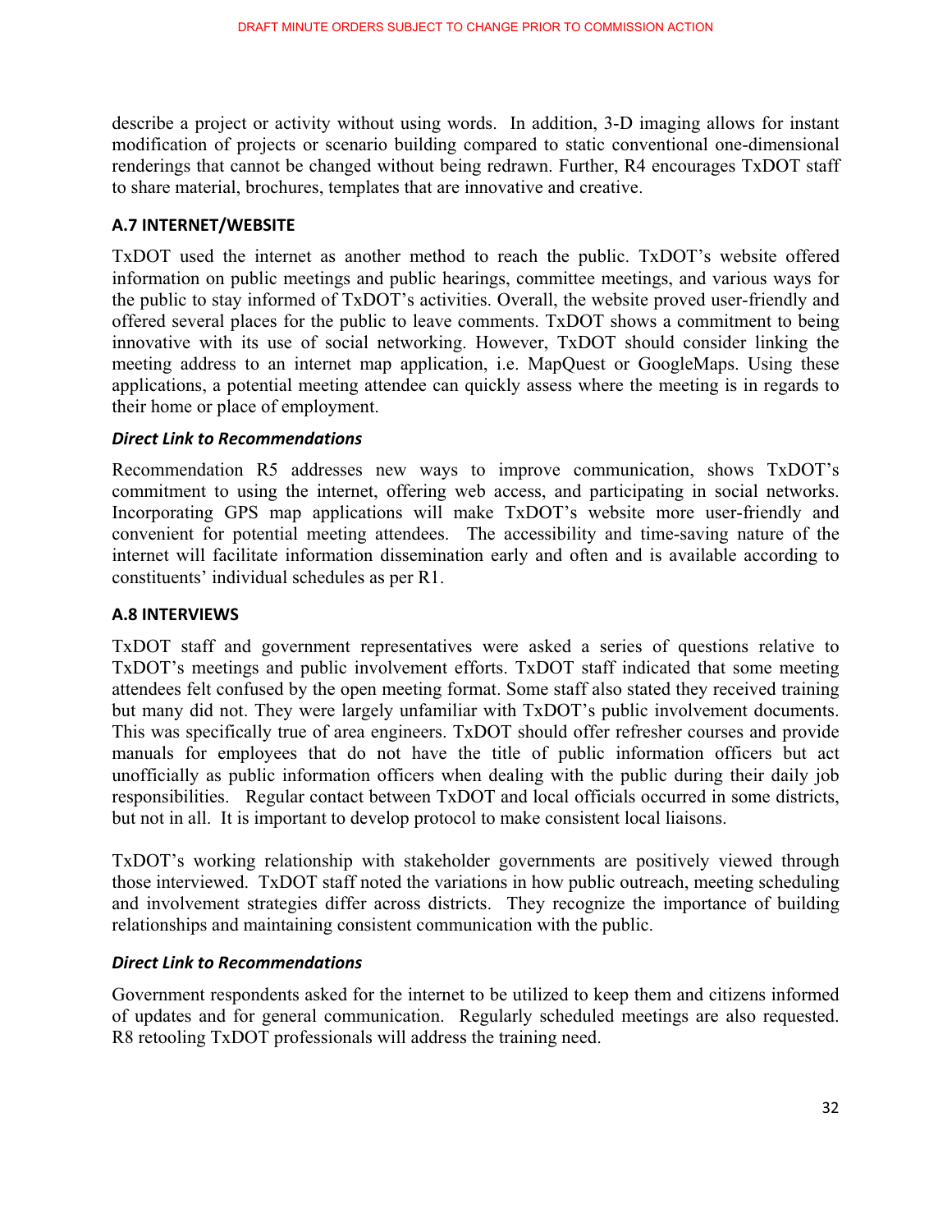describe a project or activity without using words. In addition, 3-D imaging allows for instant modification of projects or scenario building compared to static conventional one-dimensional renderings that cannot be changed without being redrawn. Further, R4 encourages TxDOT staff to share material, brochures, templates that are innovative and creative.

### A.7 INTERNET/WEBSITE

TxDOT used the internet as another method to reach the public. TxDOT's website offered information on public meetings and public hearings, committee meetings, and various ways for the public to stay informed of TxDOT's activities. Overall, the website proved user-friendly and offered several places for the public to leave comments. TxDOT shows a commitment to being innovative with its use of social networking. However, TxDOT should consider linking the meeting address to an internet map application, i.e. MapQuest or GoogleMaps. Using these applications, a potential meeting attendee can quickly assess where the meeting is in regards to their home or place of employment.

#### *Direct Link to Recommendations*

Recommendation R5 addresses new ways to improve communication, shows TxDOT's commitment to using the internet, offering web access, and participating in social networks. Incorporating GPS map applications will make TxDOT's website more user-friendly and convenient for potential meeting attendees. The accessibility and time-saving nature of the internet will facilitate information dissemination early and often and is available according to constituents' individual schedules as per R1.

### A.8 INTERVIEWS

TxDOT staff and government representatives were asked a series of questions relative to TxDOT's meetings and public involvement efforts. TxDOT staff indicated that some meeting attendees felt confused by the open meeting format. Some staff also stated they received training but many did not. They were largely unfamiliar with TxDOT's public involvement documents. This was specifically true of area engineers. TxDOT should offer refresher courses and provide manuals for employees that do not have the title of public information officers but act unofficially as public information officers when dealing with the public during their daily job responsibilities. Regular contact between TxDOT and local officials occurred in some districts, but not in all. It is important to develop protocol to make consistent local liaisons.

TxDOT's working relationship with stakeholder governments are positively viewed through those interviewed. TxDOT staff noted the variations in how public outreach, meeting scheduling and involvement strategies differ across districts. They recognize the importance of building relationships and maintaining consistent communication with the public.

#### *Direct Link to Recommendations*

Government respondents asked for the internet to be utilized to keep them and citizens informed of updates and for general communication. Regularly scheduled meetings are also requested. R8 retooling TxDOT professionals will address the training need.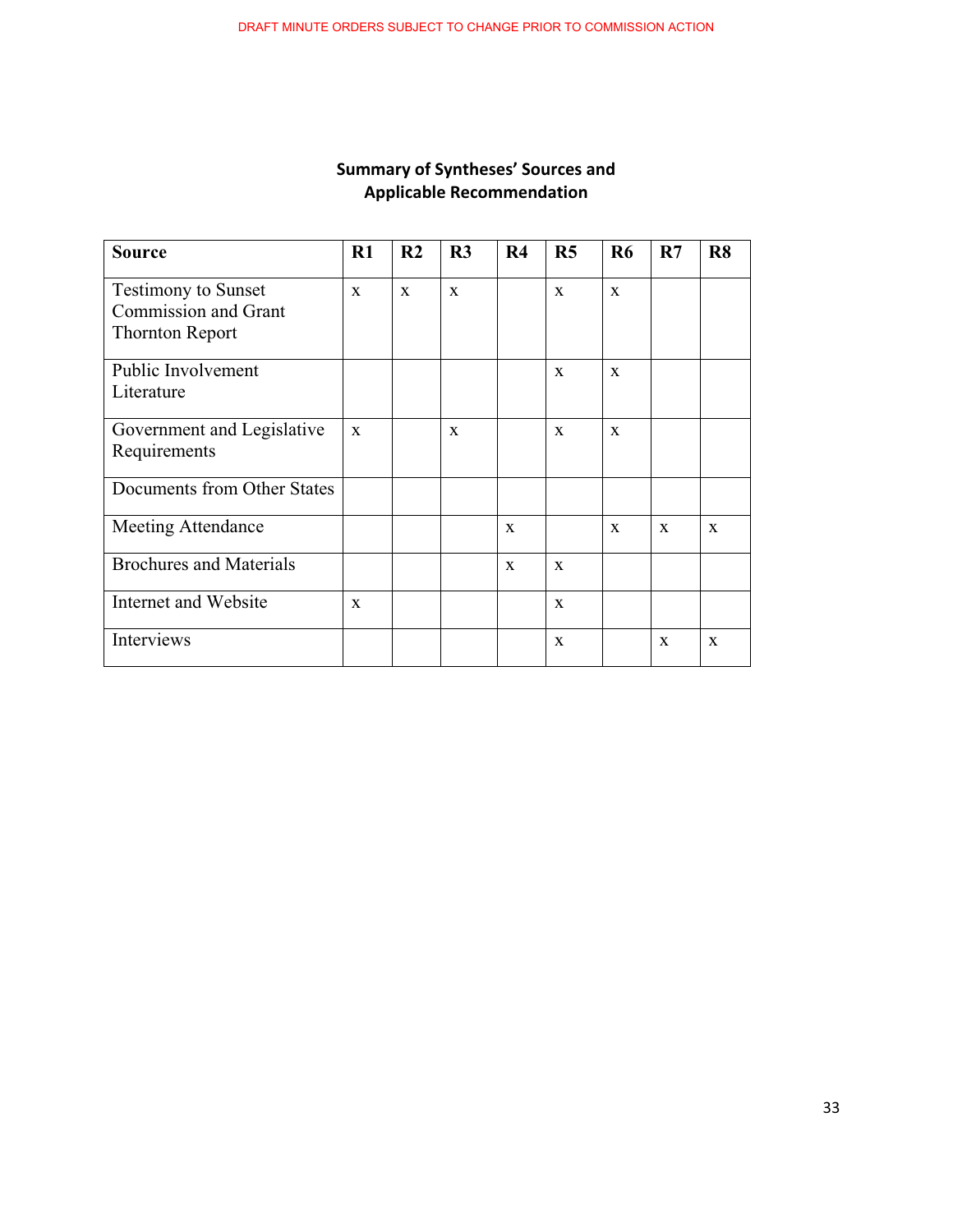**Summary of Syntheses' Sources and Applicable Recommendation**

| Source | R1 | R2 | R3 | R4 | R5 | R6 | R7 | R8 |
|---|---|---|---|---|---|---|---|---|
| Testimony to Sunset Commission and Grant Thornton Report | x | x | x | | x | x | | |
| Public Involvement Literature | | | | | x | x | | |
| Government and Legislative Requirements | x | | x | | x | x | | |
| Documents from Other States | | | | | | | | |
| Meeting Attendance | | | | x | | x | x | x |
| Brochures and Materials | | | | x | x | | | |
| Internet and Website | x | | | | x | | | |
| Interviews | | | | | x | | x | x |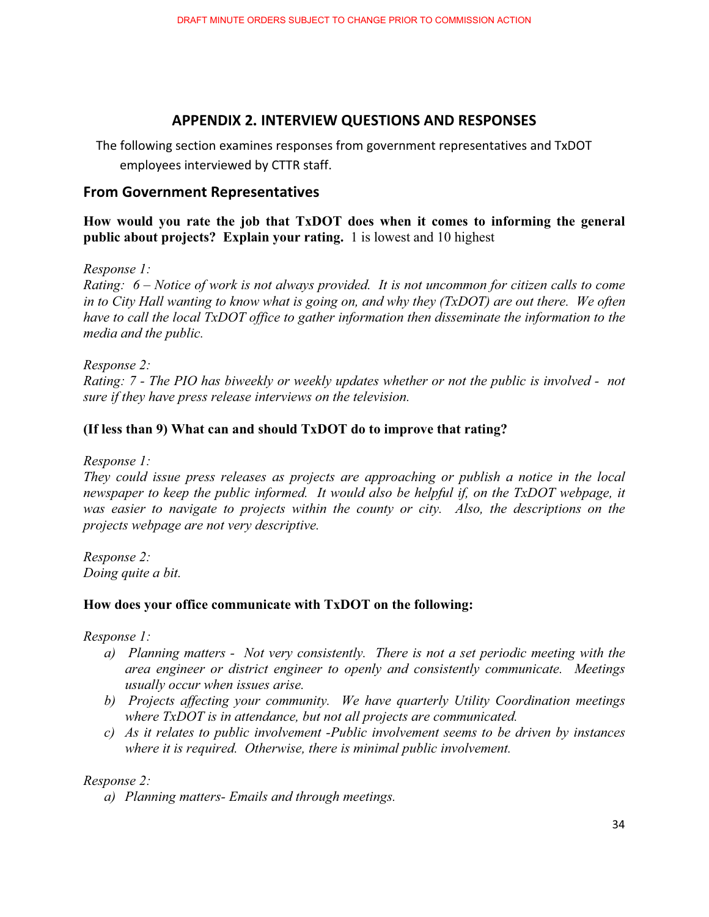## APPENDIX 2. INTERVIEW QUESTIONS AND RESPONSES

The following section examines responses from government representatives and TxDOT employees interviewed by CTTR staff.

### From Government Representatives

**How would you rate the job that TxDOT does when it comes to informing the general public about projects? Explain your rating.** 1 is lowest and 10 highest

*Response 1:*
*Rating: 6 – Notice of work is not always provided. It is not uncommon for citizen calls to come in to City Hall wanting to know what is going on, and why they (TxDOT) are out there. We often have to call the local TxDOT office to gather information then disseminate the information to the media and the public.*

*Response 2:*
*Rating: 7 - The PIO has biweekly or weekly updates whether or not the public is involved - not sure if they have press release interviews on the television.*

**(If less than 9) What can and should TxDOT do to improve that rating?**

*Response 1:*
*They could issue press releases as projects are approaching or publish a notice in the local newspaper to keep the public informed. It would also be helpful if, on the TxDOT webpage, it was easier to navigate to projects within the county or city. Also, the descriptions on the projects webpage are not very descriptive.*

*Response 2:*
*Doing quite a bit.*

**How does your office communicate with TxDOT on the following:**

*Response 1:*

- a) *Planning matters - Not very consistently. There is not a set periodic meeting with the area engineer or district engineer to openly and consistently communicate. Meetings usually occur when issues arise.*
- b) *Projects affecting your community. We have quarterly Utility Coordination meetings where TxDOT is in attendance, but not all projects are communicated.*
- c) *As it relates to public involvement -Public involvement seems to be driven by instances where it is required. Otherwise, there is minimal public involvement.*

*Response 2:*

- a) *Planning matters- Emails and through meetings.*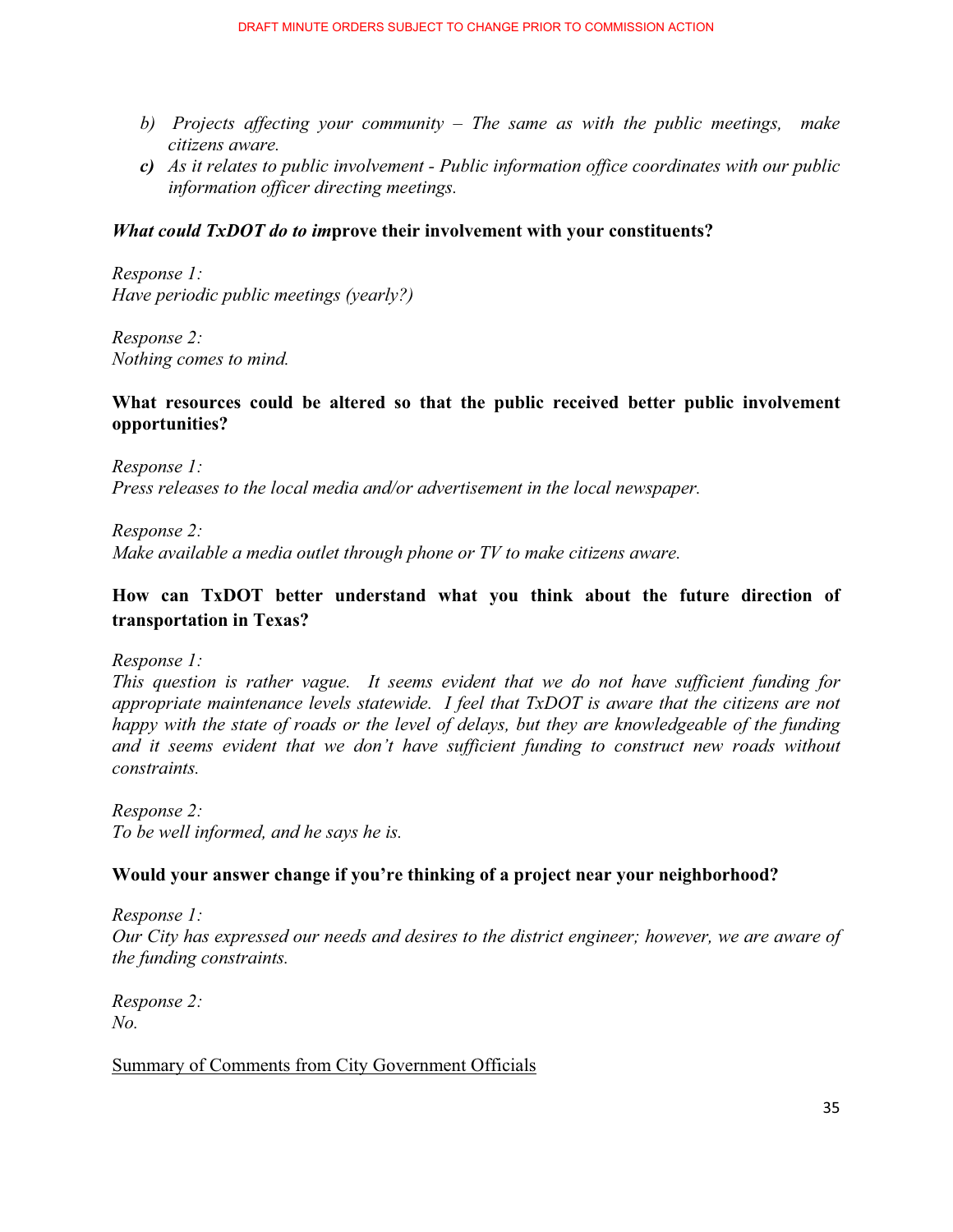b) *Projects affecting your community – The same as with the public meetings, make citizens aware.*

***c)*** *As it relates to public involvement - Public information office coordinates with our public information officer directing meetings.*

***What could TxDOT do to im*****prove their involvement with your constituents?**

*Response 1:*
*Have periodic public meetings (yearly?)*

*Response 2:*
*Nothing comes to mind.*

**What resources could be altered so that the public received better public involvement opportunities?**

*Response 1:*
*Press releases to the local media and/or advertisement in the local newspaper.*

*Response 2:*
*Make available a media outlet through phone or TV to make citizens aware.*

**How can TxDOT better understand what you think about the future direction of transportation in Texas?**

*Response 1:*
*This question is rather vague. It seems evident that we do not have sufficient funding for appropriate maintenance levels statewide. I feel that TxDOT is aware that the citizens are not happy with the state of roads or the level of delays, but they are knowledgeable of the funding and it seems evident that we don't have sufficient funding to construct new roads without constraints.*

*Response 2:*
*To be well informed, and he says he is.*

**Would your answer change if you're thinking of a project near your neighborhood?**

*Response 1:*
*Our City has expressed our needs and desires to the district engineer; however, we are aware of the funding constraints.*

*Response 2:*
*No.*

<u>Summary of Comments from City Government Officials</u>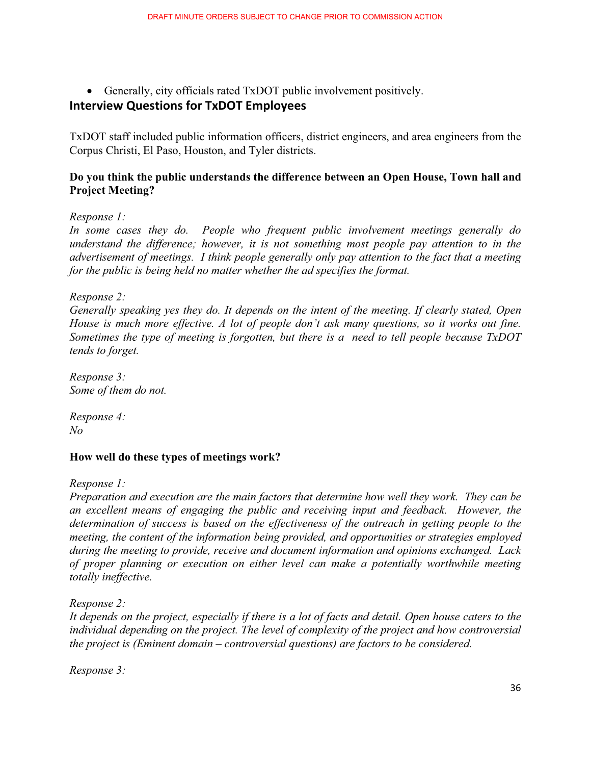- Generally, city officials rated TxDOT public involvement positively.

## Interview Questions for TxDOT Employees

TxDOT staff included public information officers, district engineers, and area engineers from the Corpus Christi, El Paso, Houston, and Tyler districts.

**Do you think the public understands the difference between an Open House, Town hall and Project Meeting?**

*Response 1:*
*In some cases they do. People who frequent public involvement meetings generally do understand the difference; however, it is not something most people pay attention to in the advertisement of meetings. I think people generally only pay attention to the fact that a meeting for the public is being held no matter whether the ad specifies the format.*

*Response 2:*
*Generally speaking yes they do. It depends on the intent of the meeting. If clearly stated, Open House is much more effective. A lot of people don't ask many questions, so it works out fine. Sometimes the type of meeting is forgotten, but there is a need to tell people because TxDOT tends to forget.*

*Response 3:*
*Some of them do not.*

*Response 4:*
*No*

**How well do these types of meetings work?**

*Response 1:*
*Preparation and execution are the main factors that determine how well they work. They can be an excellent means of engaging the public and receiving input and feedback. However, the determination of success is based on the effectiveness of the outreach in getting people to the meeting, the content of the information being provided, and opportunities or strategies employed during the meeting to provide, receive and document information and opinions exchanged. Lack of proper planning or execution on either level can make a potentially worthwhile meeting totally ineffective.*

*Response 2:*
*It depends on the project, especially if there is a lot of facts and detail. Open house caters to the individual depending on the project. The level of complexity of the project and how controversial the project is (Eminent domain – controversial questions) are factors to be considered.*

*Response 3:*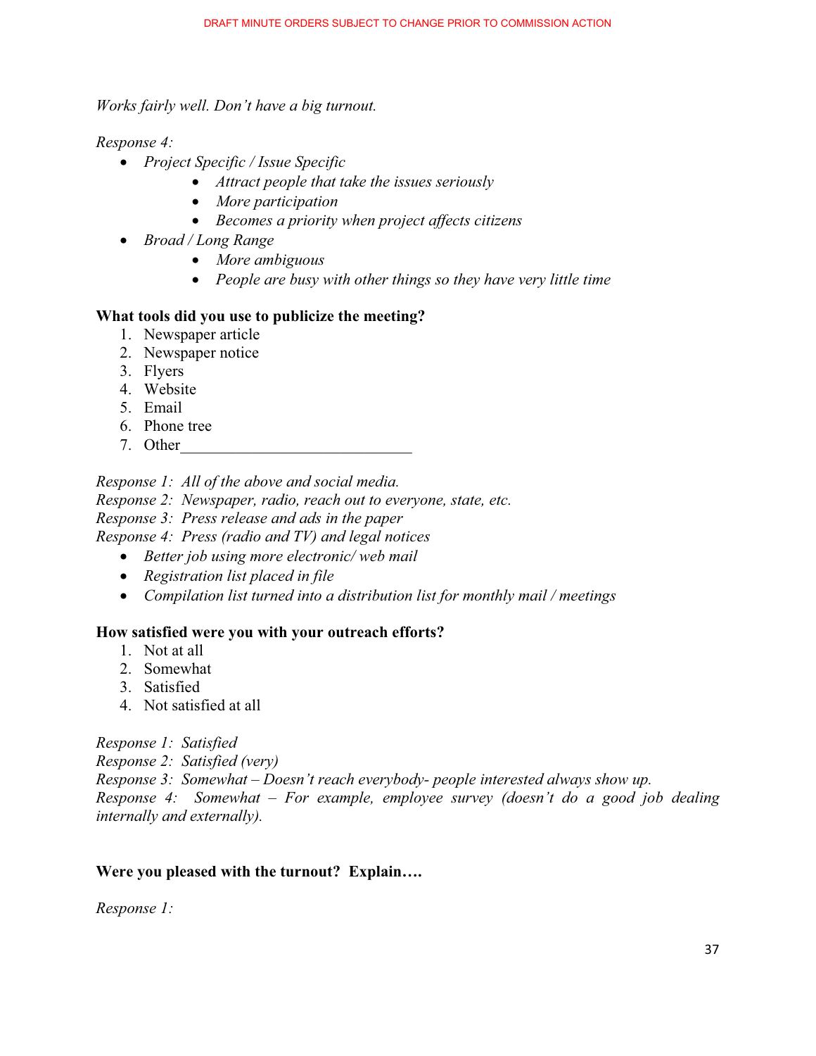*Works fairly well. Don't have a big turnout.*

*Response 4:*

- *Project Specific / Issue Specific*
    - *Attract people that take the issues seriously*
    - *More participation*
    - *Becomes a priority when project affects citizens*
- *Broad / Long Range*
    - *More ambiguous*
    - *People are busy with other things so they have very little time*

**What tools did you use to publicize the meeting?**

1. Newspaper article
2. Newspaper notice
3. Flyers
4. Website
5. Email
6. Phone tree
7. Other_____________________________

*Response 1: All of the above and social media.*
*Response 2: Newspaper, radio, reach out to everyone, state, etc.*
*Response 3: Press release and ads in the paper*
*Response 4: Press (radio and TV) and legal notices*

- *Better job using more electronic/ web mail*
- *Registration list placed in file*
- *Compilation list turned into a distribution list for monthly mail / meetings*

**How satisfied were you with your outreach efforts?**

1. Not at all
2. Somewhat
3. Satisfied
4. Not satisfied at all

*Response 1: Satisfied*
*Response 2: Satisfied (very)*
*Response 3: Somewhat – Doesn't reach everybody- people interested always show up.*
*Response 4: Somewhat – For example, employee survey (doesn't do a good job dealing internally and externally).*

**Were you pleased with the turnout? Explain….**

*Response 1:*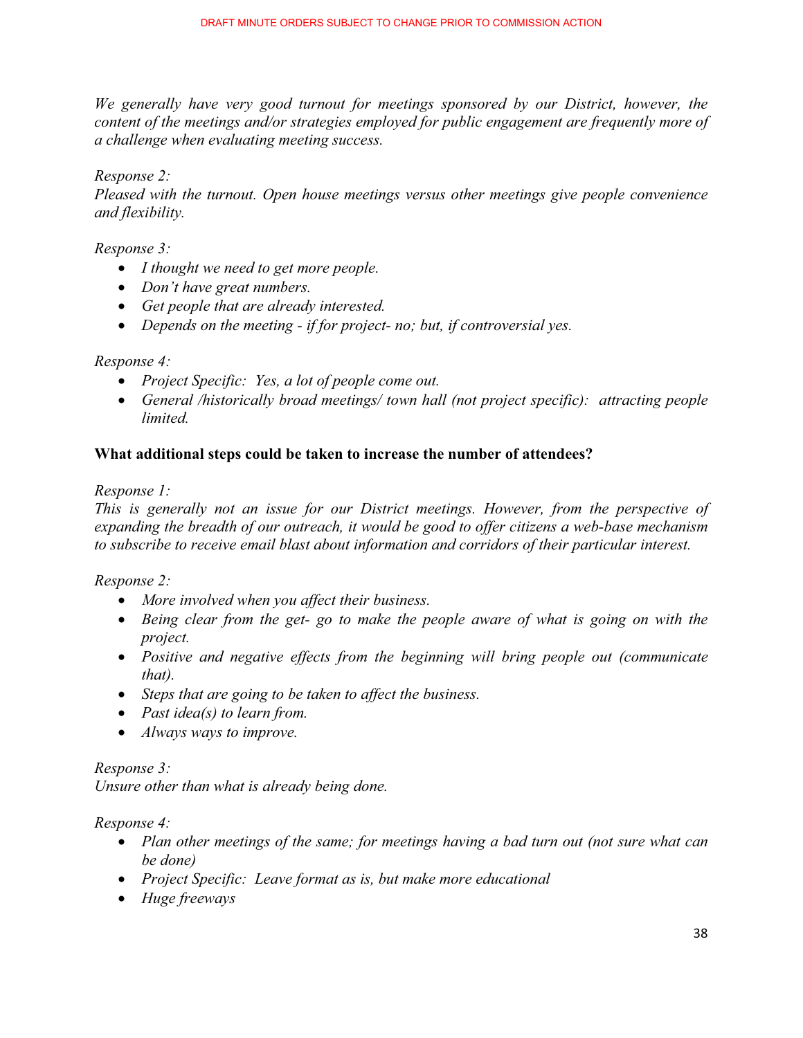*We generally have very good turnout for meetings sponsored by our District, however, the content of the meetings and/or strategies employed for public engagement are frequently more of a challenge when evaluating meeting success.*

*Response 2:*
*Pleased with the turnout. Open house meetings versus other meetings give people convenience and flexibility.*

*Response 3:*

- *I thought we need to get more people.*
- *Don't have great numbers.*
- *Get people that are already interested.*
- *Depends on the meeting - if for project- no; but, if controversial yes.*

*Response 4:*

- *Project Specific: Yes, a lot of people come out.*
- *General /historically broad meetings/ town hall (not project specific): attracting people limited.*

**What additional steps could be taken to increase the number of attendees?**

*Response 1:*
*This is generally not an issue for our District meetings. However, from the perspective of expanding the breadth of our outreach, it would be good to offer citizens a web-base mechanism to subscribe to receive email blast about information and corridors of their particular interest.*

*Response 2:*

- *More involved when you affect their business.*
- *Being clear from the get- go to make the people aware of what is going on with the project.*
- *Positive and negative effects from the beginning will bring people out (communicate that).*
- *Steps that are going to be taken to affect the business.*
- *Past idea(s) to learn from.*
- *Always ways to improve.*

*Response 3:*
*Unsure other than what is already being done.*

*Response 4:*

- *Plan other meetings of the same; for meetings having a bad turn out (not sure what can be done)*
- *Project Specific: Leave format as is, but make more educational*
- *Huge freeways*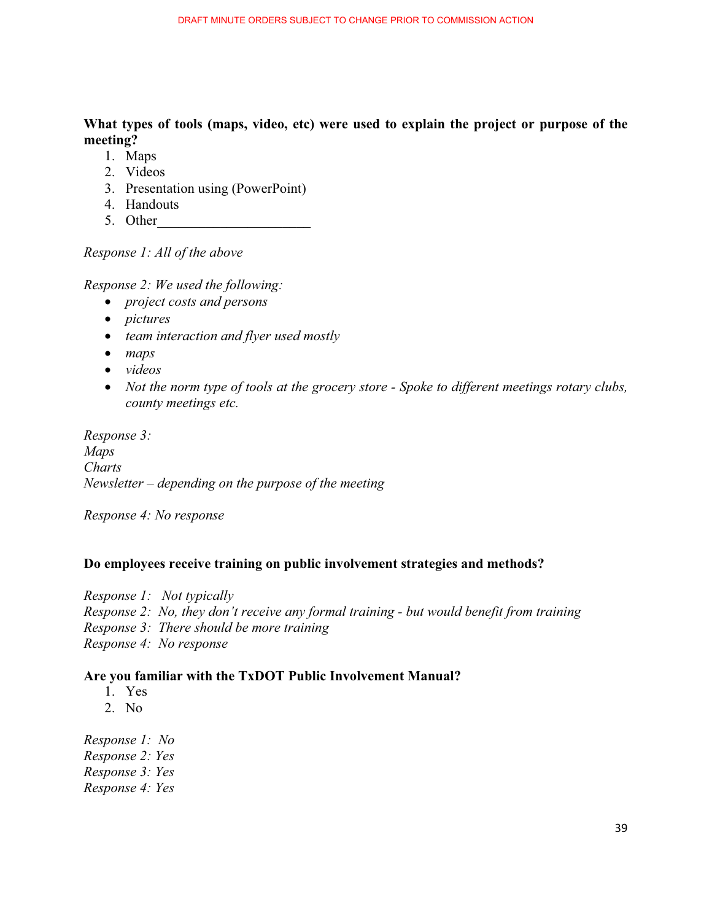**What types of tools (maps, video, etc) were used to explain the project or purpose of the meeting?**

1. Maps
2. Videos
3. Presentation using (PowerPoint)
4. Handouts
5. Other______________________

*Response 1: All of the above*

*Response 2: We used the following:*

- *project costs and persons*
- *pictures*
- *team interaction and flyer used mostly*
- *maps*
- *videos*
- *Not the norm type of tools at the grocery store - Spoke to different meetings rotary clubs, county meetings etc.*

*Response 3:*
*Maps*
*Charts*
*Newsletter – depending on the purpose of the meeting*

*Response 4: No response*

**Do employees receive training on public involvement strategies and methods?**

*Response 1: Not typically*
*Response 2: No, they don't receive any formal training - but would benefit from training*
*Response 3: There should be more training*
*Response 4: No response*

**Are you familiar with the TxDOT Public Involvement Manual?**

1. Yes
2. No

*Response 1: No*
*Response 2: Yes*
*Response 3: Yes*
*Response 4: Yes*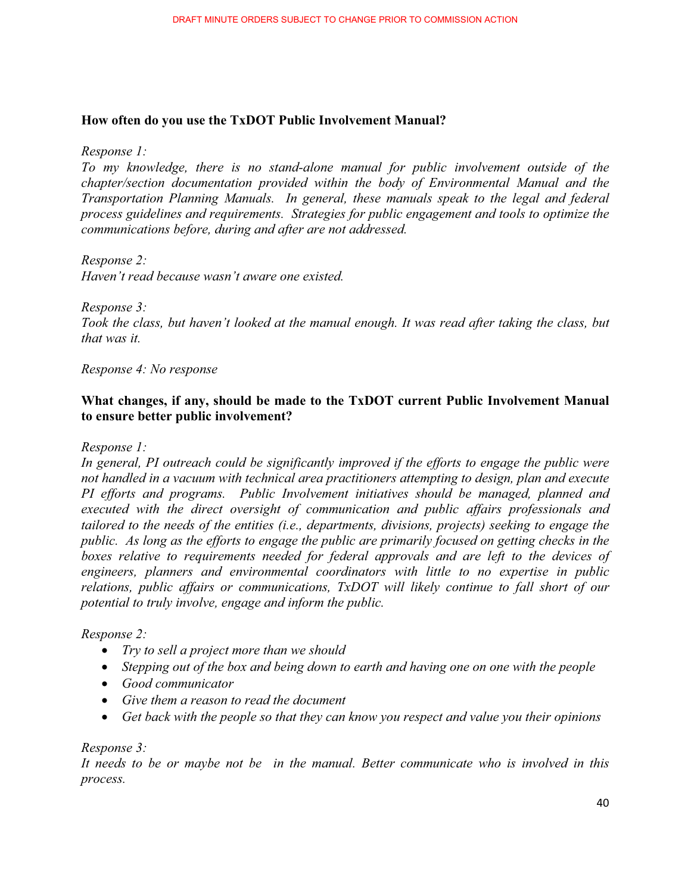**How often do you use the TxDOT Public Involvement Manual?**

*Response 1:*
*To my knowledge, there is no stand-alone manual for public involvement outside of the chapter/section documentation provided within the body of Environmental Manual and the Transportation Planning Manuals. In general, these manuals speak to the legal and federal process guidelines and requirements. Strategies for public engagement and tools to optimize the communications before, during and after are not addressed.*

*Response 2:*
*Haven't read because wasn't aware one existed.*

*Response 3:*
*Took the class, but haven't looked at the manual enough. It was read after taking the class, but that was it.*

*Response 4: No response*

**What changes, if any, should be made to the TxDOT current Public Involvement Manual to ensure better public involvement?**

*Response 1:*
*In general, PI outreach could be significantly improved if the efforts to engage the public were not handled in a vacuum with technical area practitioners attempting to design, plan and execute PI efforts and programs. Public Involvement initiatives should be managed, planned and executed with the direct oversight of communication and public affairs professionals and tailored to the needs of the entities (i.e., departments, divisions, projects) seeking to engage the public. As long as the efforts to engage the public are primarily focused on getting checks in the boxes relative to requirements needed for federal approvals and are left to the devices of engineers, planners and environmental coordinators with little to no expertise in public relations, public affairs or communications, TxDOT will likely continue to fall short of our potential to truly involve, engage and inform the public.*

*Response 2:*

- *Try to sell a project more than we should*
- *Stepping out of the box and being down to earth and having one on one with the people*
- *Good communicator*
- *Give them a reason to read the document*
- *Get back with the people so that they can know you respect and value you their opinions*

*Response 3:*
*It needs to be or maybe not be in the manual. Better communicate who is involved in this process.*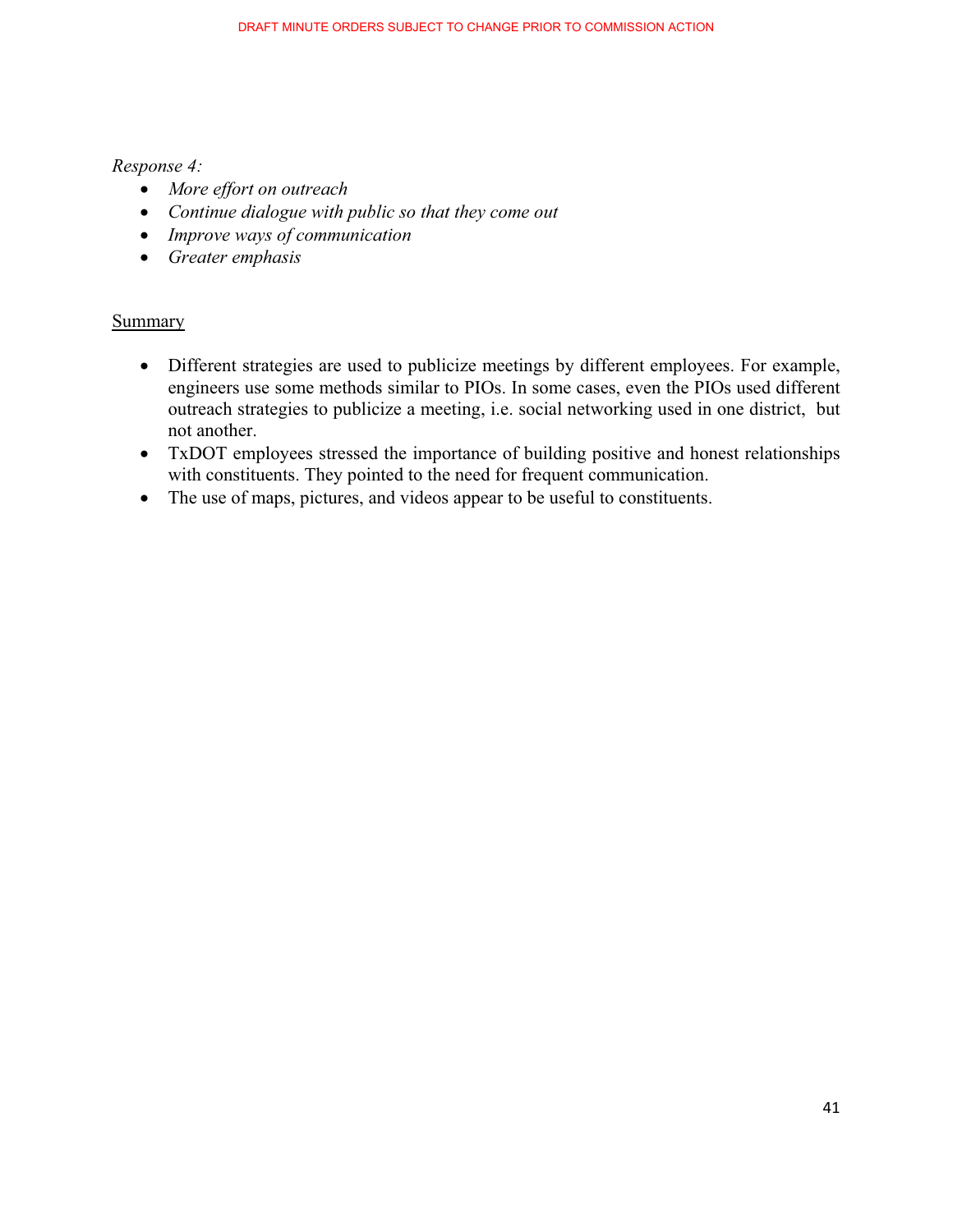*Response 4:*

- *More effort on outreach*
- *Continue dialogue with public so that they come out*
- *Improve ways of communication*
- *Greater emphasis*

<u>Summary</u>

- Different strategies are used to publicize meetings by different employees. For example, engineers use some methods similar to PIOs. In some cases, even the PIOs used different outreach strategies to publicize a meeting, i.e. social networking used in one district, but not another.
- TxDOT employees stressed the importance of building positive and honest relationships with constituents. They pointed to the need for frequent communication.
- The use of maps, pictures, and videos appear to be useful to constituents.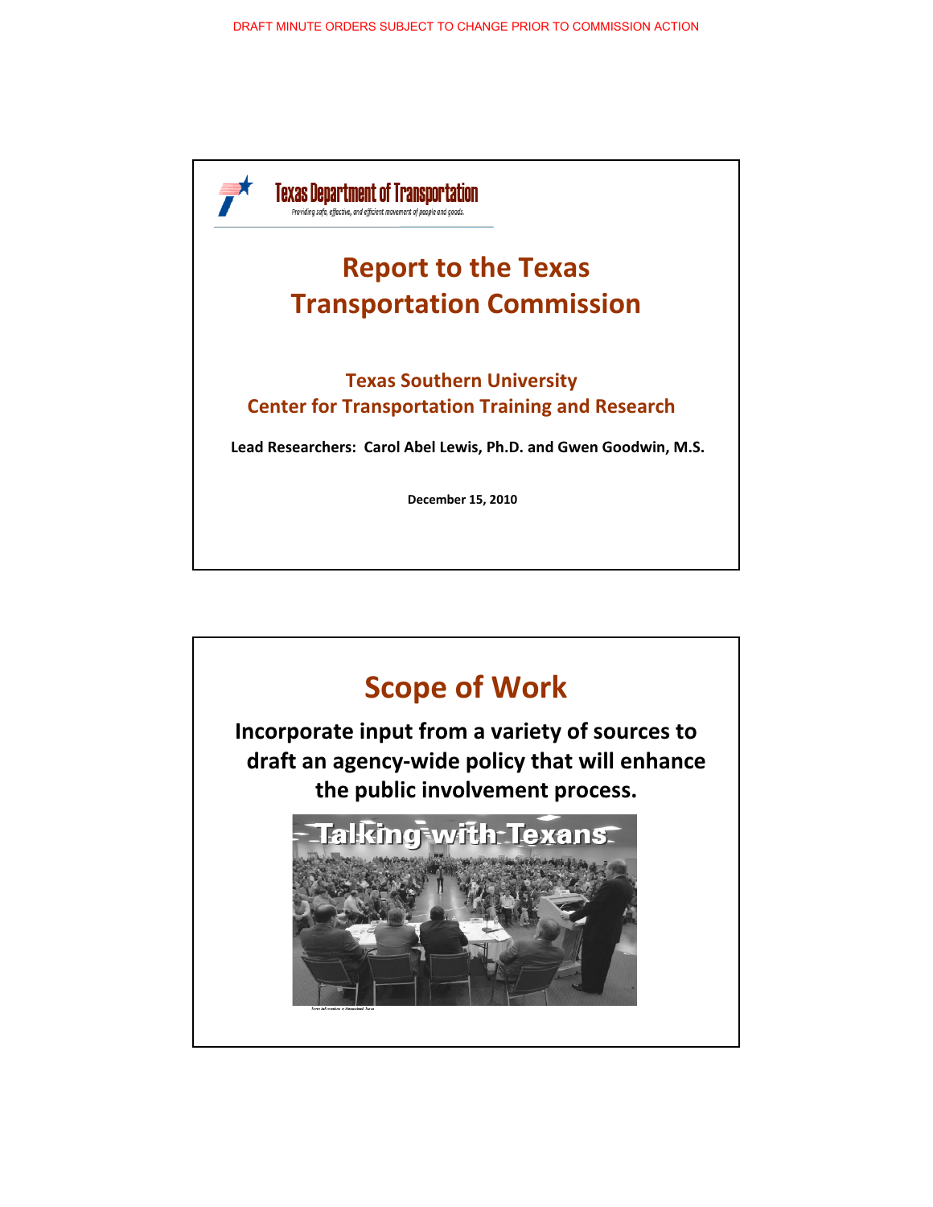DRAFT MINUTE ORDERS SUBJECT TO CHANGE PRIOR TO COMMISSION ACTION

Texas Department of Transportation

*Providing safe, effective, and efficient movement of people and goods.*

# Report to the Texas Transportation Commission

## Texas Southern University
## Center for Transportation Training and Research

**Lead Researchers: Carol Abel Lewis, Ph.D. and Gwen Goodwin, M.S.**

**December 15, 2010**

# Scope of Work

**Incorporate input from a variety of sources to draft an agency-wide policy that will enhance the public involvement process.**

Talking with Texans

Town hall meeting in Hempstead, Texas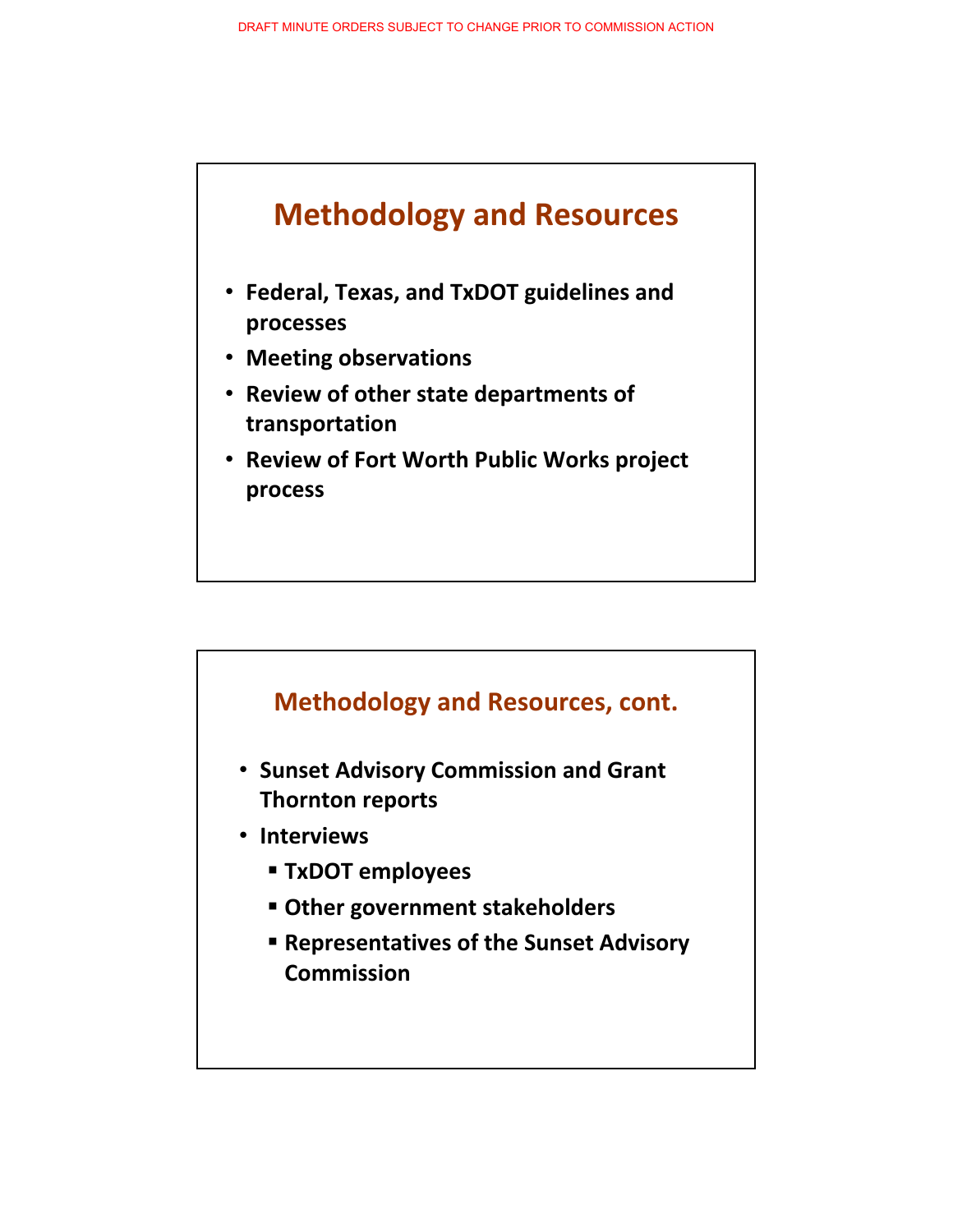## Methodology and Resources

- **Federal, Texas, and TxDOT guidelines and processes**
- **Meeting observations**
- **Review of other state departments of transportation**
- **Review of Fort Worth Public Works project process**

## Methodology and Resources, cont.

- **Sunset Advisory Commission and Grant Thornton reports**
- **Interviews**
  - **TxDOT employees**
  - **Other government stakeholders**
  - **Representatives of the Sunset Advisory Commission**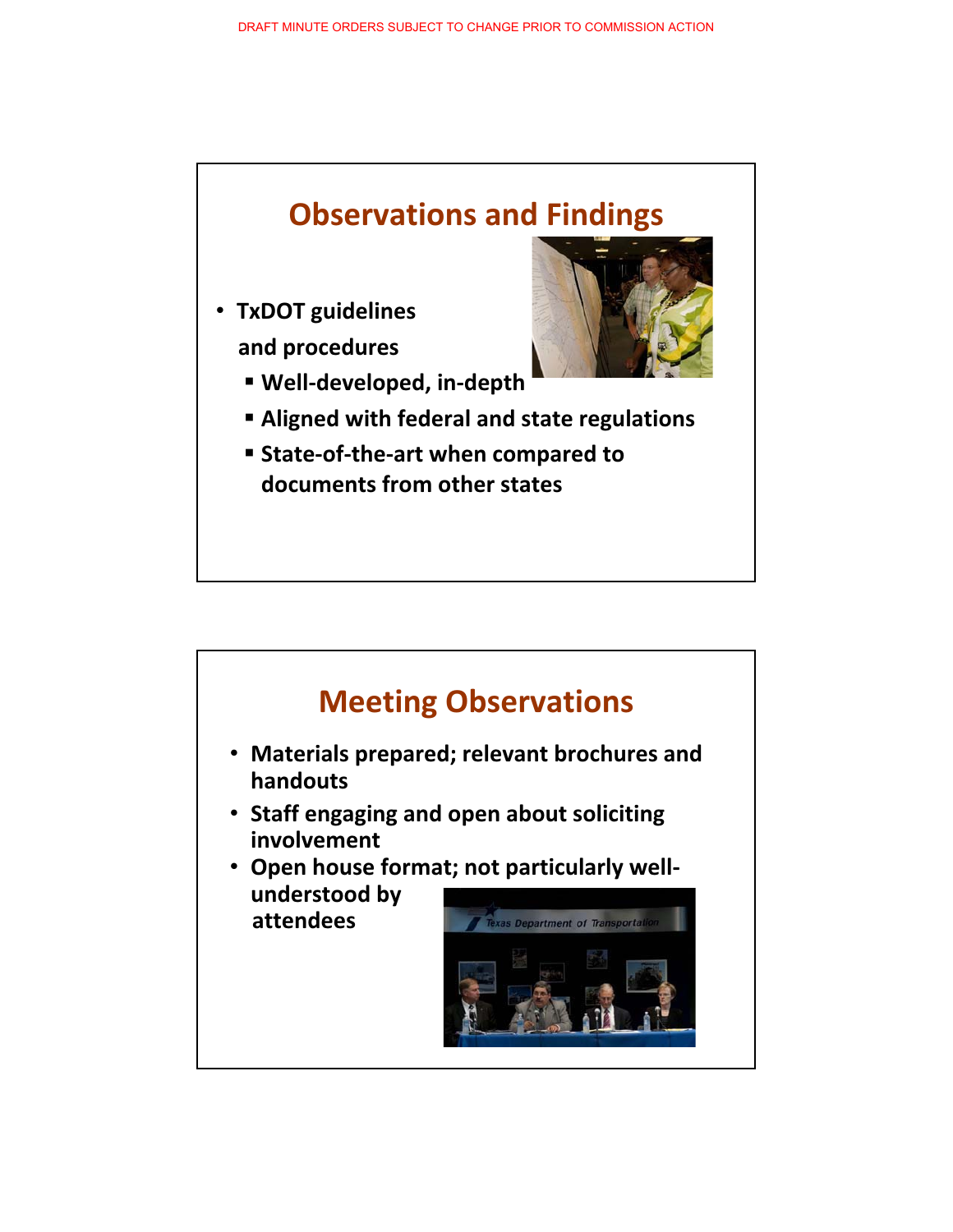DRAFT MINUTE ORDERS SUBJECT TO CHANGE PRIOR TO COMMISSION ACTION

## Observations and Findings

- **TxDOT guidelines and procedures**
  - **Well-developed, in-depth**
  - **Aligned with federal and state regulations**
  - **State-of-the-art when compared to documents from other states**

## Meeting Observations

- **Materials prepared; relevant brochures and handouts**
- **Staff engaging and open about soliciting involvement**
- **Open house format; not particularly well-understood by attendees**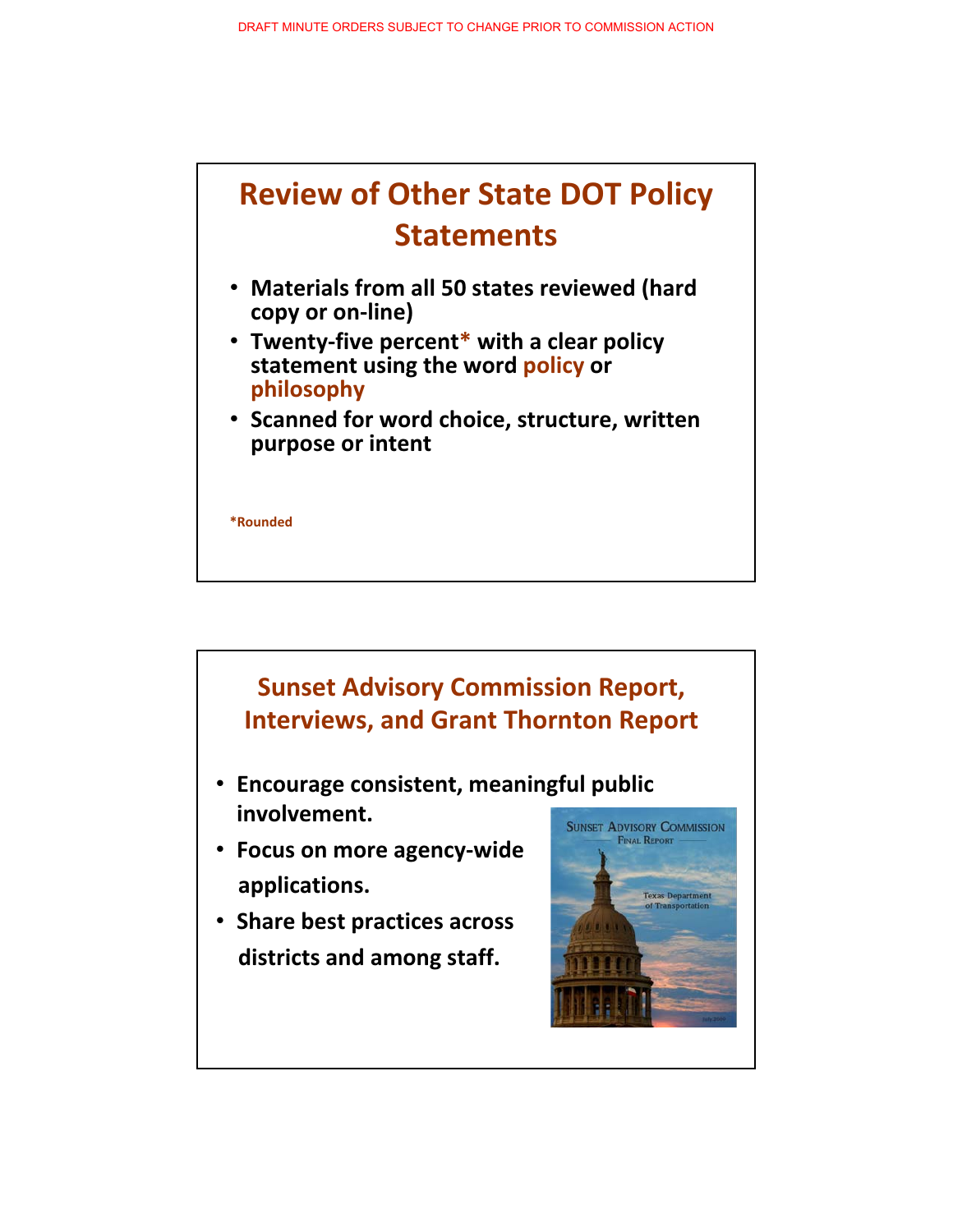DRAFT MINUTE ORDERS SUBJECT TO CHANGE PRIOR TO COMMISSION ACTION

## Review of Other State DOT Policy Statements

- **Materials from all 50 states reviewed (hard copy or on-line)**
- **Twenty-five percent* with a clear policy statement using the word policy or philosophy**
- **Scanned for word choice, structure, written purpose or intent**

***Rounded**

## Sunset Advisory Commission Report, Interviews, and Grant Thornton Report

- **Encourage consistent, meaningful public involvement.**
- **Focus on more agency-wide applications.**
- **Share best practices across districts and among staff.**

SUNSET ADVISORY COMMISSION
FINAL REPORT

Texas Department of Transportation

July 2008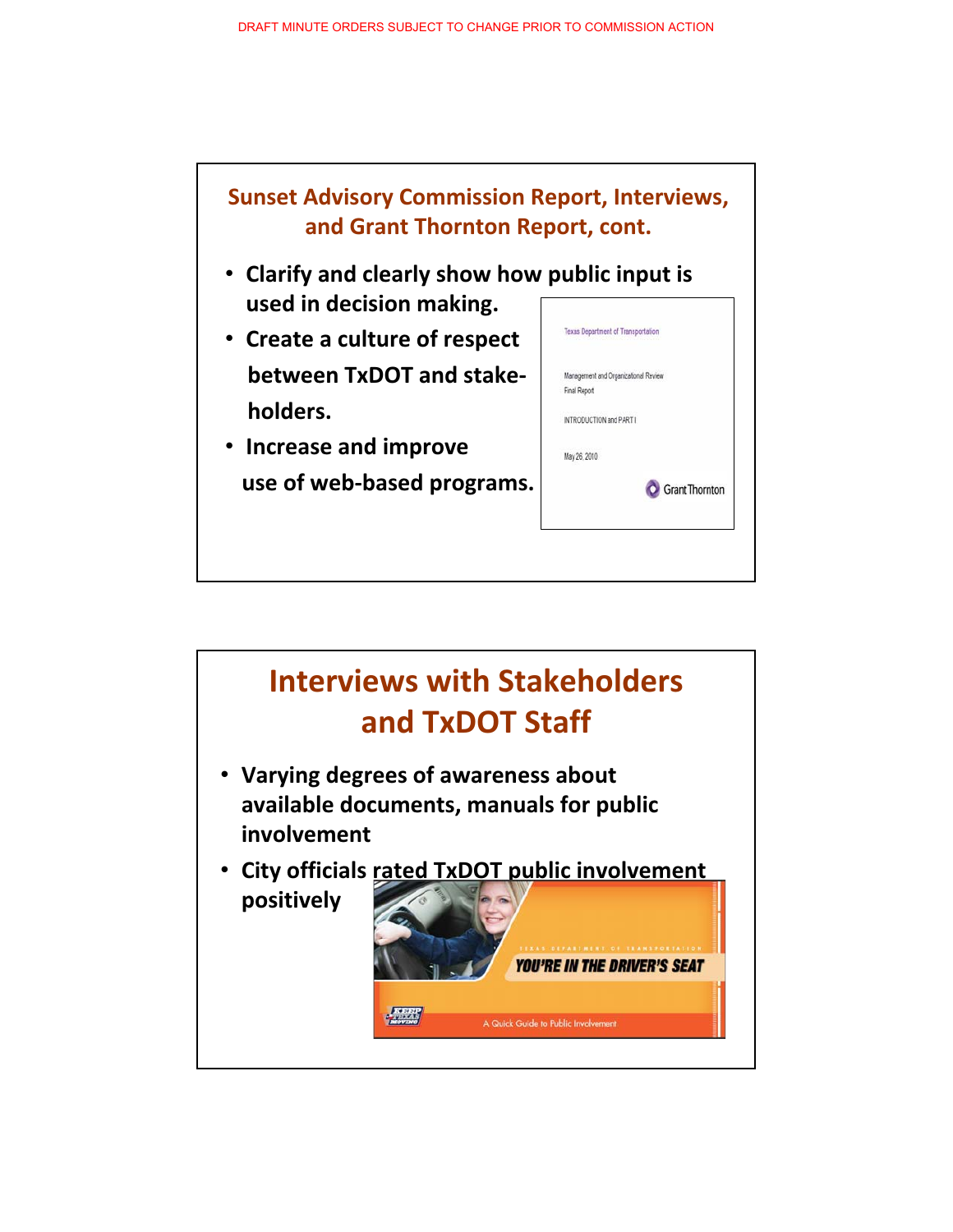DRAFT MINUTE ORDERS SUBJECT TO CHANGE PRIOR TO COMMISSION ACTION

## Sunset Advisory Commission Report, Interviews, and Grant Thornton Report, cont.

- Clarify and clearly show how public input is used in decision making.
- Create a culture of respect between TxDOT and stake-holders.
- Increase and improve use of web-based programs.

Texas Department of Transportation

Management and Organizational Review
Final Report

INTRODUCTION and PART I

May 26, 2010

Grant Thornton

## Interviews with Stakeholders and TxDOT Staff

- Varying degrees of awareness about available documents, manuals for public involvement
- City officials rated TxDOT public involvement positively

TEXAS DEPARTMENT OF TRANSPORTATION
YOU'RE IN THE DRIVER'S SEAT
A Quick Guide to Public Involvement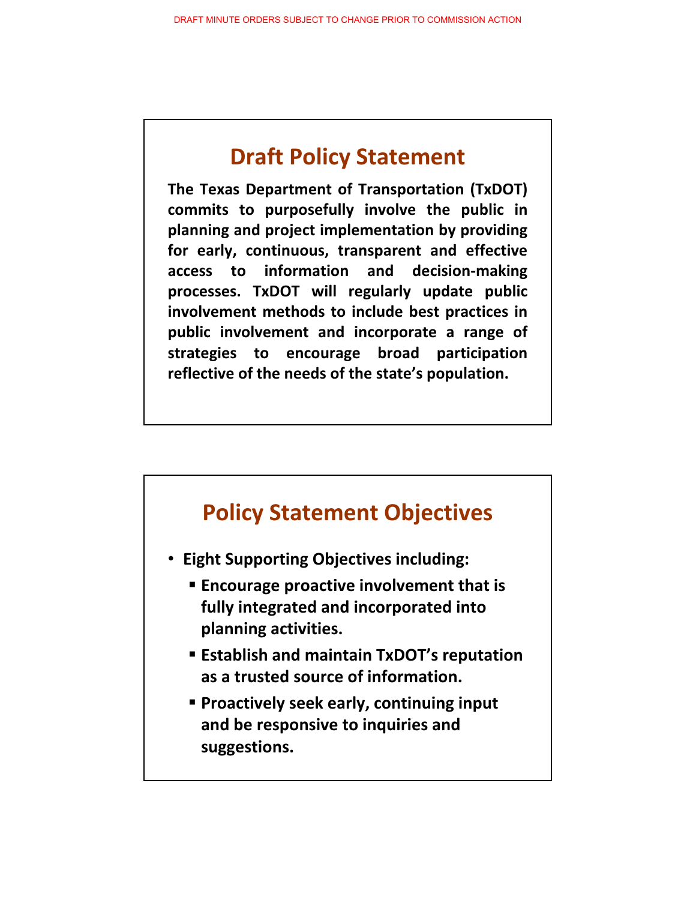DRAFT MINUTE ORDERS SUBJECT TO CHANGE PRIOR TO COMMISSION ACTION

## Draft Policy Statement

**The Texas Department of Transportation (TxDOT) commits to purposefully involve the public in planning and project implementation by providing for early, continuous, transparent and effective access to information and decision-making processes. TxDOT will regularly update public involvement methods to include best practices in public involvement and incorporate a range of strategies to encourage broad participation reflective of the needs of the state's population.**

## Policy Statement Objectives

- **Eight Supporting Objectives including:**
  - **Encourage proactive involvement that is fully integrated and incorporated into planning activities.**
  - **Establish and maintain TxDOT's reputation as a trusted source of information.**
  - **Proactively seek early, continuing input and be responsive to inquiries and suggestions.**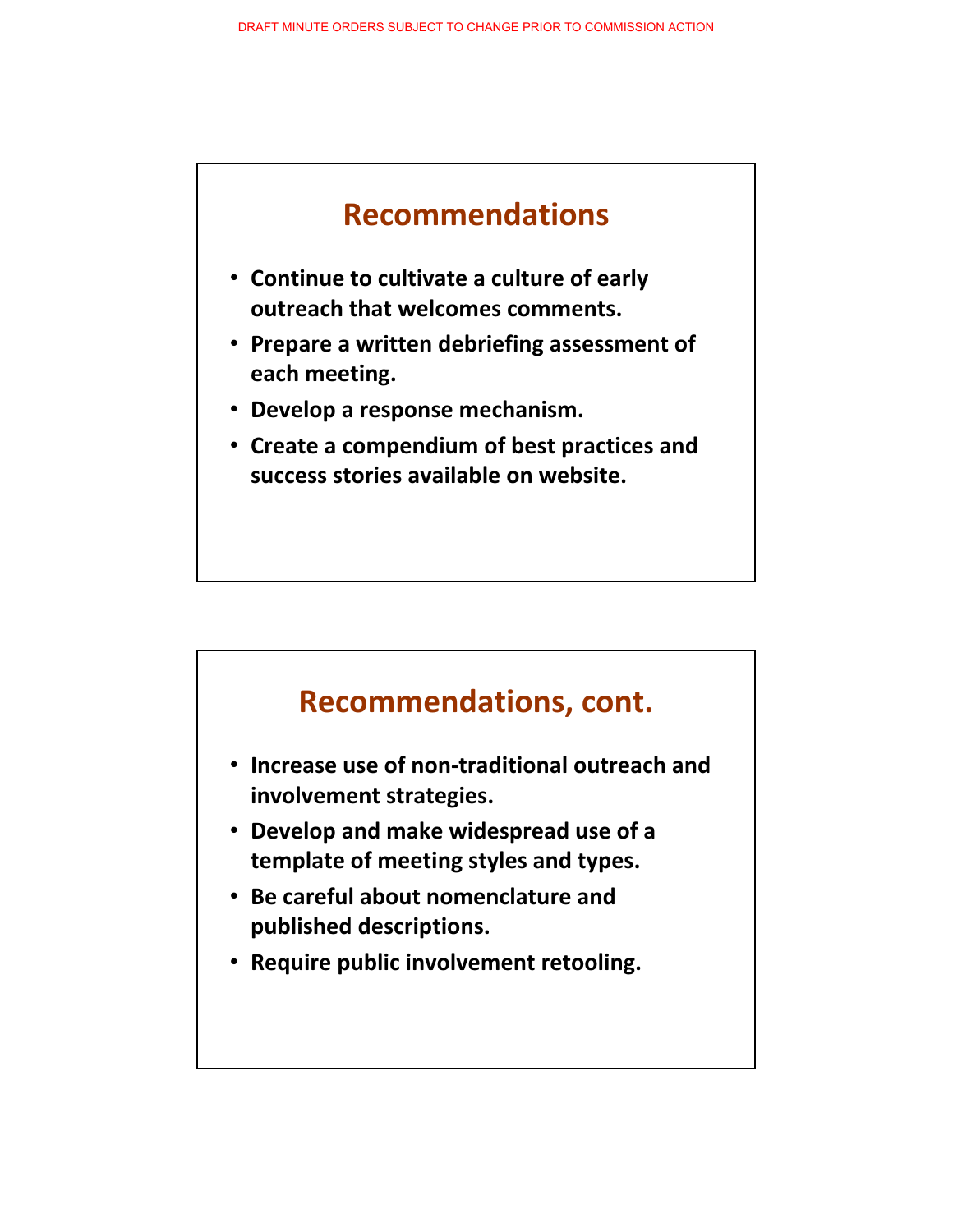DRAFT MINUTE ORDERS SUBJECT TO CHANGE PRIOR TO COMMISSION ACTION

## Recommendations

- **Continue to cultivate a culture of early outreach that welcomes comments.**
- **Prepare a written debriefing assessment of each meeting.**
- **Develop a response mechanism.**
- **Create a compendium of best practices and success stories available on website.**

## Recommendations, cont.

- **Increase use of non-traditional outreach and involvement strategies.**
- **Develop and make widespread use of a template of meeting styles and types.**
- **Be careful about nomenclature and published descriptions.**
- **Require public involvement retooling.**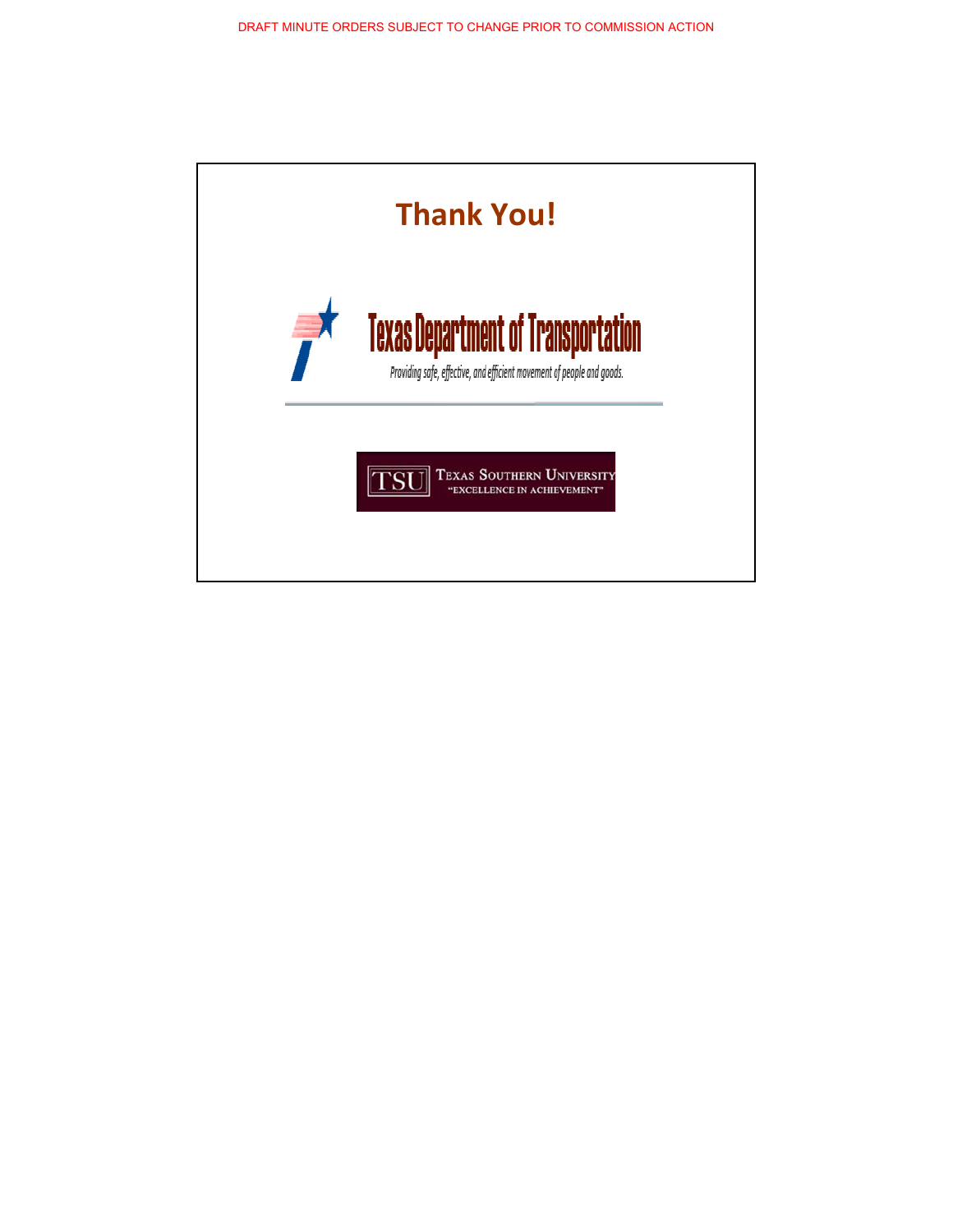DRAFT MINUTE ORDERS SUBJECT TO CHANGE PRIOR TO COMMISSION ACTION

# Thank You!

Texas Department of Transportation

*Providing safe, effective, and efficient movement of people and goods.*

TSU Texas Southern University

"EXCELLENCE IN ACHIEVEMENT"